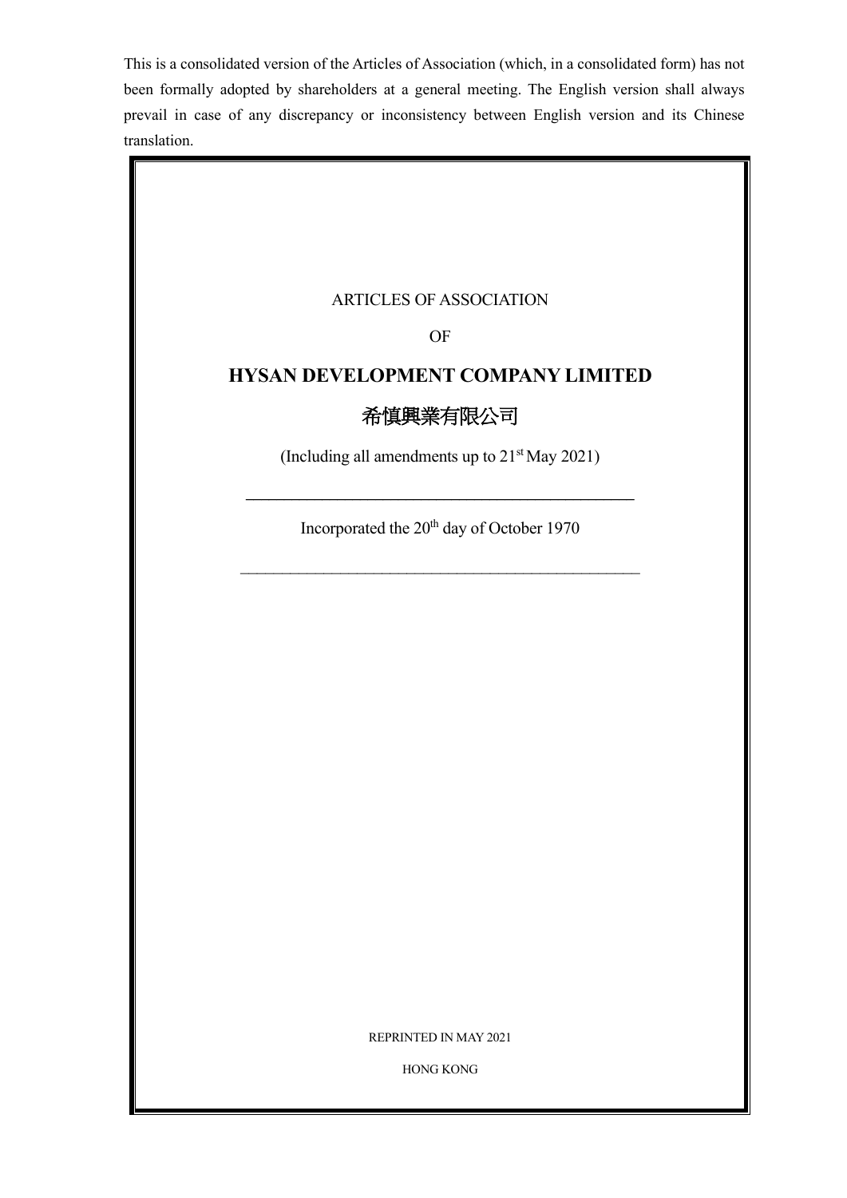This is a consolidated version of the Articles of Association (which, in a consolidated form) has not been formally adopted by shareholders at a general meeting. The English version shall always prevail in case of any discrepancy or inconsistency between English version and its Chinese translation.

ARTICLES OF ASSOCIATION

OF

# HYSAN DEVELOPMENT COMPANY LIMITED

# 希慎興業有限公司

(Including all amendments up to 21st May 2021)

---

Incorporated the 20th day of October 1970

---

REPRINTED IN MAY 2021

HONG KONG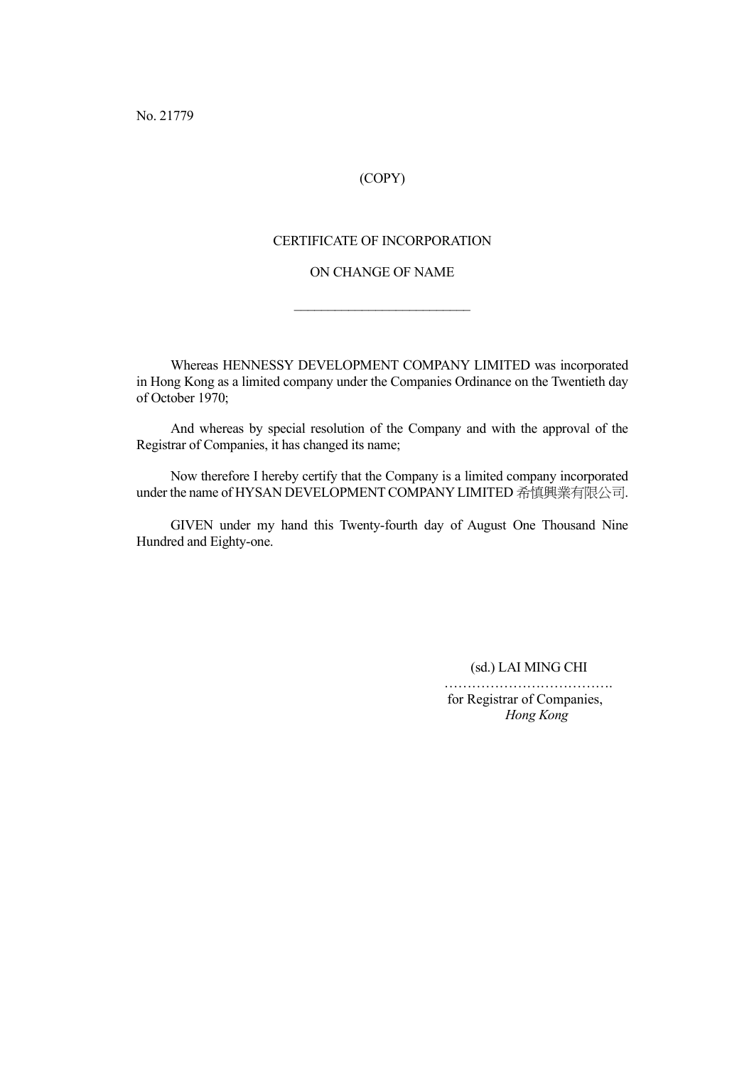No. 21779

(COPY)

## CERTIFICATE OF INCORPORATION

## ON CHANGE OF NAME

---

Whereas HENNESSY DEVELOPMENT COMPANY LIMITED was incorporated in Hong Kong as a limited company under the Companies Ordinance on the Twentieth day of October 1970;

And whereas by special resolution of the Company and with the approval of the Registrar of Companies, it has changed its name;

Now therefore I hereby certify that the Company is a limited company incorporated under the name of HYSAN DEVELOPMENT COMPANY LIMITED 希慎興業有限公司.

GIVEN under my hand this Twenty-fourth day of August One Thousand Nine Hundred and Eighty-one.

(sd.) LAI MING CHI
……………………………….
for Registrar of Companies,
*Hong Kong*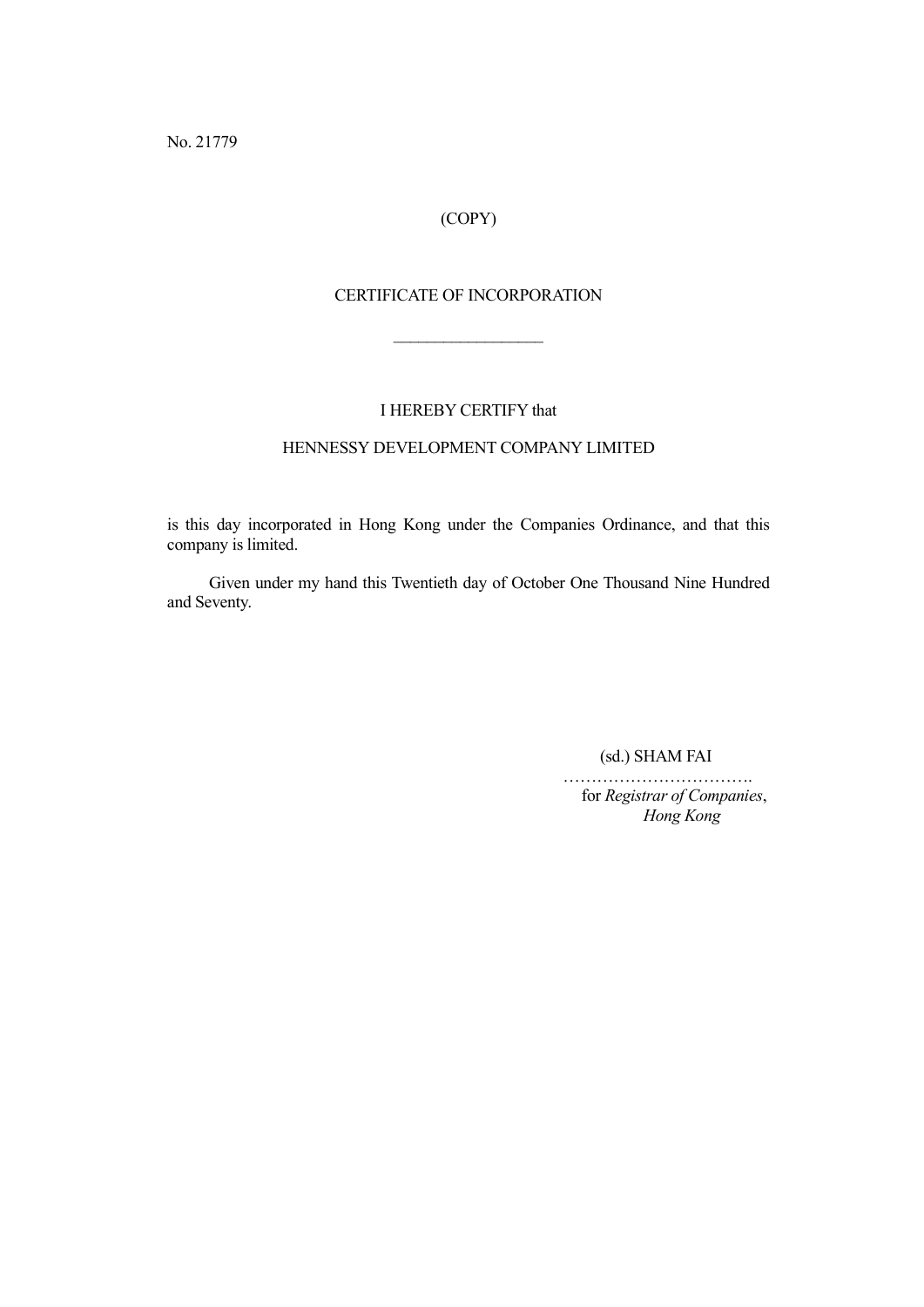No. 21779

(COPY)

# CERTIFICATE OF INCORPORATION

---

I HEREBY CERTIFY that

HENNESSY DEVELOPMENT COMPANY LIMITED

is this day incorporated in Hong Kong under the Companies Ordinance, and that this company is limited.

Given under my hand this Twentieth day of October One Thousand Nine Hundred and Seventy.

(sd.) SHAM FAI

…………………………….
for *Registrar of Companies*,
*Hong Kong*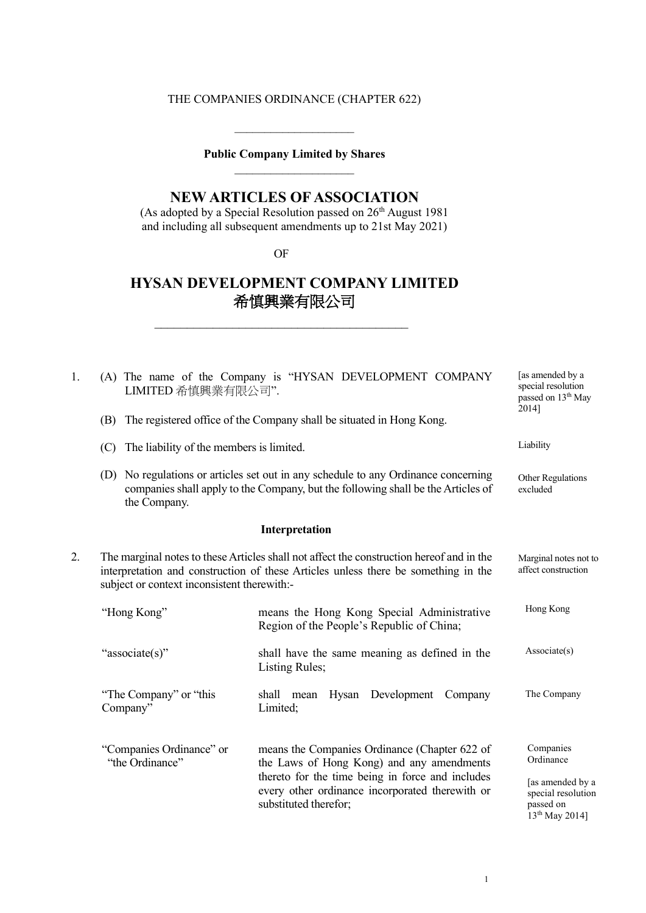THE COMPANIES ORDINANCE (CHAPTER 622)

---

**Public Company Limited by Shares**

---

# NEW ARTICLES OF ASSOCIATION

(As adopted by a Special Resolution passed on 26th August 1981 and including all subsequent amendments up to 21st May 2021)

OF

# HYSAN DEVELOPMENT COMPANY LIMITED 希慎興業有限公司

---

1. (A) The name of the Company is "HYSAN DEVELOPMENT COMPANY LIMITED 希慎興業有限公司". [as amended by a special resolution passed on 13th May 2014]

   (B) The registered office of the Company shall be situated in Hong Kong.

   (C) The liability of the members is limited. *Liability*

   (D) No regulations or articles set out in any schedule to any Ordinance concerning companies shall apply to the Company, but the following shall be the Articles of the Company. *Other Regulations excluded*

## Interpretation

2. The marginal notes to these Articles shall not affect the construction hereof and in the interpretation and construction of these Articles unless there be something in the subject or context inconsistent therewith:- *Marginal notes not to affect construction*

| Term | Meaning | Marginal note |
|---|---|---|
| "Hong Kong" | means the Hong Kong Special Administrative Region of the People's Republic of China; | Hong Kong |
| "associate(s)" | shall have the same meaning as defined in the Listing Rules; | Associate(s) |
| "The Company" or "this Company" | shall mean Hysan Development Company Limited; | The Company |
| "Companies Ordinance" or "the Ordinance" | means the Companies Ordinance (Chapter 622 of the Laws of Hong Kong) and any amendments thereto for the time being in force and includes every other ordinance incorporated therewith or substituted therefor; | Companies Ordinance [as amended by a special resolution passed on 13th May 2014] |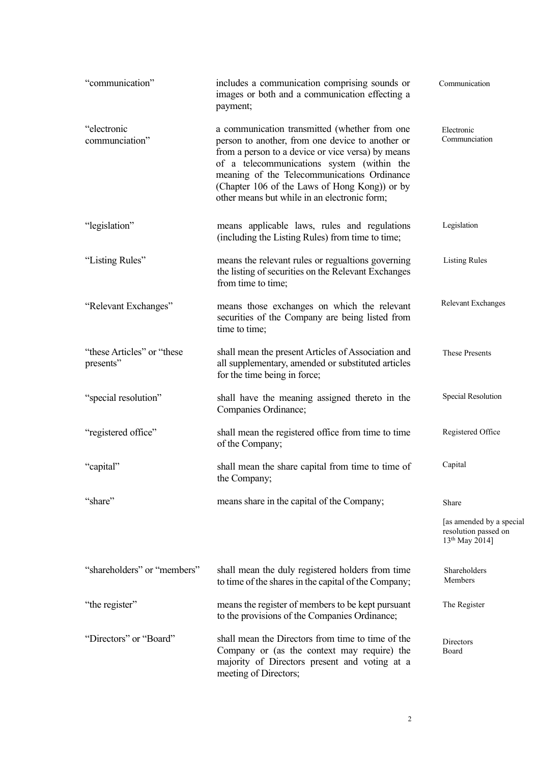| | | |
|---|---|---|
| "communication" | includes a communication comprising sounds or images or both and a communication effecting a payment; | Communication |
| "electronic communciation" | a communication transmitted (whether from one person to another, from one device to another or from a person to a device or vice versa) by means of a telecommunications system (within the meaning of the Telecommunications Ordinance (Chapter 106 of the Laws of Hong Kong)) or by other means but while in an electronic form; | Electronic Communciation |
| "legislation" | means applicable laws, rules and regulations (including the Listing Rules) from time to time; | Legislation |
| "Listing Rules" | means the relevant rules or regualtions governing the listing of securities on the Relevant Exchanges from time to time; | Listing Rules |
| "Relevant Exchanges" | means those exchanges on which the relevant securities of the Company are being listed from time to time; | Relevant Exchanges |
| "these Articles" or "these presents" | shall mean the present Articles of Association and all supplementary, amended or substituted articles for the time being in force; | These Presents |
| "special resolution" | shall have the meaning assigned thereto in the Companies Ordinance; | Special Resolution |
| "registered office" | shall mean the registered office from time to time of the Company; | Registered Office |
| "capital" | shall mean the share capital from time to time of the Company; | Capital |
| "share" | means share in the capital of the Company; | Share [as amended by a special resolution passed on 13th May 2014] |
| "shareholders" or "members" | shall mean the duly registered holders from time to time of the shares in the capital of the Company; | Shareholders Members |
| "the register" | means the register of members to be kept pursuant to the provisions of the Companies Ordinance; | The Register |
| "Directors" or "Board" | shall mean the Directors from time to time of the Company or (as the context may require) the majority of Directors present and voting at a meeting of Directors; | Directors Board |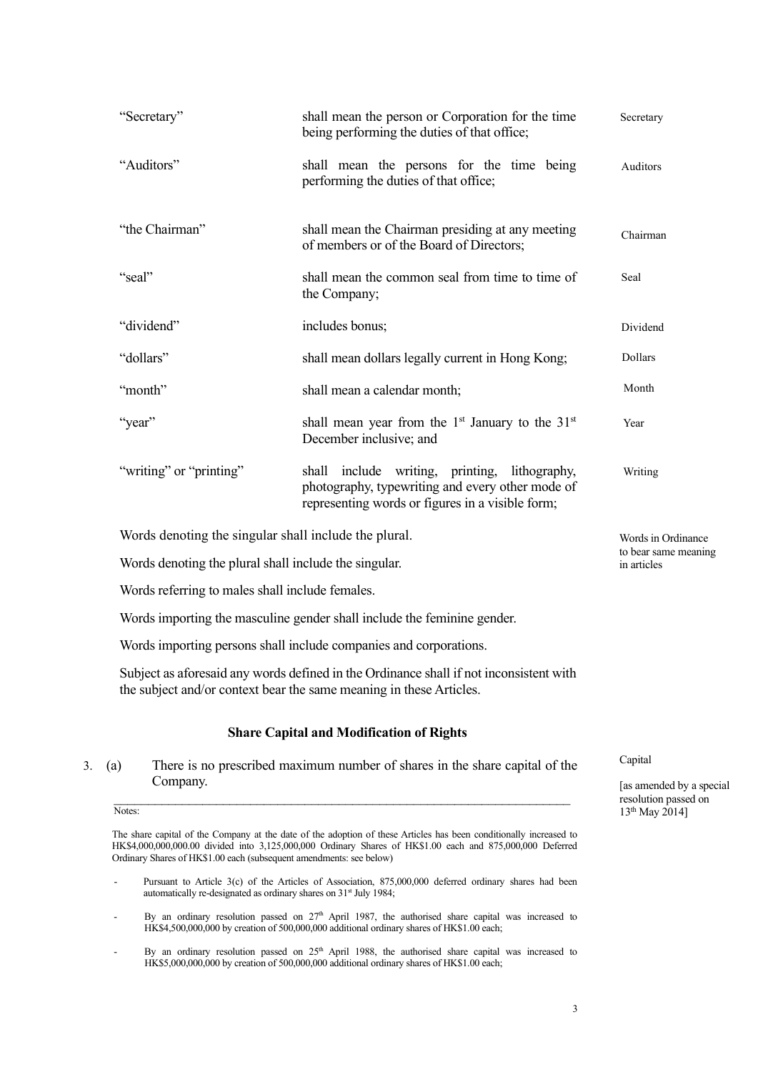| | | |
|---|---|---|
| "Secretary" | shall mean the person or Corporation for the time being performing the duties of that office; | Secretary |
| "Auditors" | shall mean the persons for the time being performing the duties of that office; | Auditors |
| "the Chairman" | shall mean the Chairman presiding at any meeting of members or of the Board of Directors; | Chairman |
| "seal" | shall mean the common seal from time to time of the Company; | Seal |
| "dividend" | includes bonus; | Dividend |
| "dollars" | shall mean dollars legally current in Hong Kong; | Dollars |
| "month" | shall mean a calendar month; | Month |
| "year" | shall mean year from the 1st January to the 31st December inclusive; and | Year |
| "writing" or "printing" | shall include writing, printing, lithography, photography, typewriting and every other mode of representing words or figures in a visible form; | Writing |

Words denoting the singular shall include the plural.

Words denoting the plural shall include the singular.

Words referring to males shall include females.

Words importing the masculine gender shall include the feminine gender.

Words importing persons shall include companies and corporations.

Subject as aforesaid any words defined in the Ordinance shall if not inconsistent with the subject and/or context bear the same meaning in these Articles.

*Words in Ordinance to bear same meaning in articles*

## Share Capital and Modification of Rights

3. (a) There is no prescribed maximum number of shares in the share capital of the Company.

*Capital*

*[as amended by a special resolution passed on 13th May 2014]*

---

Notes:

The share capital of the Company at the date of the adoption of these Articles has been conditionally increased to HK$4,000,000,000.00 divided into 3,125,000,000 Ordinary Shares of HK$1.00 each and 875,000,000 Deferred Ordinary Shares of HK$1.00 each (subsequent amendments: see below)

- Pursuant to Article 3(c) of the Articles of Association, 875,000,000 deferred ordinary shares had been automatically re-designated as ordinary shares on 31st July 1984;
- By an ordinary resolution passed on 27th April 1987, the authorised share capital was increased to HK$4,500,000,000 by creation of 500,000,000 additional ordinary shares of HK$1.00 each;
- By an ordinary resolution passed on 25th April 1988, the authorised share capital was increased to HK$5,000,000,000 by creation of 500,000,000 additional ordinary shares of HK$1.00 each;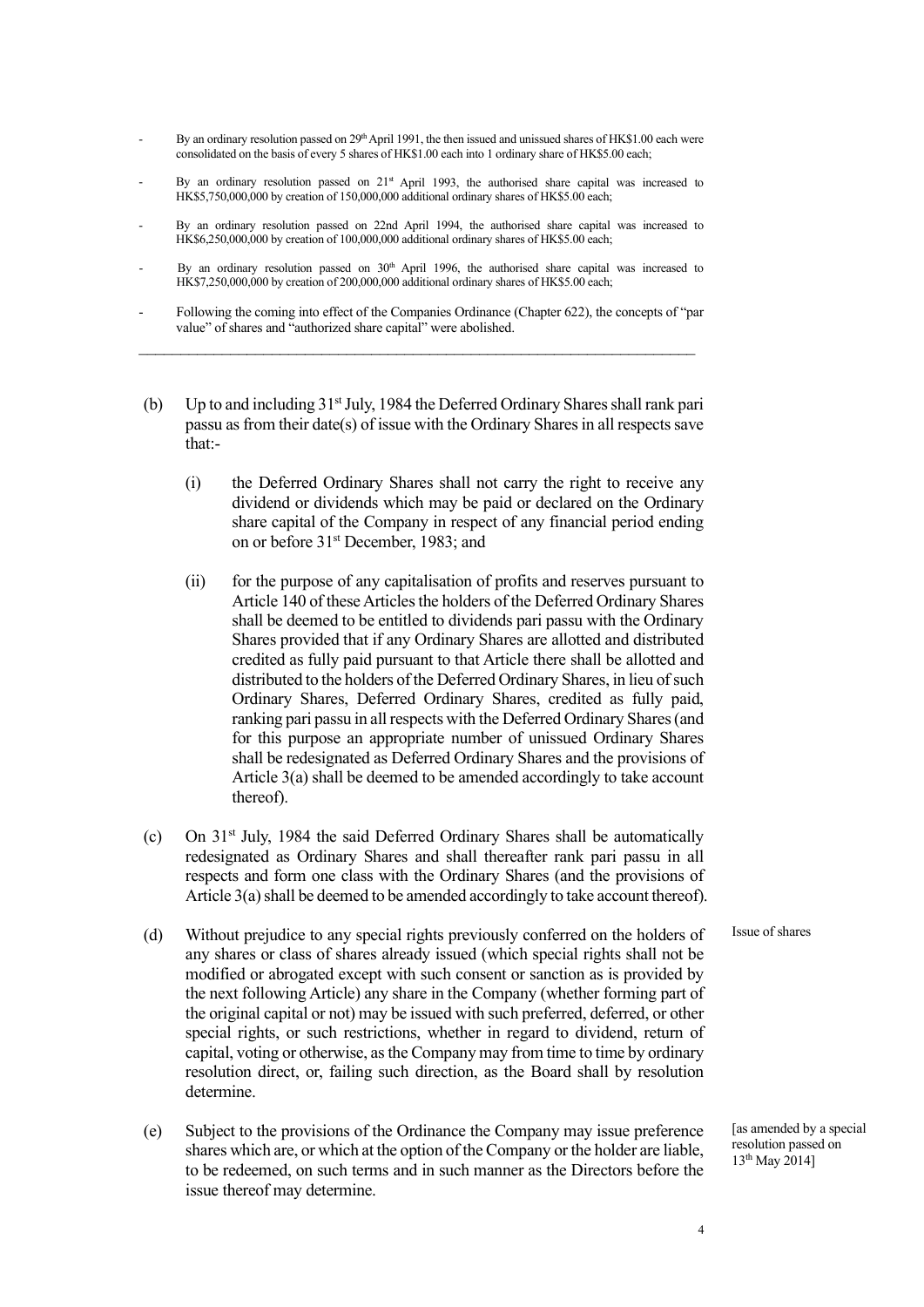- By an ordinary resolution passed on 29th April 1991, the then issued and unissued shares of HK$1.00 each were consolidated on the basis of every 5 shares of HK$1.00 each into 1 ordinary share of HK$5.00 each;
- By an ordinary resolution passed on 21st April 1993, the authorised share capital was increased to HK$5,750,000,000 by creation of 150,000,000 additional ordinary shares of HK$5.00 each;
- By an ordinary resolution passed on 22nd April 1994, the authorised share capital was increased to HK$6,250,000,000 by creation of 100,000,000 additional ordinary shares of HK$5.00 each;
- By an ordinary resolution passed on 30th April 1996, the authorised share capital was increased to HK$7,250,000,000 by creation of 200,000,000 additional ordinary shares of HK$5.00 each;
- Following the coming into effect of the Companies Ordinance (Chapter 622), the concepts of "par value" of shares and "authorized share capital" were abolished.

---

(b) Up to and including 31st July, 1984 the Deferred Ordinary Shares shall rank pari passu as from their date(s) of issue with the Ordinary Shares in all respects save that:-

(i) the Deferred Ordinary Shares shall not carry the right to receive any dividend or dividends which may be paid or declared on the Ordinary share capital of the Company in respect of any financial period ending on or before 31st December, 1983; and

(ii) for the purpose of any capitalisation of profits and reserves pursuant to Article 140 of these Articles the holders of the Deferred Ordinary Shares shall be deemed to be entitled to dividends pari passu with the Ordinary Shares provided that if any Ordinary Shares are allotted and distributed credited as fully paid pursuant to that Article there shall be allotted and distributed to the holders of the Deferred Ordinary Shares, in lieu of such Ordinary Shares, Deferred Ordinary Shares, credited as fully paid, ranking pari passu in all respects with the Deferred Ordinary Shares (and for this purpose an appropriate number of unissued Ordinary Shares shall be redesignated as Deferred Ordinary Shares and the provisions of Article 3(a) shall be deemed to be amended accordingly to take account thereof).

(c) On 31st July, 1984 the said Deferred Ordinary Shares shall be automatically redesignated as Ordinary Shares and shall thereafter rank pari passu in all respects and form one class with the Ordinary Shares (and the provisions of Article 3(a) shall be deemed to be amended accordingly to take account thereof).

Issue of shares

(d) Without prejudice to any special rights previously conferred on the holders of any shares or class of shares already issued (which special rights shall not be modified or abrogated except with such consent or sanction as is provided by the next following Article) any share in the Company (whether forming part of the original capital or not) may be issued with such preferred, deferred, or other special rights, or such restrictions, whether in regard to dividend, return of capital, voting or otherwise, as the Company may from time to time by ordinary resolution direct, or, failing such direction, as the Board shall by resolution determine.

[as amended by a special resolution passed on 13th May 2014]

(e) Subject to the provisions of the Ordinance the Company may issue preference shares which are, or which at the option of the Company or the holder are liable, to be redeemed, on such terms and in such manner as the Directors before the issue thereof may determine.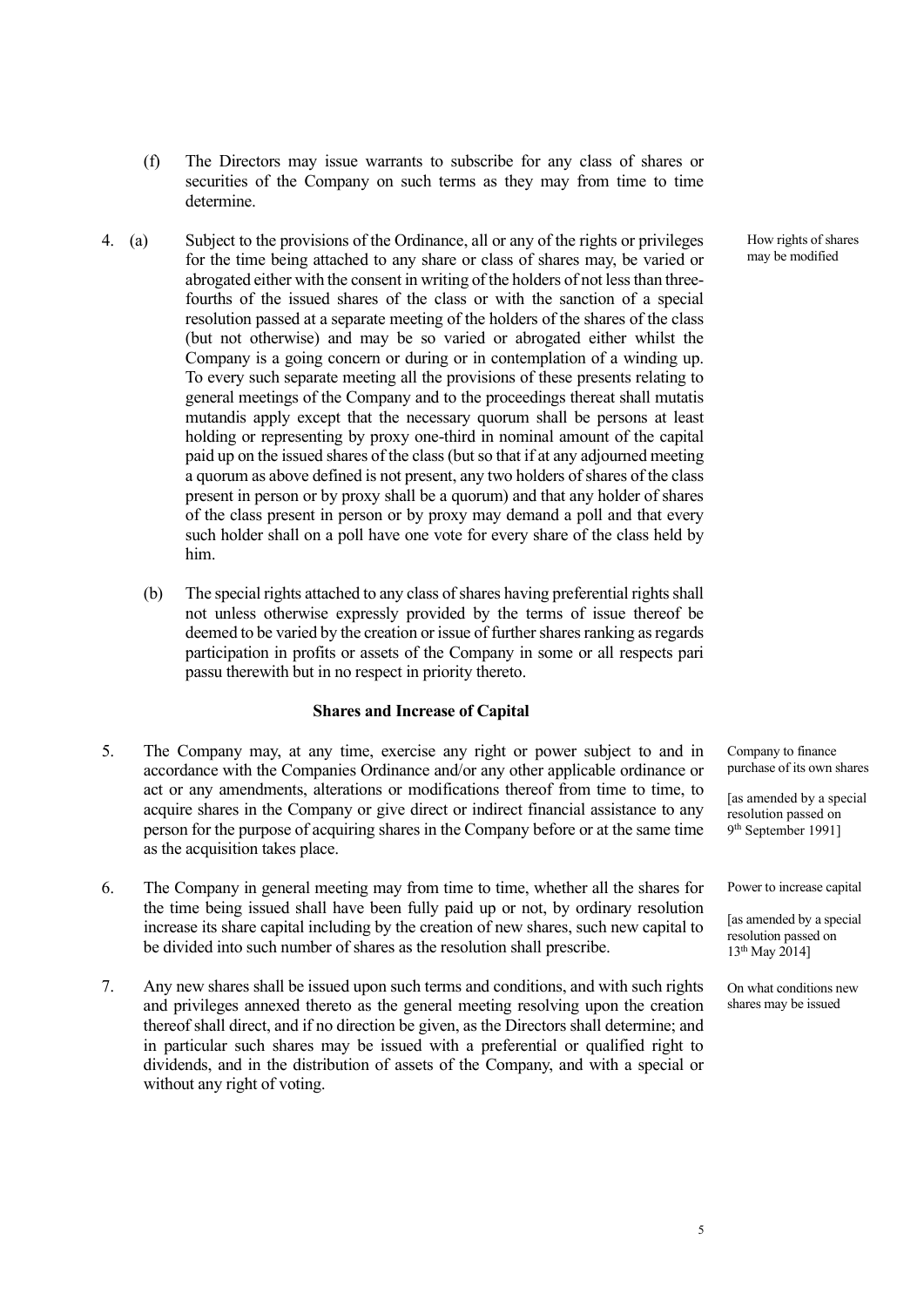(f) The Directors may issue warrants to subscribe for any class of shares or securities of the Company on such terms as they may from time to time determine.

4. (a) Subject to the provisions of the Ordinance, all or any of the rights or privileges for the time being attached to any share or class of shares may, be varied or abrogated either with the consent in writing of the holders of not less than three-fourths of the issued shares of the class or with the sanction of a special resolution passed at a separate meeting of the holders of the shares of the class (but not otherwise) and may be so varied or abrogated either whilst the Company is a going concern or during or in contemplation of a winding up. To every such separate meeting all the provisions of these presents relating to general meetings of the Company and to the proceedings thereat shall mutatis mutandis apply except that the necessary quorum shall be persons at least holding or representing by proxy one-third in nominal amount of the capital paid up on the issued shares of the class (but so that if at any adjourned meeting a quorum as above defined is not present, any two holders of shares of the class present in person or by proxy shall be a quorum) and that any holder of shares of the class present in person or by proxy may demand a poll and that every such holder shall on a poll have one vote for every share of the class held by him.

*How rights of shares may be modified*

(b) The special rights attached to any class of shares having preferential rights shall not unless otherwise expressly provided by the terms of issue thereof be deemed to be varied by the creation or issue of further shares ranking as regards participation in profits or assets of the Company in some or all respects pari passu therewith but in no respect in priority thereto.

**Shares and Increase of Capital**

5. The Company may, at any time, exercise any right or power subject to and in accordance with the Companies Ordinance and/or any other applicable ordinance or act or any amendments, alterations or modifications thereof from time to time, to acquire shares in the Company or give direct or indirect financial assistance to any person for the purpose of acquiring shares in the Company before or at the same time as the acquisition takes place.

*Company to finance purchase of its own shares*

*[as amended by a special resolution passed on 9th September 1991]*

6. The Company in general meeting may from time to time, whether all the shares for the time being issued shall have been fully paid up or not, by ordinary resolution increase its share capital including by the creation of new shares, such new capital to be divided into such number of shares as the resolution shall prescribe.

*Power to increase capital*

*[as amended by a special resolution passed on 13th May 2014]*

7. Any new shares shall be issued upon such terms and conditions, and with such rights and privileges annexed thereto as the general meeting resolving upon the creation thereof shall direct, and if no direction be given, as the Directors shall determine; and in particular such shares may be issued with a preferential or qualified right to dividends, and in the distribution of assets of the Company, and with a special or without any right of voting.

*On what conditions new shares may be issued*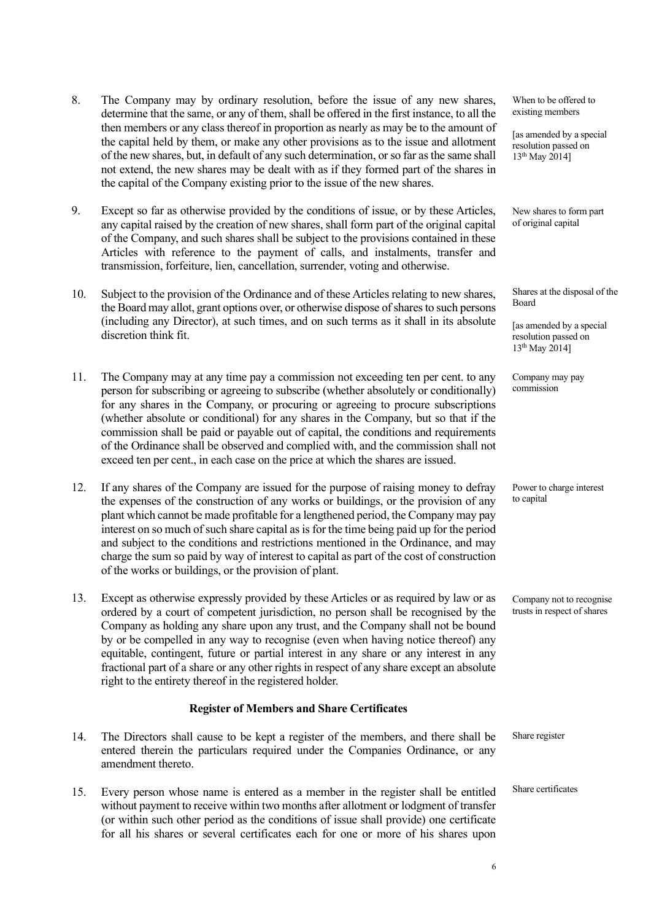8. The Company may by ordinary resolution, before the issue of any new shares, determine that the same, or any of them, shall be offered in the first instance, to all the then members or any class thereof in proportion as nearly as may be to the amount of the capital held by them, or make any other provisions as to the issue and allotment of the new shares, but, in default of any such determination, or so far as the same shall not extend, the new shares may be dealt with as if they formed part of the shares in the capital of the Company existing prior to the issue of the new shares.

   *When to be offered to existing members*

   *[as amended by a special resolution passed on 13th May 2014]*

9. Except so far as otherwise provided by the conditions of issue, or by these Articles, any capital raised by the creation of new shares, shall form part of the original capital of the Company, and such shares shall be subject to the provisions contained in these Articles with reference to the payment of calls, and instalments, transfer and transmission, forfeiture, lien, cancellation, surrender, voting and otherwise.

   *New shares to form part of original capital*

10. Subject to the provision of the Ordinance and of these Articles relating to new shares, the Board may allot, grant options over, or otherwise dispose of shares to such persons (including any Director), at such times, and on such terms as it shall in its absolute discretion think fit.

    *Shares at the disposal of the Board*

    *[as amended by a special resolution passed on 13th May 2014]*

11. The Company may at any time pay a commission not exceeding ten per cent. to any person for subscribing or agreeing to subscribe (whether absolutely or conditionally) for any shares in the Company, or procuring or agreeing to procure subscriptions (whether absolute or conditional) for any shares in the Company, but so that if the commission shall be paid or payable out of capital, the conditions and requirements of the Ordinance shall be observed and complied with, and the commission shall not exceed ten per cent., in each case on the price at which the shares are issued.

    *Company may pay commission*

12. If any shares of the Company are issued for the purpose of raising money to defray the expenses of the construction of any works or buildings, or the provision of any plant which cannot be made profitable for a lengthened period, the Company may pay interest on so much of such share capital as is for the time being paid up for the period and subject to the conditions and restrictions mentioned in the Ordinance, and may charge the sum so paid by way of interest to capital as part of the cost of construction of the works or buildings, or the provision of plant.

    *Power to charge interest to capital*

13. Except as otherwise expressly provided by these Articles or as required by law or as ordered by a court of competent jurisdiction, no person shall be recognised by the Company as holding any share upon any trust, and the Company shall not be bound by or be compelled in any way to recognise (even when having notice thereof) any equitable, contingent, future or partial interest in any share or any interest in any fractional part of a share or any other rights in respect of any share except an absolute right to the entirety thereof in the registered holder.

    *Company not to recognise trusts in respect of shares*

## Register of Members and Share Certificates

14. The Directors shall cause to be kept a register of the members, and there shall be entered therein the particulars required under the Companies Ordinance, or any amendment thereto.

    *Share register*

15. Every person whose name is entered as a member in the register shall be entitled without payment to receive within two months after allotment or lodgment of transfer (or within such other period as the conditions of issue shall provide) one certificate for all his shares or several certificates each for one or more of his shares upon

    *Share certificates*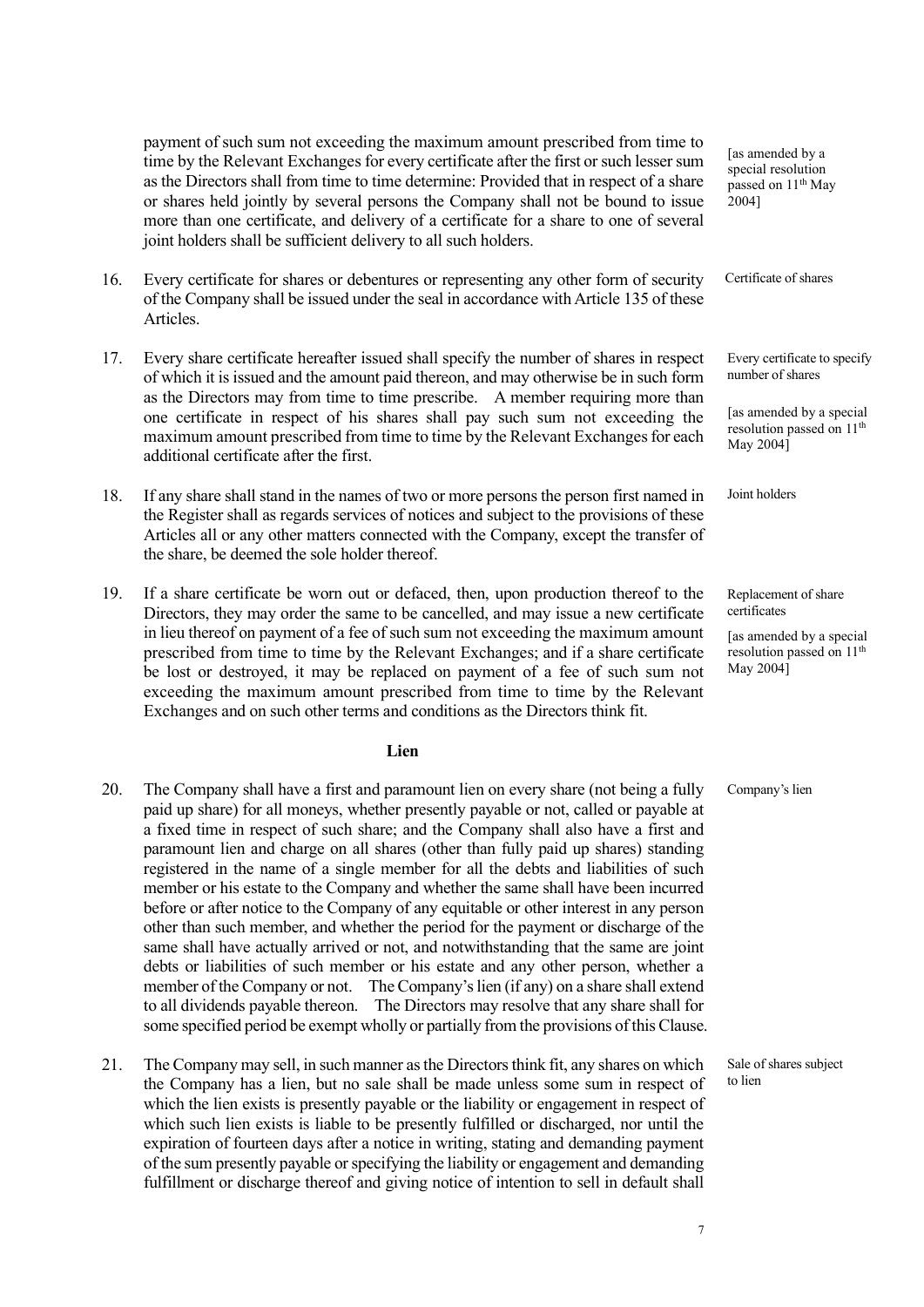payment of such sum not exceeding the maximum amount prescribed from time to time by the Relevant Exchanges for every certificate after the first or such lesser sum as the Directors shall from time to time determine: Provided that in respect of a share or shares held jointly by several persons the Company shall not be bound to issue more than one certificate, and delivery of a certificate for a share to one of several joint holders shall be sufficient delivery to all such holders.

[as amended by a special resolution passed on 11th May 2004]

16. Every certificate for shares or debentures or representing any other form of security of the Company shall be issued under the seal in accordance with Article 135 of these Articles.

Certificate of shares

17. Every share certificate hereafter issued shall specify the number of shares in respect of which it is issued and the amount paid thereon, and may otherwise be in such form as the Directors may from time to time prescribe. A member requiring more than one certificate in respect of his shares shall pay such sum not exceeding the maximum amount prescribed from time to time by the Relevant Exchanges for each additional certificate after the first.

Every certificate to specify number of shares

[as amended by a special resolution passed on 11th May 2004]

18. If any share shall stand in the names of two or more persons the person first named in the Register shall as regards services of notices and subject to the provisions of these Articles all or any other matters connected with the Company, except the transfer of the share, be deemed the sole holder thereof.

Joint holders

19. If a share certificate be worn out or defaced, then, upon production thereof to the Directors, they may order the same to be cancelled, and may issue a new certificate in lieu thereof on payment of a fee of such sum not exceeding the maximum amount prescribed from time to time by the Relevant Exchanges; and if a share certificate be lost or destroyed, it may be replaced on payment of a fee of such sum not exceeding the maximum amount prescribed from time to time by the Relevant Exchanges and on such other terms and conditions as the Directors think fit.

Replacement of share certificates

[as amended by a special resolution passed on 11th May 2004]

**Lien**

20. The Company shall have a first and paramount lien on every share (not being a fully paid up share) for all moneys, whether presently payable or not, called or payable at a fixed time in respect of such share; and the Company shall also have a first and paramount lien and charge on all shares (other than fully paid up shares) standing registered in the name of a single member for all the debts and liabilities of such member or his estate to the Company and whether the same shall have been incurred before or after notice to the Company of any equitable or other interest in any person other than such member, and whether the period for the payment or discharge of the same shall have actually arrived or not, and notwithstanding that the same are joint debts or liabilities of such member or his estate and any other person, whether a member of the Company or not. The Company's lien (if any) on a share shall extend to all dividends payable thereon. The Directors may resolve that any share shall for some specified period be exempt wholly or partially from the provisions of this Clause.

Company's lien

21. The Company may sell, in such manner as the Directors think fit, any shares on which the Company has a lien, but no sale shall be made unless some sum in respect of which the lien exists is presently payable or the liability or engagement in respect of which such lien exists is liable to be presently fulfilled or discharged, nor until the expiration of fourteen days after a notice in writing, stating and demanding payment of the sum presently payable or specifying the liability or engagement and demanding fulfillment or discharge thereof and giving notice of intention to sell in default shall

Sale of shares subject to lien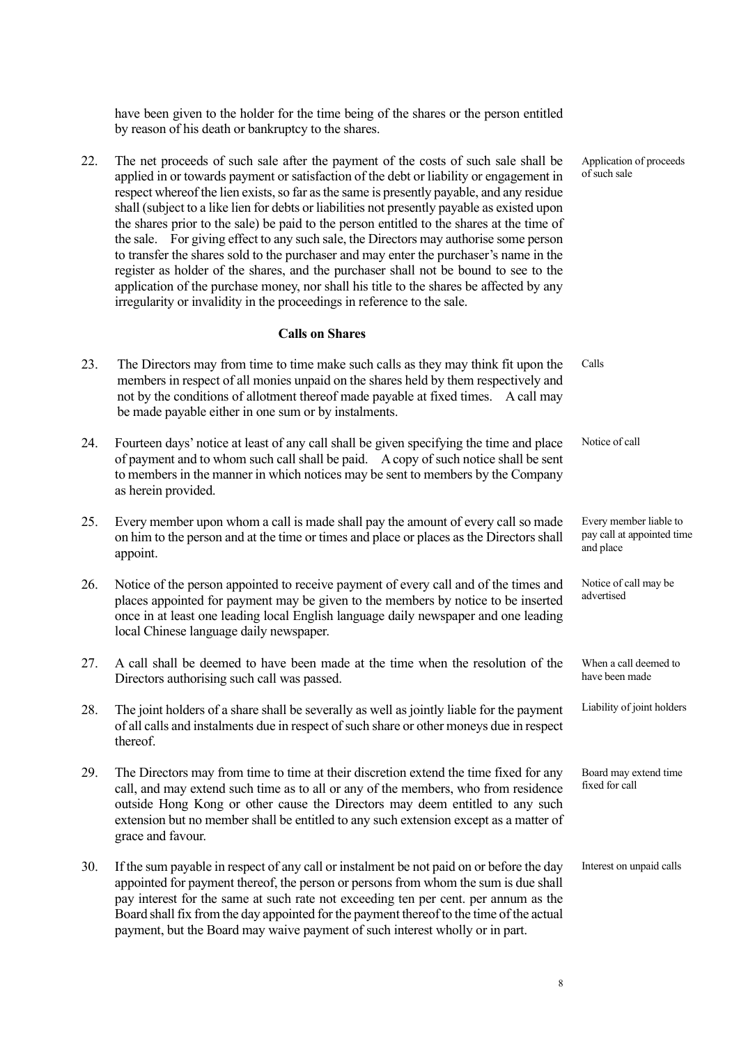have been given to the holder for the time being of the shares or the person entitled by reason of his death or bankruptcy to the shares.

22. The net proceeds of such sale after the payment of the costs of such sale shall be applied in or towards payment or satisfaction of the debt or liability or engagement in respect whereof the lien exists, so far as the same is presently payable, and any residue shall (subject to a like lien for debts or liabilities not presently payable as existed upon the shares prior to the sale) be paid to the person entitled to the shares at the time of the sale. For giving effect to any such sale, the Directors may authorise some person to transfer the shares sold to the purchaser and may enter the purchaser's name in the register as holder of the shares, and the purchaser shall not be bound to see to the application of the purchase money, nor shall his title to the shares be affected by any irregularity or invalidity in the proceedings in reference to the sale. *Application of proceeds of such sale*

### Calls on Shares

23. The Directors may from time to time make such calls as they may think fit upon the members in respect of all monies unpaid on the shares held by them respectively and not by the conditions of allotment thereof made payable at fixed times. A call may be made payable either in one sum or by instalments. *Calls*

24. Fourteen days' notice at least of any call shall be given specifying the time and place of payment and to whom such call shall be paid. A copy of such notice shall be sent to members in the manner in which notices may be sent to members by the Company as herein provided. *Notice of call*

25. Every member upon whom a call is made shall pay the amount of every call so made on him to the person and at the time or times and place or places as the Directors shall appoint. *Every member liable to pay call at appointed time and place*

26. Notice of the person appointed to receive payment of every call and of the times and places appointed for payment may be given to the members by notice to be inserted once in at least one leading local English language daily newspaper and one leading local Chinese language daily newspaper. *Notice of call may be advertised*

27. A call shall be deemed to have been made at the time when the resolution of the Directors authorising such call was passed. *When a call deemed to have been made*

28. The joint holders of a share shall be severally as well as jointly liable for the payment of all calls and instalments due in respect of such share or other moneys due in respect thereof. *Liability of joint holders*

29. The Directors may from time to time at their discretion extend the time fixed for any call, and may extend such time as to all or any of the members, who from residence outside Hong Kong or other cause the Directors may deem entitled to any such extension but no member shall be entitled to any such extension except as a matter of grace and favour. *Board may extend time fixed for call*

30. If the sum payable in respect of any call or instalment be not paid on or before the day appointed for payment thereof, the person or persons from whom the sum is due shall pay interest for the same at such rate not exceeding ten per cent. per annum as the Board shall fix from the day appointed for the payment thereof to the time of the actual payment, but the Board may waive payment of such interest wholly or in part. *Interest on unpaid calls*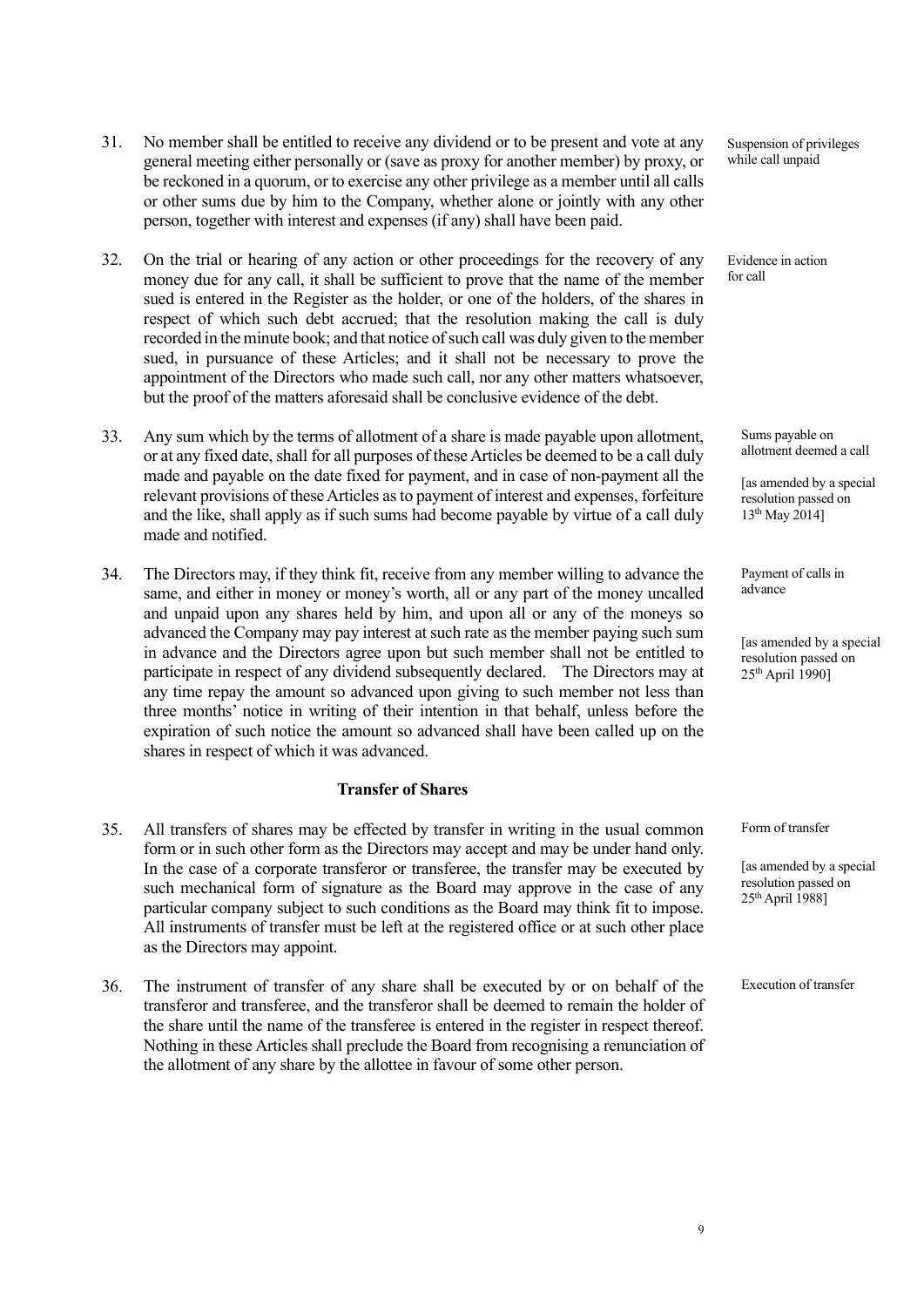31. No member shall be entitled to receive any dividend or to be present and vote at any general meeting either personally or (save as proxy for another member) by proxy, or be reckoned in a quorum, or to exercise any other privilege as a member until all calls or other sums due by him to the Company, whether alone or jointly with any other person, together with interest and expenses (if any) shall have been paid.

Suspension of privileges while call unpaid

32. On the trial or hearing of any action or other proceedings for the recovery of any money due for any call, it shall be sufficient to prove that the name of the member sued is entered in the Register as the holder, or one of the holders, of the shares in respect of which such debt accrued; that the resolution making the call is duly recorded in the minute book; and that notice of such call was duly given to the member sued, in pursuance of these Articles; and it shall not be necessary to prove the appointment of the Directors who made such call, nor any other matters whatsoever, but the proof of the matters aforesaid shall be conclusive evidence of the debt.

Evidence in action for call

33. Any sum which by the terms of allotment of a share is made payable upon allotment, or at any fixed date, shall for all purposes of these Articles be deemed to be a call duly made and payable on the date fixed for payment, and in case of non-payment all the relevant provisions of these Articles as to payment of interest and expenses, forfeiture and the like, shall apply as if such sums had become payable by virtue of a call duly made and notified.

Sums payable on allotment deemed a call

[as amended by a special resolution passed on 13th May 2014]

34. The Directors may, if they think fit, receive from any member willing to advance the same, and either in money or money's worth, all or any part of the money uncalled and unpaid upon any shares held by him, and upon all or any of the moneys so advanced the Company may pay interest at such rate as the member paying such sum in advance and the Directors agree upon but such member shall not be entitled to participate in respect of any dividend subsequently declared. The Directors may at any time repay the amount so advanced upon giving to such member not less than three months' notice in writing of their intention in that behalf, unless before the expiration of such notice the amount so advanced shall have been called up on the shares in respect of which it was advanced.

Payment of calls in advance

[as amended by a special resolution passed on 25th April 1990]

## Transfer of Shares

35. All transfers of shares may be effected by transfer in writing in the usual common form or in such other form as the Directors may accept and may be under hand only. In the case of a corporate transferor or transferee, the transfer may be executed by such mechanical form of signature as the Board may approve in the case of any particular company subject to such conditions as the Board may think fit to impose. All instruments of transfer must be left at the registered office or at such other place as the Directors may appoint.

Form of transfer

[as amended by a special resolution passed on 25th April 1988]

36. The instrument of transfer of any share shall be executed by or on behalf of the transferor and transferee, and the transferor shall be deemed to remain the holder of the share until the name of the transferee is entered in the register in respect thereof. Nothing in these Articles shall preclude the Board from recognising a renunciation of the allotment of any share by the allottee in favour of some other person.

Execution of transfer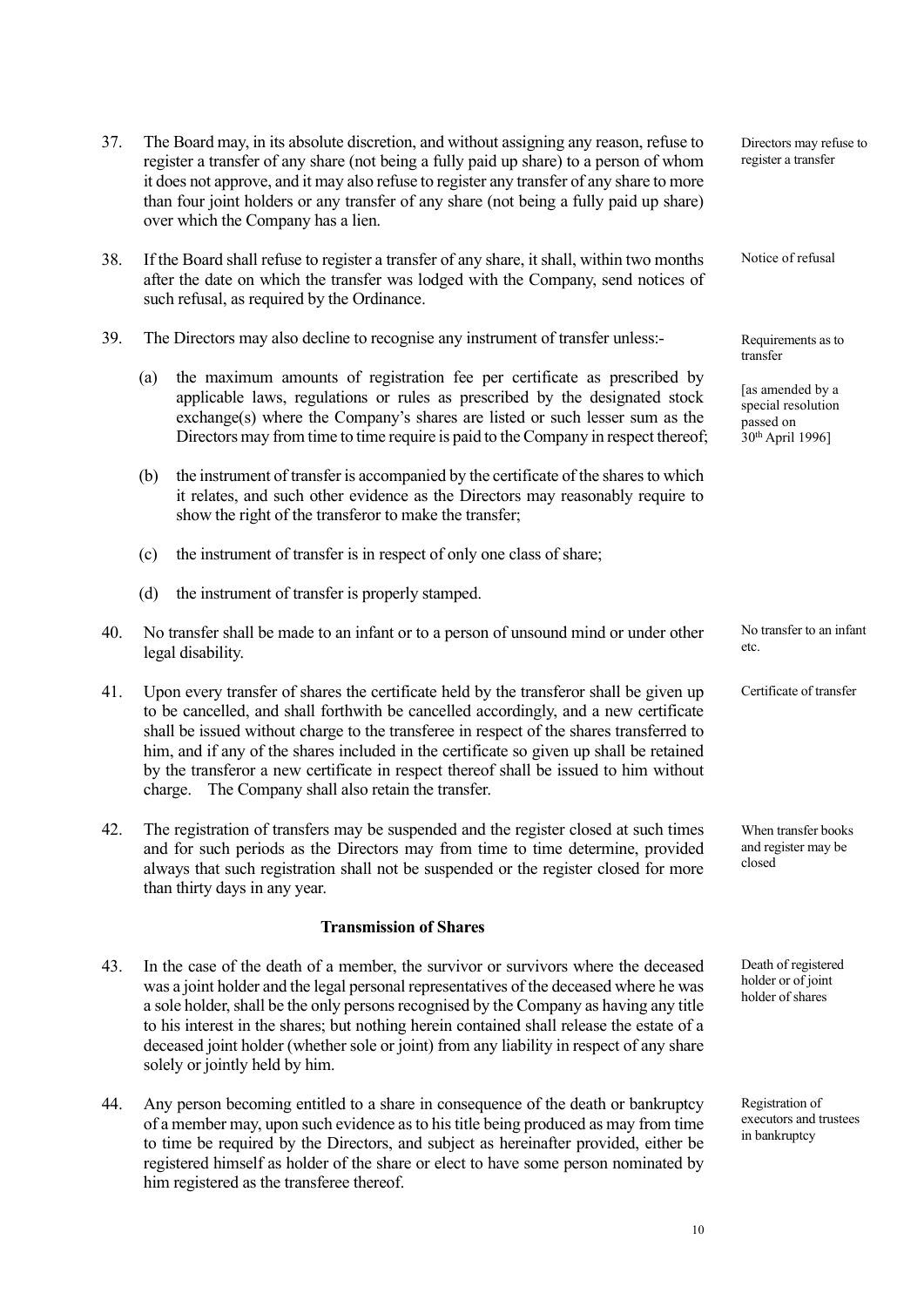37. The Board may, in its absolute discretion, and without assigning any reason, refuse to register a transfer of any share (not being a fully paid up share) to a person of whom it does not approve, and it may also refuse to register any transfer of any share to more than four joint holders or any transfer of any share (not being a fully paid up share) over which the Company has a lien.

*Directors may refuse to register a transfer*

38. If the Board shall refuse to register a transfer of any share, it shall, within two months after the date on which the transfer was lodged with the Company, send notices of such refusal, as required by the Ordinance.

*Notice of refusal*

39. The Directors may also decline to recognise any instrument of transfer unless:-

*Requirements as to transfer*

*[as amended by a special resolution passed on 30th April 1996]*

   (a) the maximum amounts of registration fee per certificate as prescribed by applicable laws, regulations or rules as prescribed by the designated stock exchange(s) where the Company's shares are listed or such lesser sum as the Directors may from time to time require is paid to the Company in respect thereof;

   (b) the instrument of transfer is accompanied by the certificate of the shares to which it relates, and such other evidence as the Directors may reasonably require to show the right of the transferor to make the transfer;

   (c) the instrument of transfer is in respect of only one class of share;

   (d) the instrument of transfer is properly stamped.

40. No transfer shall be made to an infant or to a person of unsound mind or under other legal disability.

*No transfer to an infant etc.*

41. Upon every transfer of shares the certificate held by the transferor shall be given up to be cancelled, and shall forthwith be cancelled accordingly, and a new certificate shall be issued without charge to the transferee in respect of the shares transferred to him, and if any of the shares included in the certificate so given up shall be retained by the transferor a new certificate in respect thereof shall be issued to him without charge. The Company shall also retain the transfer.

*Certificate of transfer*

42. The registration of transfers may be suspended and the register closed at such times and for such periods as the Directors may from time to time determine, provided always that such registration shall not be suspended or the register closed for more than thirty days in any year.

*When transfer books and register may be closed*

## Transmission of Shares

43. In the case of the death of a member, the survivor or survivors where the deceased was a joint holder and the legal personal representatives of the deceased where he was a sole holder, shall be the only persons recognised by the Company as having any title to his interest in the shares; but nothing herein contained shall release the estate of a deceased joint holder (whether sole or joint) from any liability in respect of any share solely or jointly held by him.

*Death of registered holder or of joint holder of shares*

44. Any person becoming entitled to a share in consequence of the death or bankruptcy of a member may, upon such evidence as to his title being produced as may from time to time be required by the Directors, and subject as hereinafter provided, either be registered himself as holder of the share or elect to have some person nominated by him registered as the transferee thereof.

*Registration of executors and trustees in bankruptcy*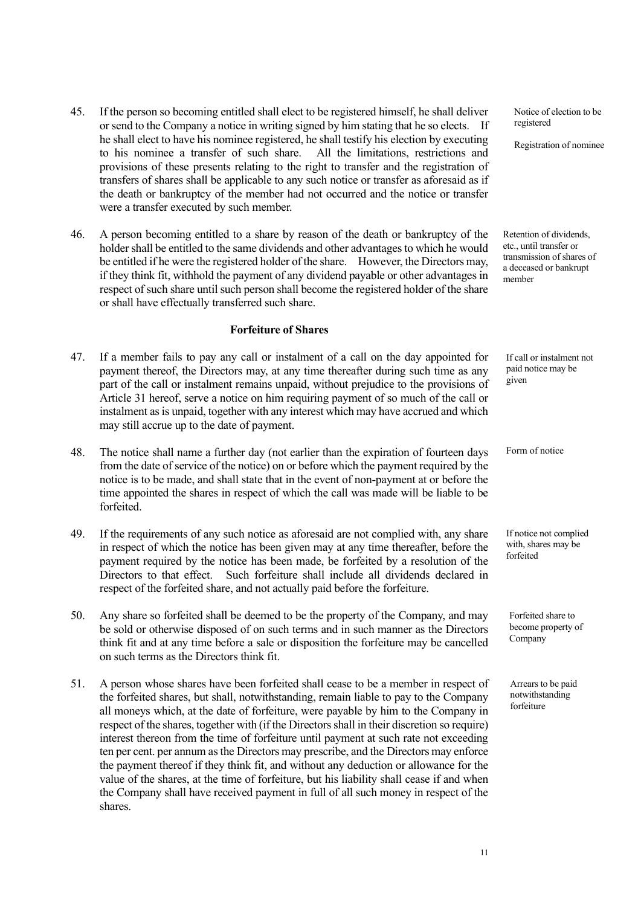45. If the person so becoming entitled shall elect to be registered himself, he shall deliver or send to the Company a notice in writing signed by him stating that he so elects. If he shall elect to have his nominee registered, he shall testify his election by executing to his nominee a transfer of such share. All the limitations, restrictions and provisions of these presents relating to the right to transfer and the registration of transfers of shares shall be applicable to any such notice or transfer as aforesaid as if the death or bankruptcy of the member had not occurred and the notice or transfer were a transfer executed by such member.

*Notice of election to be registered*

*Registration of nominee*

46. A person becoming entitled to a share by reason of the death or bankruptcy of the holder shall be entitled to the same dividends and other advantages to which he would be entitled if he were the registered holder of the share. However, the Directors may, if they think fit, withhold the payment of any dividend payable or other advantages in respect of such share until such person shall become the registered holder of the share or shall have effectually transferred such share.

*Retention of dividends, etc., until transfer or transmission of shares of a deceased or bankrupt member*

### Forfeiture of Shares

47. If a member fails to pay any call or instalment of a call on the day appointed for payment thereof, the Directors may, at any time thereafter during such time as any part of the call or instalment remains unpaid, without prejudice to the provisions of Article 31 hereof, serve a notice on him requiring payment of so much of the call or instalment as is unpaid, together with any interest which may have accrued and which may still accrue up to the date of payment.

*If call or instalment not paid notice may be given*

48. The notice shall name a further day (not earlier than the expiration of fourteen days from the date of service of the notice) on or before which the payment required by the notice is to be made, and shall state that in the event of non-payment at or before the time appointed the shares in respect of which the call was made will be liable to be forfeited.

*Form of notice*

49. If the requirements of any such notice as aforesaid are not complied with, any share in respect of which the notice has been given may at any time thereafter, before the payment required by the notice has been made, be forfeited by a resolution of the Directors to that effect. Such forfeiture shall include all dividends declared in respect of the forfeited share, and not actually paid before the forfeiture.

*If notice not complied with, shares may be forfeited*

50. Any share so forfeited shall be deemed to be the property of the Company, and may be sold or otherwise disposed of on such terms and in such manner as the Directors think fit and at any time before a sale or disposition the forfeiture may be cancelled on such terms as the Directors think fit.

*Forfeited share to become property of Company*

51. A person whose shares have been forfeited shall cease to be a member in respect of the forfeited shares, but shall, notwithstanding, remain liable to pay to the Company all moneys which, at the date of forfeiture, were payable by him to the Company in respect of the shares, together with (if the Directors shall in their discretion so require) interest thereon from the time of forfeiture until payment at such rate not exceeding ten per cent. per annum as the Directors may prescribe, and the Directors may enforce the payment thereof if they think fit, and without any deduction or allowance for the value of the shares, at the time of forfeiture, but his liability shall cease if and when the Company shall have received payment in full of all such money in respect of the shares.

*Arrears to be paid notwithstanding forfeiture*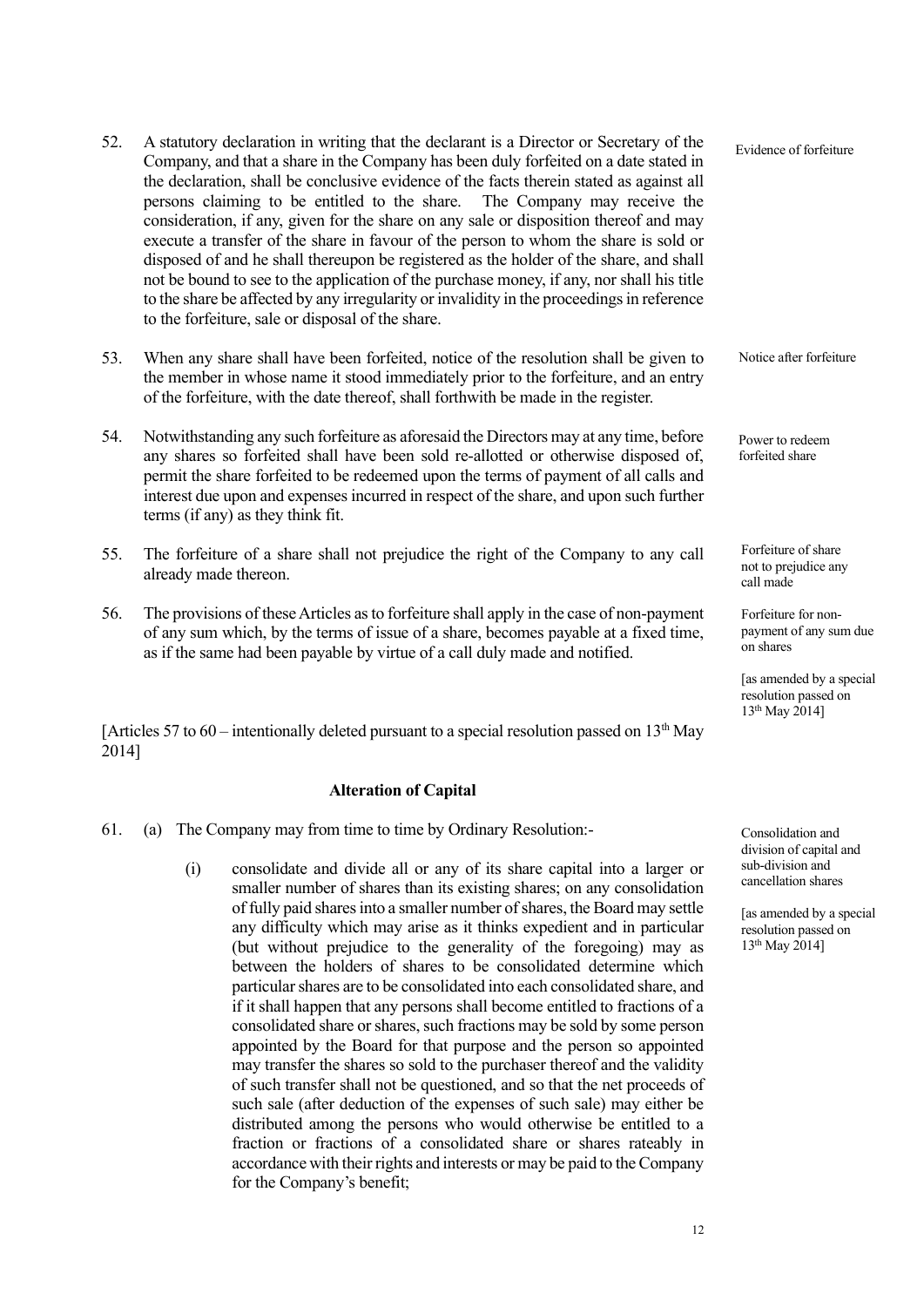52. A statutory declaration in writing that the declarant is a Director or Secretary of the Company, and that a share in the Company has been duly forfeited on a date stated in the declaration, shall be conclusive evidence of the facts therein stated as against all persons claiming to be entitled to the share. The Company may receive the consideration, if any, given for the share on any sale or disposition thereof and may execute a transfer of the share in favour of the person to whom the share is sold or disposed of and he shall thereupon be registered as the holder of the share, and shall not be bound to see to the application of the purchase money, if any, nor shall his title to the share be affected by any irregularity or invalidity in the proceedings in reference to the forfeiture, sale or disposal of the share.

Evidence of forfeiture

53. When any share shall have been forfeited, notice of the resolution shall be given to the member in whose name it stood immediately prior to the forfeiture, and an entry of the forfeiture, with the date thereof, shall forthwith be made in the register.

Notice after forfeiture

54. Notwithstanding any such forfeiture as aforesaid the Directors may at any time, before any shares so forfeited shall have been sold re-allotted or otherwise disposed of, permit the share forfeited to be redeemed upon the terms of payment of all calls and interest due upon and expenses incurred in respect of the share, and upon such further terms (if any) as they think fit.

Power to redeem forfeited share

55. The forfeiture of a share shall not prejudice the right of the Company to any call already made thereon.

Forfeiture of share not to prejudice any call made

56. The provisions of these Articles as to forfeiture shall apply in the case of non-payment of any sum which, by the terms of issue of a share, becomes payable at a fixed time, as if the same had been payable by virtue of a call duly made and notified.

Forfeiture for non-payment of any sum due on shares

[as amended by a special resolution passed on 13th May 2014]

[Articles 57 to 60 – intentionally deleted pursuant to a special resolution passed on 13th May 2014]

**Alteration of Capital**

61. (a) The Company may from time to time by Ordinary Resolution:-

Consolidation and division of capital and sub-division and cancellation shares

[as amended by a special resolution passed on 13th May 2014]

(i) consolidate and divide all or any of its share capital into a larger or smaller number of shares than its existing shares; on any consolidation of fully paid shares into a smaller number of shares, the Board may settle any difficulty which may arise as it thinks expedient and in particular (but without prejudice to the generality of the foregoing) may as between the holders of shares to be consolidated determine which particular shares are to be consolidated into each consolidated share, and if it shall happen that any persons shall become entitled to fractions of a consolidated share or shares, such fractions may be sold by some person appointed by the Board for that purpose and the person so appointed may transfer the shares so sold to the purchaser thereof and the validity of such transfer shall not be questioned, and so that the net proceeds of such sale (after deduction of the expenses of such sale) may either be distributed among the persons who would otherwise be entitled to a fraction or fractions of a consolidated share or shares rateably in accordance with their rights and interests or may be paid to the Company for the Company's benefit;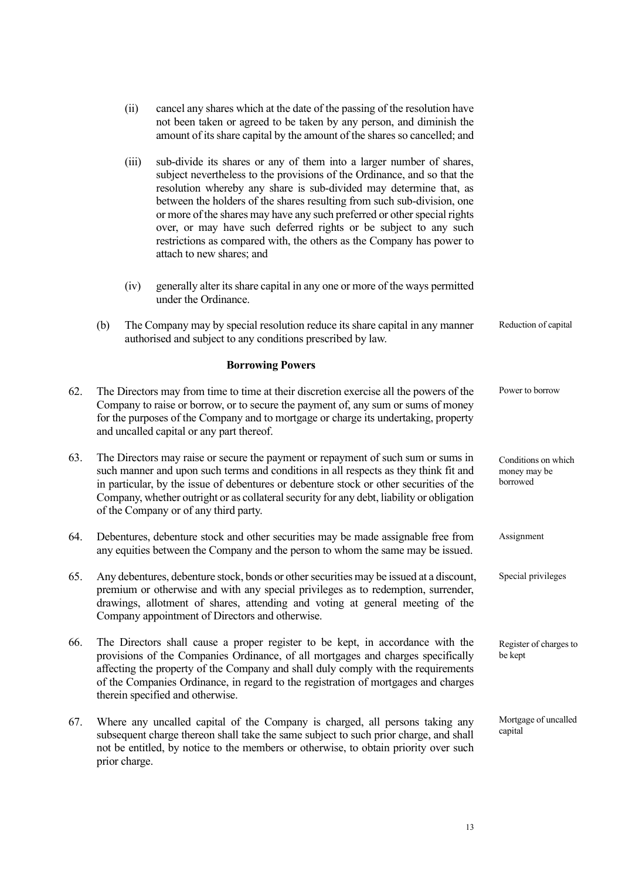(ii) cancel any shares which at the date of the passing of the resolution have not been taken or agreed to be taken by any person, and diminish the amount of its share capital by the amount of the shares so cancelled; and

(iii) sub-divide its shares or any of them into a larger number of shares, subject nevertheless to the provisions of the Ordinance, and so that the resolution whereby any share is sub-divided may determine that, as between the holders of the shares resulting from such sub-division, one or more of the shares may have any such preferred or other special rights over, or may have such deferred rights or be subject to any such restrictions as compared with, the others as the Company has power to attach to new shares; and

(iv) generally alter its share capital in any one or more of the ways permitted under the Ordinance.

(b) The Company may by special resolution reduce its share capital in any manner authorised and subject to any conditions prescribed by law. *Reduction of capital*

**Borrowing Powers**

62. The Directors may from time to time at their discretion exercise all the powers of the Company to raise or borrow, or to secure the payment of, any sum or sums of money for the purposes of the Company and to mortgage or charge its undertaking, property and uncalled capital or any part thereof. *Power to borrow*

63. The Directors may raise or secure the payment or repayment of such sum or sums in such manner and upon such terms and conditions in all respects as they think fit and in particular, by the issue of debentures or debenture stock or other securities of the Company, whether outright or as collateral security for any debt, liability or obligation of the Company or of any third party. *Conditions on which money may be borrowed*

64. Debentures, debenture stock and other securities may be made assignable free from any equities between the Company and the person to whom the same may be issued. *Assignment*

65. Any debentures, debenture stock, bonds or other securities may be issued at a discount, premium or otherwise and with any special privileges as to redemption, surrender, drawings, allotment of shares, attending and voting at general meeting of the Company appointment of Directors and otherwise. *Special privileges*

66. The Directors shall cause a proper register to be kept, in accordance with the provisions of the Companies Ordinance, of all mortgages and charges specifically affecting the property of the Company and shall duly comply with the requirements of the Companies Ordinance, in regard to the registration of mortgages and charges therein specified and otherwise. *Register of charges to be kept*

67. Where any uncalled capital of the Company is charged, all persons taking any subsequent charge thereon shall take the same subject to such prior charge, and shall not be entitled, by notice to the members or otherwise, to obtain priority over such prior charge. *Mortgage of uncalled capital*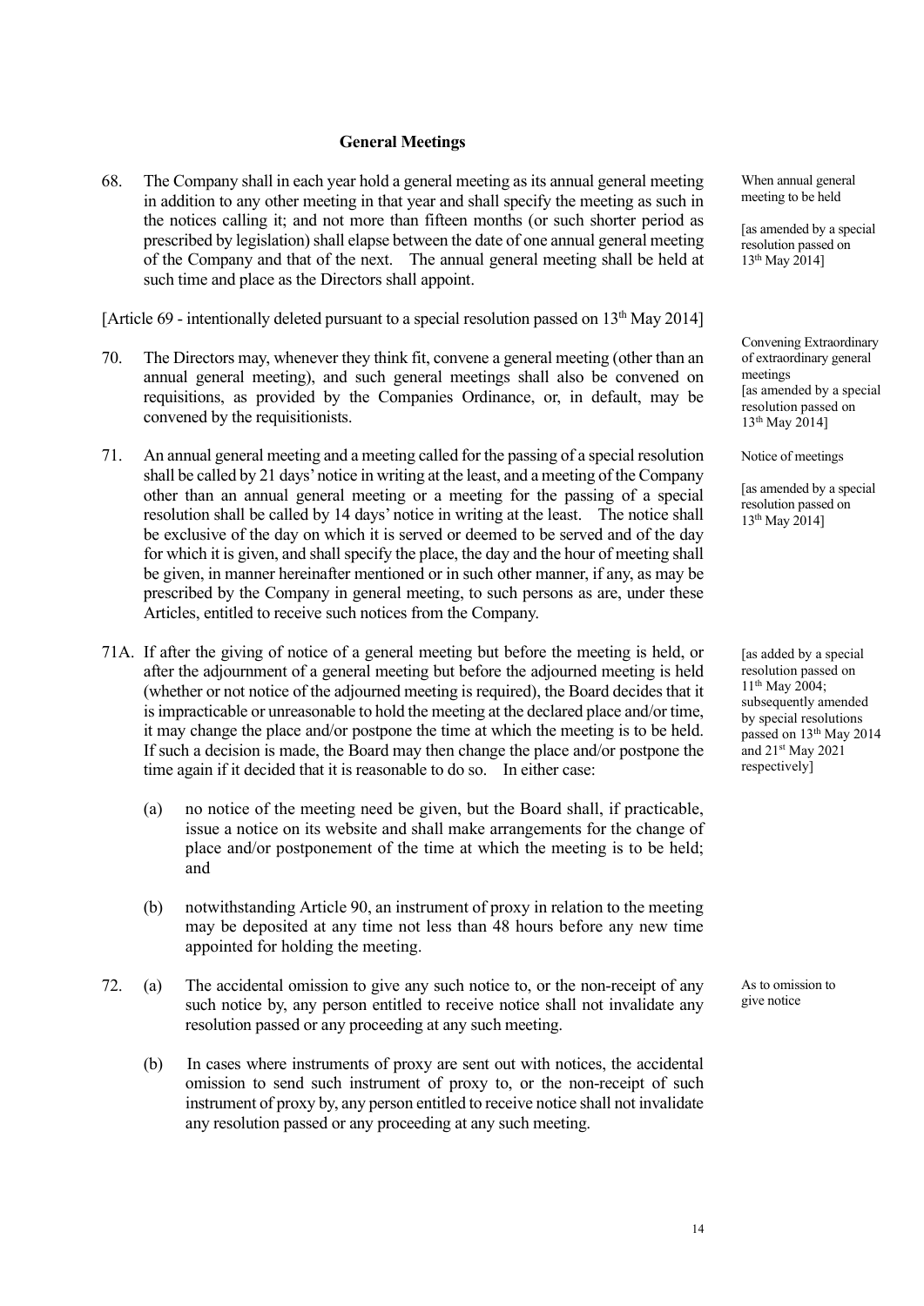## General Meetings

68. The Company shall in each year hold a general meeting as its annual general meeting in addition to any other meeting in that year and shall specify the meeting as such in the notices calling it; and not more than fifteen months (or such shorter period as prescribed by legislation) shall elapse between the date of one annual general meeting of the Company and that of the next. The annual general meeting shall be held at such time and place as the Directors shall appoint.

When annual general meeting to be held

[as amended by a special resolution passed on 13th May 2014]

[Article 69 - intentionally deleted pursuant to a special resolution passed on 13th May 2014]

70. The Directors may, whenever they think fit, convene a general meeting (other than an annual general meeting), and such general meetings shall also be convened on requisitions, as provided by the Companies Ordinance, or, in default, may be convened by the requisitionists.

Convening Extraordinary of extraordinary general meetings [as amended by a special resolution passed on 13th May 2014]

71. An annual general meeting and a meeting called for the passing of a special resolution shall be called by 21 days' notice in writing at the least, and a meeting of the Company other than an annual general meeting or a meeting for the passing of a special resolution shall be called by 14 days' notice in writing at the least. The notice shall be exclusive of the day on which it is served or deemed to be served and of the day for which it is given, and shall specify the place, the day and the hour of meeting shall be given, in manner hereinafter mentioned or in such other manner, if any, as may be prescribed by the Company in general meeting, to such persons as are, under these Articles, entitled to receive such notices from the Company.

Notice of meetings

[as amended by a special resolution passed on 13th May 2014]

71A. If after the giving of notice of a general meeting but before the meeting is held, or after the adjournment of a general meeting but before the adjourned meeting is held (whether or not notice of the adjourned meeting is required), the Board decides that it is impracticable or unreasonable to hold the meeting at the declared place and/or time, it may change the place and/or postpone the time at which the meeting is to be held. If such a decision is made, the Board may then change the place and/or postpone the time again if it decided that it is reasonable to do so. In either case:

[as added by a special resolution passed on 11th May 2004; subsequently amended by special resolutions passed on 13th May 2014 and 21st May 2021 respectively]

(a) no notice of the meeting need be given, but the Board shall, if practicable, issue a notice on its website and shall make arrangements for the change of place and/or postponement of the time at which the meeting is to be held; and

(b) notwithstanding Article 90, an instrument of proxy in relation to the meeting may be deposited at any time not less than 48 hours before any new time appointed for holding the meeting.

72. (a) The accidental omission to give any such notice to, or the non-receipt of any such notice by, any person entitled to receive notice shall not invalidate any resolution passed or any proceeding at any such meeting.

As to omission to give notice

(b) In cases where instruments of proxy are sent out with notices, the accidental omission to send such instrument of proxy to, or the non-receipt of such instrument of proxy by, any person entitled to receive notice shall not invalidate any resolution passed or any proceeding at any such meeting.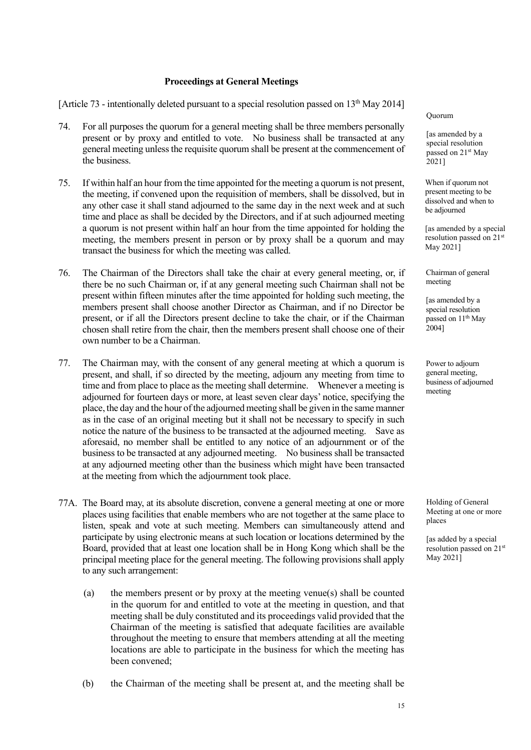**Proceedings at General Meetings**

[Article 73 - intentionally deleted pursuant to a special resolution passed on 13th May 2014]

Quorum

[as amended by a special resolution passed on 21st May 2021]

74. For all purposes the quorum for a general meeting shall be three members personally present or by proxy and entitled to vote. No business shall be transacted at any general meeting unless the requisite quorum shall be present at the commencement of the business.

When if quorum not present meeting to be dissolved and when to be adjourned

[as amended by a special resolution passed on 21st May 2021]

75. If within half an hour from the time appointed for the meeting a quorum is not present, the meeting, if convened upon the requisition of members, shall be dissolved, but in any other case it shall stand adjourned to the same day in the next week and at such time and place as shall be decided by the Directors, and if at such adjourned meeting a quorum is not present within half an hour from the time appointed for holding the meeting, the members present in person or by proxy shall be a quorum and may transact the business for which the meeting was called.

Chairman of general meeting

[as amended by a special resolution passed on 11th May 2004]

76. The Chairman of the Directors shall take the chair at every general meeting, or, if there be no such Chairman or, if at any general meeting such Chairman shall not be present within fifteen minutes after the time appointed for holding such meeting, the members present shall choose another Director as Chairman, and if no Director be present, or if all the Directors present decline to take the chair, or if the Chairman chosen shall retire from the chair, then the members present shall choose one of their own number to be a Chairman.

Power to adjourn general meeting, business of adjourned meeting

77. The Chairman may, with the consent of any general meeting at which a quorum is present, and shall, if so directed by the meeting, adjourn any meeting from time to time and from place to place as the meeting shall determine. Whenever a meeting is adjourned for fourteen days or more, at least seven clear days' notice, specifying the place, the day and the hour of the adjourned meeting shall be given in the same manner as in the case of an original meeting but it shall not be necessary to specify in such notice the nature of the business to be transacted at the adjourned meeting. Save as aforesaid, no member shall be entitled to any notice of an adjournment or of the business to be transacted at any adjourned meeting. No business shall be transacted at any adjourned meeting other than the business which might have been transacted at the meeting from which the adjournment took place.

Holding of General Meeting at one or more places

[as added by a special resolution passed on 21st May 2021]

77A. The Board may, at its absolute discretion, convene a general meeting at one or more places using facilities that enable members who are not together at the same place to listen, speak and vote at such meeting. Members can simultaneously attend and participate by using electronic means at such location or locations determined by the Board, provided that at least one location shall be in Hong Kong which shall be the principal meeting place for the general meeting. The following provisions shall apply to any such arrangement:

(a) the members present or by proxy at the meeting venue(s) shall be counted in the quorum for and entitled to vote at the meeting in question, and that meeting shall be duly constituted and its proceedings valid provided that the Chairman of the meeting is satisfied that adequate facilities are available throughout the meeting to ensure that members attending at all the meeting locations are able to participate in the business for which the meeting has been convened;

(b) the Chairman of the meeting shall be present at, and the meeting shall be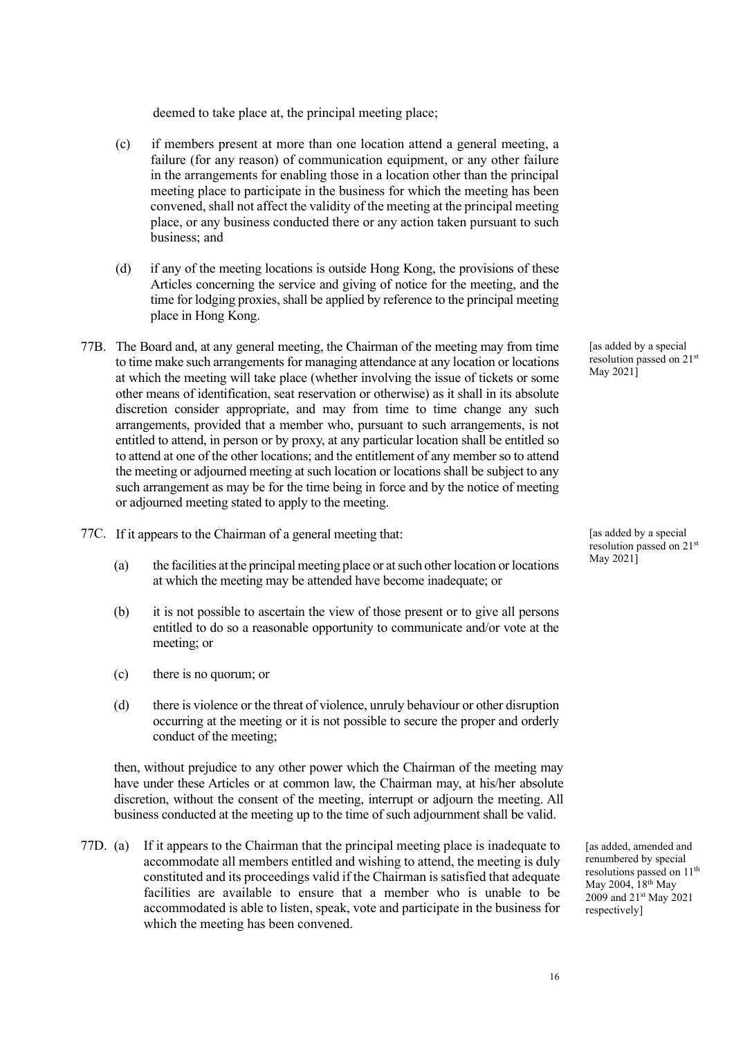deemed to take place at, the principal meeting place;

(c) if members present at more than one location attend a general meeting, a failure (for any reason) of communication equipment, or any other failure in the arrangements for enabling those in a location other than the principal meeting place to participate in the business for which the meeting has been convened, shall not affect the validity of the meeting at the principal meeting place, or any business conducted there or any action taken pursuant to such business; and

(d) if any of the meeting locations is outside Hong Kong, the provisions of these Articles concerning the service and giving of notice for the meeting, and the time for lodging proxies, shall be applied by reference to the principal meeting place in Hong Kong.

77B. The Board and, at any general meeting, the Chairman of the meeting may from time to time make such arrangements for managing attendance at any location or locations at which the meeting will take place (whether involving the issue of tickets or some other means of identification, seat reservation or otherwise) as it shall in its absolute discretion consider appropriate, and may from time to time change any such arrangements, provided that a member who, pursuant to such arrangements, is not entitled to attend, in person or by proxy, at any particular location shall be entitled so to attend at one of the other locations; and the entitlement of any member so to attend the meeting or adjourned meeting at such location or locations shall be subject to any such arrangement as may be for the time being in force and by the notice of meeting or adjourned meeting stated to apply to the meeting.

[as added by a special resolution passed on 21st May 2021]

77C. If it appears to the Chairman of a general meeting that:

[as added by a special resolution passed on 21st May 2021]

(a) the facilities at the principal meeting place or at such other location or locations at which the meeting may be attended have become inadequate; or

(b) it is not possible to ascertain the view of those present or to give all persons entitled to do so a reasonable opportunity to communicate and/or vote at the meeting; or

(c) there is no quorum; or

(d) there is violence or the threat of violence, unruly behaviour or other disruption occurring at the meeting or it is not possible to secure the proper and orderly conduct of the meeting;

then, without prejudice to any other power which the Chairman of the meeting may have under these Articles or at common law, the Chairman may, at his/her absolute discretion, without the consent of the meeting, interrupt or adjourn the meeting. All business conducted at the meeting up to the time of such adjournment shall be valid.

77D. (a) If it appears to the Chairman that the principal meeting place is inadequate to accommodate all members entitled and wishing to attend, the meeting is duly constituted and its proceedings valid if the Chairman is satisfied that adequate facilities are available to ensure that a member who is unable to be accommodated is able to listen, speak, vote and participate in the business for which the meeting has been convened.

[as added, amended and renumbered by special resolutions passed on 11th May 2004, 18th May 2009 and 21st May 2021 respectively]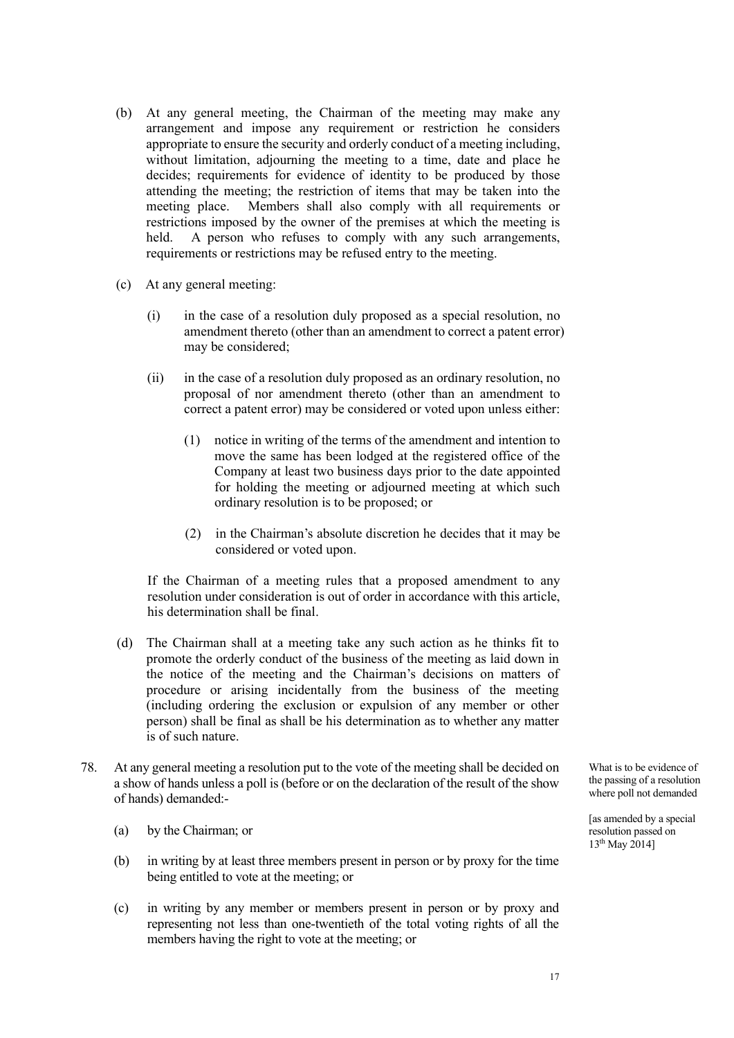(b) At any general meeting, the Chairman of the meeting may make any arrangement and impose any requirement or restriction he considers appropriate to ensure the security and orderly conduct of a meeting including, without limitation, adjourning the meeting to a time, date and place he decides; requirements for evidence of identity to be produced by those attending the meeting; the restriction of items that may be taken into the meeting place. Members shall also comply with all requirements or restrictions imposed by the owner of the premises at which the meeting is held. A person who refuses to comply with any such arrangements, requirements or restrictions may be refused entry to the meeting.

(c) At any general meeting:

(i) in the case of a resolution duly proposed as a special resolution, no amendment thereto (other than an amendment to correct a patent error) may be considered;

(ii) in the case of a resolution duly proposed as an ordinary resolution, no proposal of nor amendment thereto (other than an amendment to correct a patent error) may be considered or voted upon unless either:

(1) notice in writing of the terms of the amendment and intention to move the same has been lodged at the registered office of the Company at least two business days prior to the date appointed for holding the meeting or adjourned meeting at which such ordinary resolution is to be proposed; or

(2) in the Chairman's absolute discretion he decides that it may be considered or voted upon.

If the Chairman of a meeting rules that a proposed amendment to any resolution under consideration is out of order in accordance with this article, his determination shall be final.

(d) The Chairman shall at a meeting take any such action as he thinks fit to promote the orderly conduct of the business of the meeting as laid down in the notice of the meeting and the Chairman's decisions on matters of procedure or arising incidentally from the business of the meeting (including ordering the exclusion or expulsion of any member or other person) shall be final as shall be his determination as to whether any matter is of such nature.

78. At any general meeting a resolution put to the vote of the meeting shall be decided on a show of hands unless a poll is (before or on the declaration of the result of the show of hands) demanded:-

*What is to be evidence of the passing of a resolution where poll not demanded*

*[as amended by a special resolution passed on 13th May 2014]*

(a) by the Chairman; or

(b) in writing by at least three members present in person or by proxy for the time being entitled to vote at the meeting; or

(c) in writing by any member or members present in person or by proxy and representing not less than one-twentieth of the total voting rights of all the members having the right to vote at the meeting; or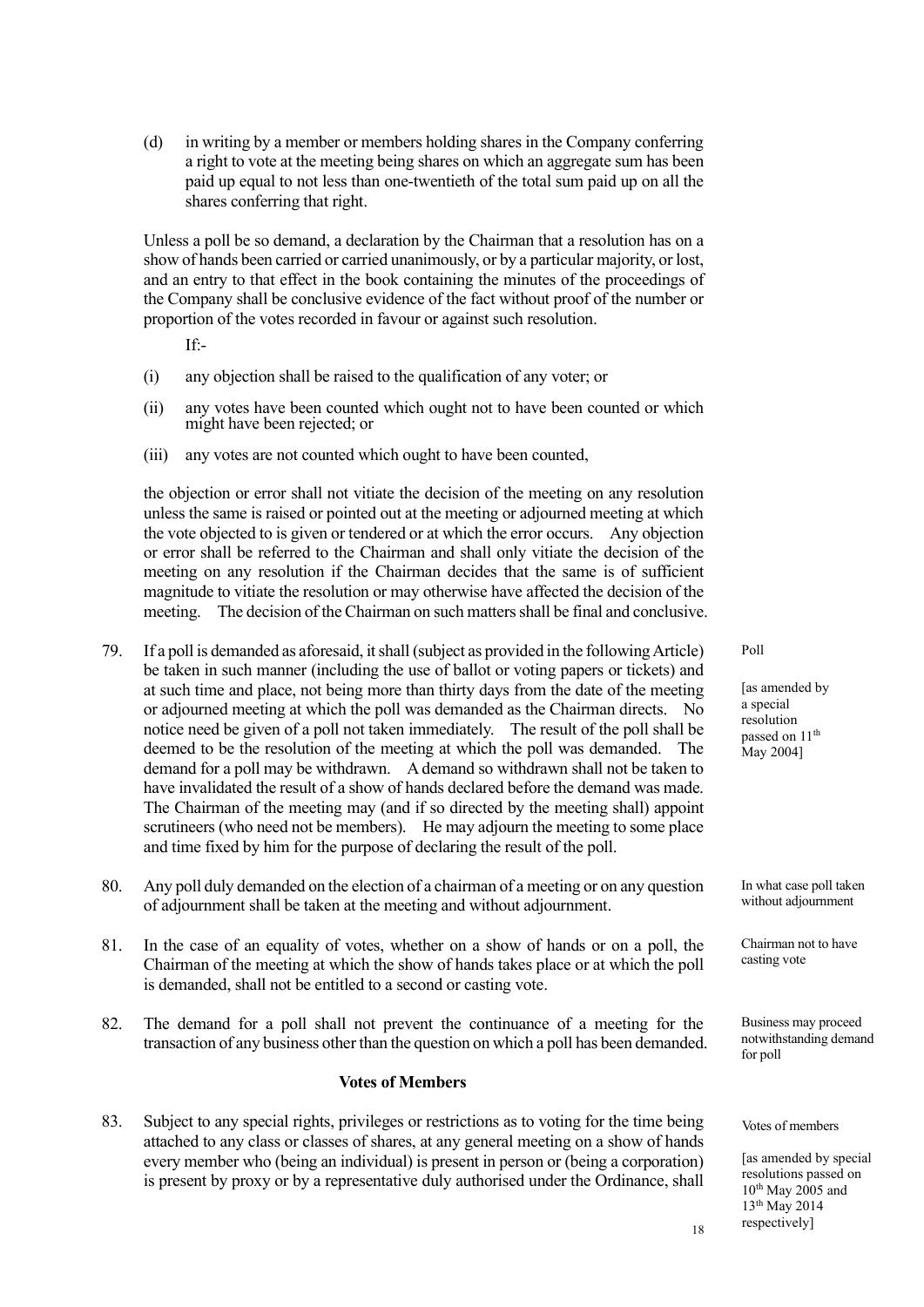(d) in writing by a member or members holding shares in the Company conferring a right to vote at the meeting being shares on which an aggregate sum has been paid up equal to not less than one-twentieth of the total sum paid up on all the shares conferring that right.

Unless a poll be so demand, a declaration by the Chairman that a resolution has on a show of hands been carried or carried unanimously, or by a particular majority, or lost, and an entry to that effect in the book containing the minutes of the proceedings of the Company shall be conclusive evidence of the fact without proof of the number or proportion of the votes recorded in favour or against such resolution.

If:-

(i) any objection shall be raised to the qualification of any voter; or

(ii) any votes have been counted which ought not to have been counted or which might have been rejected; or

(iii) any votes are not counted which ought to have been counted,

the objection or error shall not vitiate the decision of the meeting on any resolution unless the same is raised or pointed out at the meeting or adjourned meeting at which the vote objected to is given or tendered or at which the error occurs. Any objection or error shall be referred to the Chairman and shall only vitiate the decision of the meeting on any resolution if the Chairman decides that the same is of sufficient magnitude to vitiate the resolution or may otherwise have affected the decision of the meeting. The decision of the Chairman on such matters shall be final and conclusive.

79. If a poll is demanded as aforesaid, it shall (subject as provided in the following Article) be taken in such manner (including the use of ballot or voting papers or tickets) and at such time and place, not being more than thirty days from the date of the meeting or adjourned meeting at which the poll was demanded as the Chairman directs. No notice need be given of a poll not taken immediately. The result of the poll shall be deemed to be the resolution of the meeting at which the poll was demanded. The demand for a poll may be withdrawn. A demand so withdrawn shall not be taken to have invalidated the result of a show of hands declared before the demand was made. The Chairman of the meeting may (and if so directed by the meeting shall) appoint scrutineers (who need not be members). He may adjourn the meeting to some place and time fixed by him for the purpose of declaring the result of the poll.

*Poll*

*[as amended by a special resolution passed on 11th May 2004]*

80. Any poll duly demanded on the election of a chairman of a meeting or on any question of adjournment shall be taken at the meeting and without adjournment.

*In what case poll taken without adjournment*

81. In the case of an equality of votes, whether on a show of hands or on a poll, the Chairman of the meeting at which the show of hands takes place or at which the poll is demanded, shall not be entitled to a second or casting vote.

*Chairman not to have casting vote*

82. The demand for a poll shall not prevent the continuance of a meeting for the transaction of any business other than the question on which a poll has been demanded.

*Business may proceed notwithstanding demand for poll*

### Votes of Members

83. Subject to any special rights, privileges or restrictions as to voting for the time being attached to any class or classes of shares, at any general meeting on a show of hands every member who (being an individual) is present in person or (being a corporation) is present by proxy or by a representative duly authorised under the Ordinance, shall

*Votes of members*

*[as amended by special resolutions passed on 10th May 2005 and 13th May 2014 respectively]*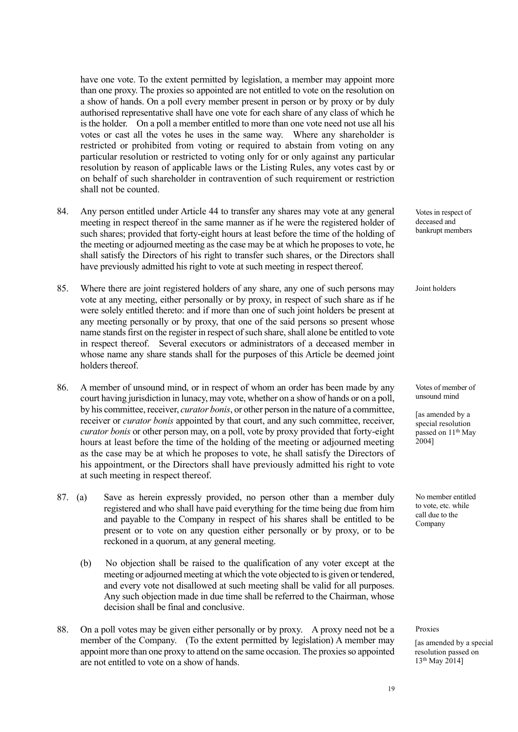have one vote. To the extent permitted by legislation, a member may appoint more than one proxy. The proxies so appointed are not entitled to vote on the resolution on a show of hands. On a poll every member present in person or by proxy or by duly authorised representative shall have one vote for each share of any class of which he is the holder. On a poll a member entitled to more than one vote need not use all his votes or cast all the votes he uses in the same way. Where any shareholder is restricted or prohibited from voting or required to abstain from voting on any particular resolution or restricted to voting only for or only against any particular resolution by reason of applicable laws or the Listing Rules, any votes cast by or on behalf of such shareholder in contravention of such requirement or restriction shall not be counted.

84. Any person entitled under Article 44 to transfer any shares may vote at any general meeting in respect thereof in the same manner as if he were the registered holder of such shares; provided that forty-eight hours at least before the time of the holding of the meeting or adjourned meeting as the case may be at which he proposes to vote, he shall satisfy the Directors of his right to transfer such shares, or the Directors shall have previously admitted his right to vote at such meeting in respect thereof.

*Votes in respect of deceased and bankrupt members*

85. Where there are joint registered holders of any share, any one of such persons may vote at any meeting, either personally or by proxy, in respect of such share as if he were solely entitled thereto: and if more than one of such joint holders be present at any meeting personally or by proxy, that one of the said persons so present whose name stands first on the register in respect of such share, shall alone be entitled to vote in respect thereof. Several executors or administrators of a deceased member in whose name any share stands shall for the purposes of this Article be deemed joint holders thereof.

*Joint holders*

86. A member of unsound mind, or in respect of whom an order has been made by any court having jurisdiction in lunacy, may vote, whether on a show of hands or on a poll, by his committee, receiver, *curator bonis*, or other person in the nature of a committee, receiver or *curator bonis* appointed by that court, and any such committee, receiver, *curator bonis* or other person may, on a poll, vote by proxy provided that forty-eight hours at least before the time of the holding of the meeting or adjourned meeting as the case may be at which he proposes to vote, he shall satisfy the Directors of his appointment, or the Directors shall have previously admitted his right to vote at such meeting in respect thereof.

*Votes of member of unsound mind*

*[as amended by a special resolution passed on 11th May 2004]*

87. (a) Save as herein expressly provided, no person other than a member duly registered and who shall have paid everything for the time being due from him and payable to the Company in respect of his shares shall be entitled to be present or to vote on any question either personally or by proxy, or to be reckoned in a quorum, at any general meeting.

(b) No objection shall be raised to the qualification of any voter except at the meeting or adjourned meeting at which the vote objected to is given or tendered, and every vote not disallowed at such meeting shall be valid for all purposes. Any such objection made in due time shall be referred to the Chairman, whose decision shall be final and conclusive.

*No member entitled to vote, etc. while call due to the Company*

88. On a poll votes may be given either personally or by proxy. A proxy need not be a member of the Company. (To the extent permitted by legislation) A member may appoint more than one proxy to attend on the same occasion. The proxies so appointed are not entitled to vote on a show of hands.

*Proxies*

*[as amended by a special resolution passed on 13th May 2014]*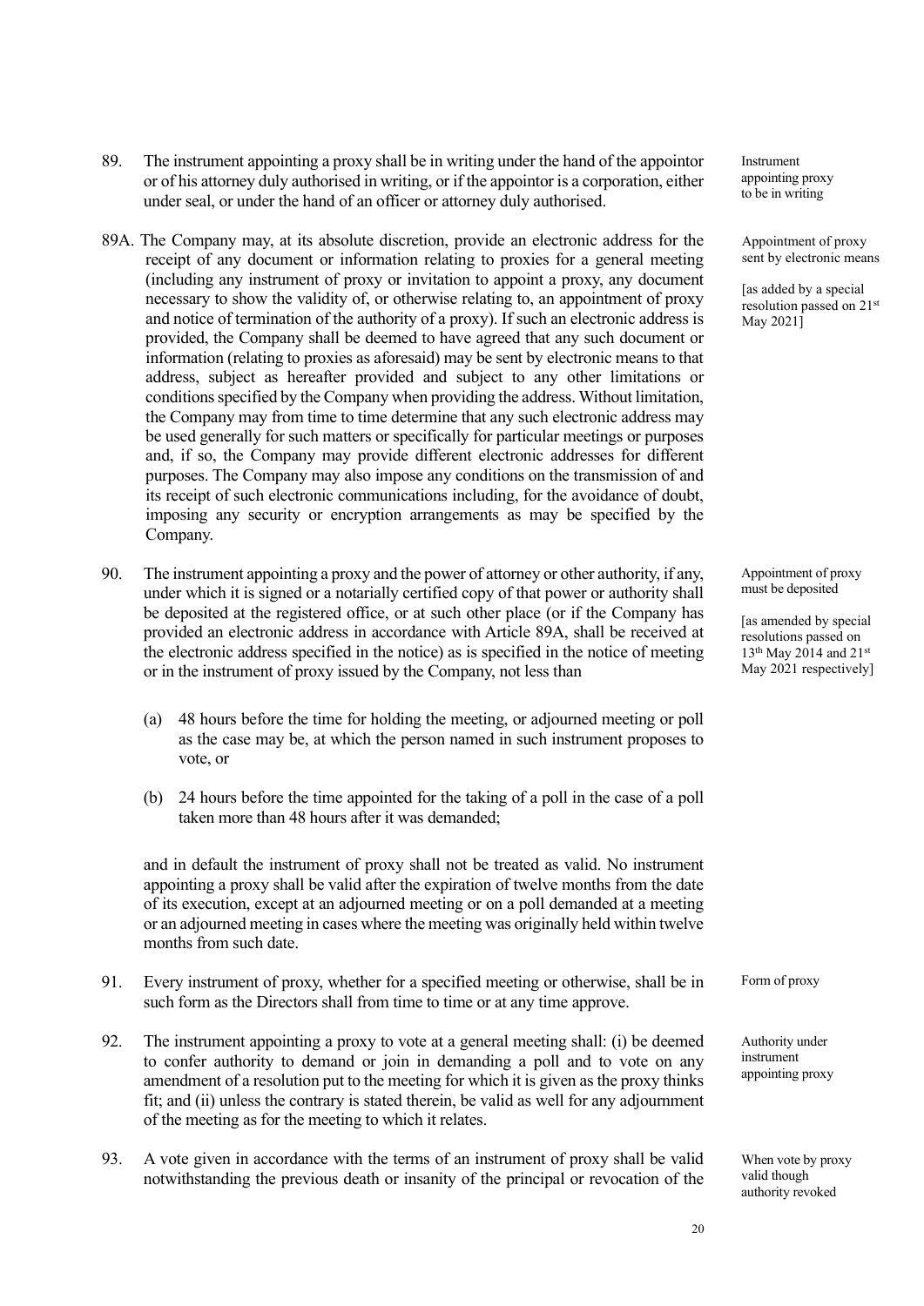89. The instrument appointing a proxy shall be in writing under the hand of the appointor or of his attorney duly authorised in writing, or if the appointor is a corporation, either under seal, or under the hand of an officer or attorney duly authorised.

*Instrument appointing proxy to be in writing*

89A. The Company may, at its absolute discretion, provide an electronic address for the receipt of any document or information relating to proxies for a general meeting (including any instrument of proxy or invitation to appoint a proxy, any document necessary to show the validity of, or otherwise relating to, an appointment of proxy and notice of termination of the authority of a proxy). If such an electronic address is provided, the Company shall be deemed to have agreed that any such document or information (relating to proxies as aforesaid) may be sent by electronic means to that address, subject as hereafter provided and subject to any other limitations or conditions specified by the Company when providing the address. Without limitation, the Company may from time to time determine that any such electronic address may be used generally for such matters or specifically for particular meetings or purposes and, if so, the Company may provide different electronic addresses for different purposes. The Company may also impose any conditions on the transmission of and its receipt of such electronic communications including, for the avoidance of doubt, imposing any security or encryption arrangements as may be specified by the Company.

*Appointment of proxy sent by electronic means*

*[as added by a special resolution passed on 21st May 2021]*

90. The instrument appointing a proxy and the power of attorney or other authority, if any, under which it is signed or a notarially certified copy of that power or authority shall be deposited at the registered office, or at such other place (or if the Company has provided an electronic address in accordance with Article 89A, shall be received at the electronic address specified in the notice) as is specified in the notice of meeting or in the instrument of proxy issued by the Company, not less than

*Appointment of proxy must be deposited*

*[as amended by special resolutions passed on 13th May 2014 and 21st May 2021 respectively]*

(a) 48 hours before the time for holding the meeting, or adjourned meeting or poll as the case may be, at which the person named in such instrument proposes to vote, or

(b) 24 hours before the time appointed for the taking of a poll in the case of a poll taken more than 48 hours after it was demanded;

and in default the instrument of proxy shall not be treated as valid. No instrument appointing a proxy shall be valid after the expiration of twelve months from the date of its execution, except at an adjourned meeting or on a poll demanded at a meeting or an adjourned meeting in cases where the meeting was originally held within twelve months from such date.

91. Every instrument of proxy, whether for a specified meeting or otherwise, shall be in such form as the Directors shall from time to time or at any time approve.

*Form of proxy*

92. The instrument appointing a proxy to vote at a general meeting shall: (i) be deemed to confer authority to demand or join in demanding a poll and to vote on any amendment of a resolution put to the meeting for which it is given as the proxy thinks fit; and (ii) unless the contrary is stated therein, be valid as well for any adjournment of the meeting as for the meeting to which it relates.

*Authority under instrument appointing proxy*

93. A vote given in accordance with the terms of an instrument of proxy shall be valid notwithstanding the previous death or insanity of the principal or revocation of the

*When vote by proxy valid though authority revoked*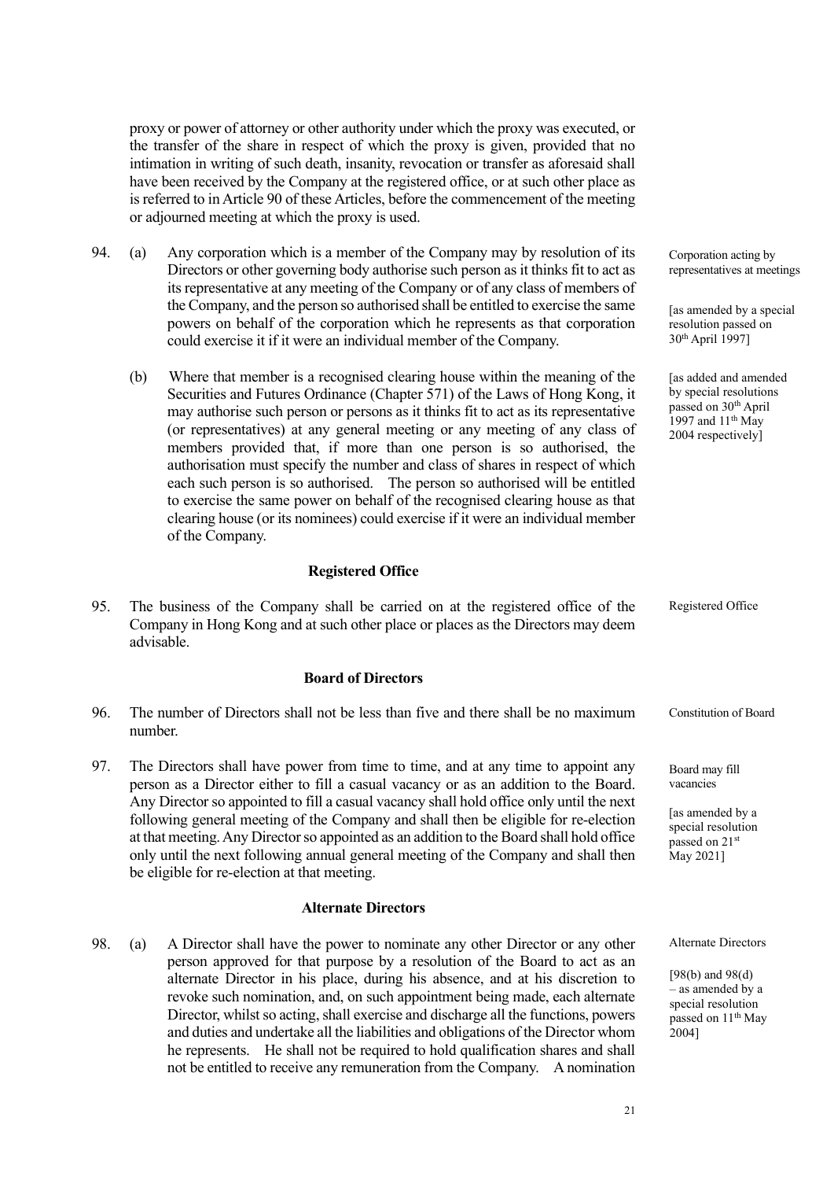proxy or power of attorney or other authority under which the proxy was executed, or the transfer of the share in respect of which the proxy is given, provided that no intimation in writing of such death, insanity, revocation or transfer as aforesaid shall have been received by the Company at the registered office, or at such other place as is referred to in Article 90 of these Articles, before the commencement of the meeting or adjourned meeting at which the proxy is used.

94. (a) Any corporation which is a member of the Company may by resolution of its Directors or other governing body authorise such person as it thinks fit to act as its representative at any meeting of the Company or of any class of members of the Company, and the person so authorised shall be entitled to exercise the same powers on behalf of the corporation which he represents as that corporation could exercise it if it were an individual member of the Company.

*Corporation acting by representatives at meetings*

*[as amended by a special resolution passed on 30th April 1997]*

(b) Where that member is a recognised clearing house within the meaning of the Securities and Futures Ordinance (Chapter 571) of the Laws of Hong Kong, it may authorise such person or persons as it thinks fit to act as its representative (or representatives) at any general meeting or any meeting of any class of members provided that, if more than one person is so authorised, the authorisation must specify the number and class of shares in respect of which each such person is so authorised. The person so authorised will be entitled to exercise the same power on behalf of the recognised clearing house as that clearing house (or its nominees) could exercise if it were an individual member of the Company.

*[as added and amended by special resolutions passed on 30th April 1997 and 11th May 2004 respectively]*

## Registered Office

95. The business of the Company shall be carried on at the registered office of the Company in Hong Kong and at such other place or places as the Directors may deem advisable.

*Registered Office*

## Board of Directors

96. The number of Directors shall not be less than five and there shall be no maximum number.

*Constitution of Board*

97. The Directors shall have power from time to time, and at any time to appoint any person as a Director either to fill a casual vacancy or as an addition to the Board. Any Director so appointed to fill a casual vacancy shall hold office only until the next following general meeting of the Company and shall then be eligible for re-election at that meeting. Any Director so appointed as an addition to the Board shall hold office only until the next following annual general meeting of the Company and shall then be eligible for re-election at that meeting.

*Board may fill vacancies*

*[as amended by a special resolution passed on 21st May 2021]*

## Alternate Directors

98. (a) A Director shall have the power to nominate any other Director or any other person approved for that purpose by a resolution of the Board to act as an alternate Director in his place, during his absence, and at his discretion to revoke such nomination, and, on such appointment being made, each alternate Director, whilst so acting, shall exercise and discharge all the functions, powers and duties and undertake all the liabilities and obligations of the Director whom he represents. He shall not be required to hold qualification shares and shall not be entitled to receive any remuneration from the Company. A nomination

*Alternate Directors*

*[98(b) and 98(d) – as amended by a special resolution passed on 11th May 2004]*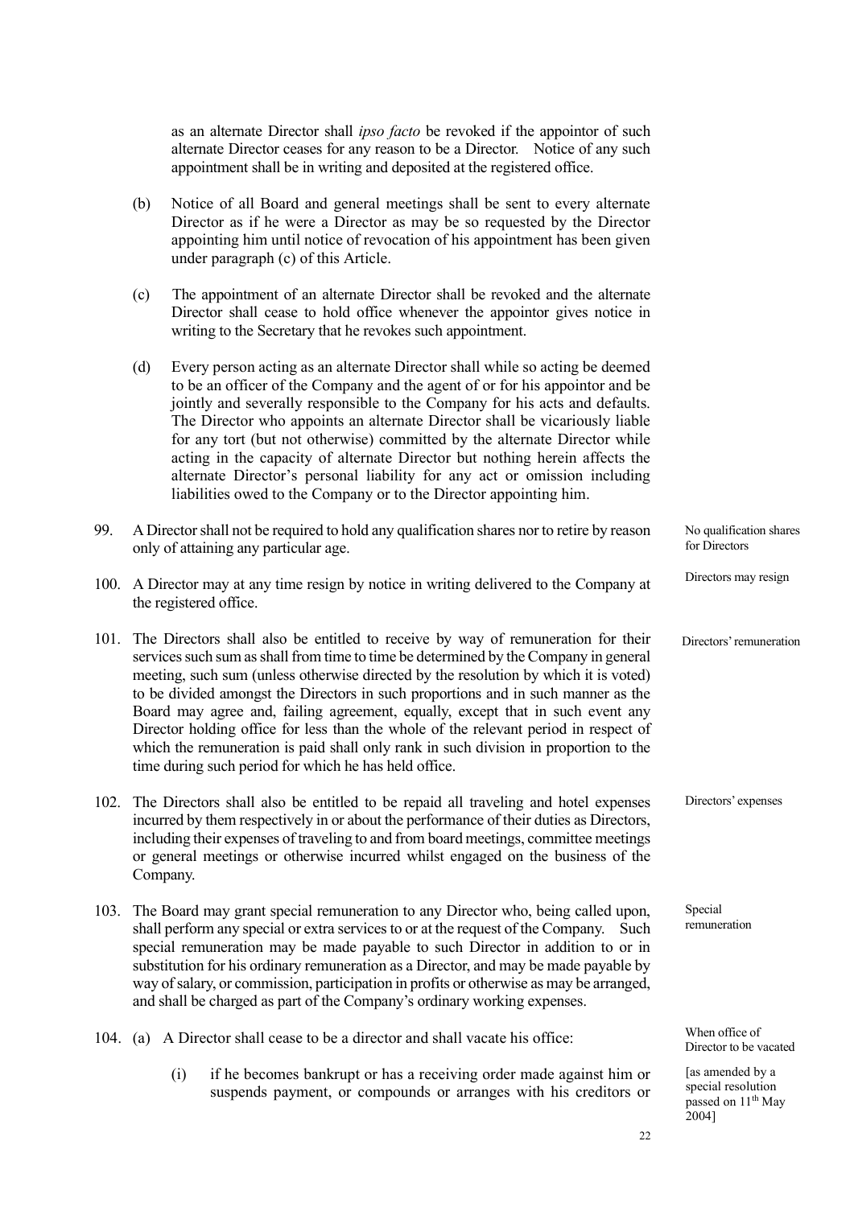as an alternate Director shall *ipso facto* be revoked if the appointor of such alternate Director ceases for any reason to be a Director. Notice of any such appointment shall be in writing and deposited at the registered office.

(b) Notice of all Board and general meetings shall be sent to every alternate Director as if he were a Director as may be so requested by the Director appointing him until notice of revocation of his appointment has been given under paragraph (c) of this Article.

(c) The appointment of an alternate Director shall be revoked and the alternate Director shall cease to hold office whenever the appointor gives notice in writing to the Secretary that he revokes such appointment.

(d) Every person acting as an alternate Director shall while so acting be deemed to be an officer of the Company and the agent of or for his appointor and be jointly and severally responsible to the Company for his acts and defaults. The Director who appoints an alternate Director shall be vicariously liable for any tort (but not otherwise) committed by the alternate Director while acting in the capacity of alternate Director but nothing herein affects the alternate Director's personal liability for any act or omission including liabilities owed to the Company or to the Director appointing him.

*No qualification shares for Directors*

99. A Director shall not be required to hold any qualification shares nor to retire by reason only of attaining any particular age.

*Directors may resign*

100. A Director may at any time resign by notice in writing delivered to the Company at the registered office.

*Directors' remuneration*

101. The Directors shall also be entitled to receive by way of remuneration for their services such sum as shall from time to time be determined by the Company in general meeting, such sum (unless otherwise directed by the resolution by which it is voted) to be divided amongst the Directors in such proportions and in such manner as the Board may agree and, failing agreement, equally, except that in such event any Director holding office for less than the whole of the relevant period in respect of which the remuneration is paid shall only rank in such division in proportion to the time during such period for which he has held office.

*Directors' expenses*

102. The Directors shall also be entitled to be repaid all traveling and hotel expenses incurred by them respectively in or about the performance of their duties as Directors, including their expenses of traveling to and from board meetings, committee meetings or general meetings or otherwise incurred whilst engaged on the business of the Company.

*Special remuneration*

103. The Board may grant special remuneration to any Director who, being called upon, shall perform any special or extra services to or at the request of the Company. Such special remuneration may be made payable to such Director in addition to or in substitution for his ordinary remuneration as a Director, and may be made payable by way of salary, or commission, participation in profits or otherwise as may be arranged, and shall be charged as part of the Company's ordinary working expenses.

*When office of Director to be vacated*

*[as amended by a special resolution passed on 11th May 2004]*

104. (a) A Director shall cease to be a director and shall vacate his office:

(i) if he becomes bankrupt or has a receiving order made against him or suspends payment, or compounds or arranges with his creditors or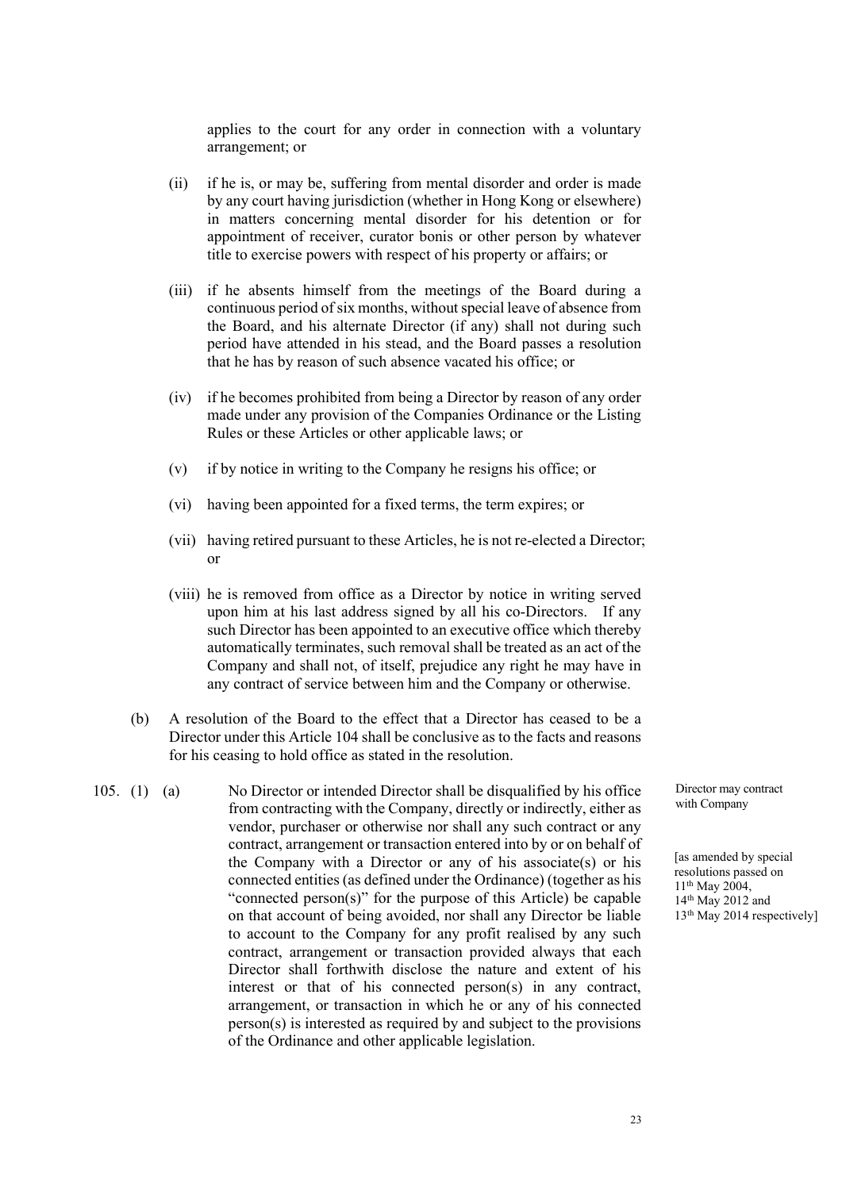applies to the court for any order in connection with a voluntary arrangement; or

(ii) if he is, or may be, suffering from mental disorder and order is made by any court having jurisdiction (whether in Hong Kong or elsewhere) in matters concerning mental disorder for his detention or for appointment of receiver, curator bonis or other person by whatever title to exercise powers with respect of his property or affairs; or

(iii) if he absents himself from the meetings of the Board during a continuous period of six months, without special leave of absence from the Board, and his alternate Director (if any) shall not during such period have attended in his stead, and the Board passes a resolution that he has by reason of such absence vacated his office; or

(iv) if he becomes prohibited from being a Director by reason of any order made under any provision of the Companies Ordinance or the Listing Rules or these Articles or other applicable laws; or

(v) if by notice in writing to the Company he resigns his office; or

(vi) having been appointed for a fixed terms, the term expires; or

(vii) having retired pursuant to these Articles, he is not re-elected a Director; or

(viii) he is removed from office as a Director by notice in writing served upon him at his last address signed by all his co-Directors. If any such Director has been appointed to an executive office which thereby automatically terminates, such removal shall be treated as an act of the Company and shall not, of itself, prejudice any right he may have in any contract of service between him and the Company or otherwise.

(b) A resolution of the Board to the effect that a Director has ceased to be a Director under this Article 104 shall be conclusive as to the facts and reasons for his ceasing to hold office as stated in the resolution.

Director may contract with Company

[as amended by special resolutions passed on 11th May 2004, 14th May 2012 and 13th May 2014 respectively]

105. (1) (a) No Director or intended Director shall be disqualified by his office from contracting with the Company, directly or indirectly, either as vendor, purchaser or otherwise nor shall any such contract or any contract, arrangement or transaction entered into by or on behalf of the Company with a Director or any of his associate(s) or his connected entities (as defined under the Ordinance) (together as his "connected person(s)" for the purpose of this Article) be capable on that account of being avoided, nor shall any Director be liable to account to the Company for any profit realised by any such contract, arrangement or transaction provided always that each Director shall forthwith disclose the nature and extent of his interest or that of his connected person(s) in any contract, arrangement, or transaction in which he or any of his connected person(s) is interested as required by and subject to the provisions of the Ordinance and other applicable legislation.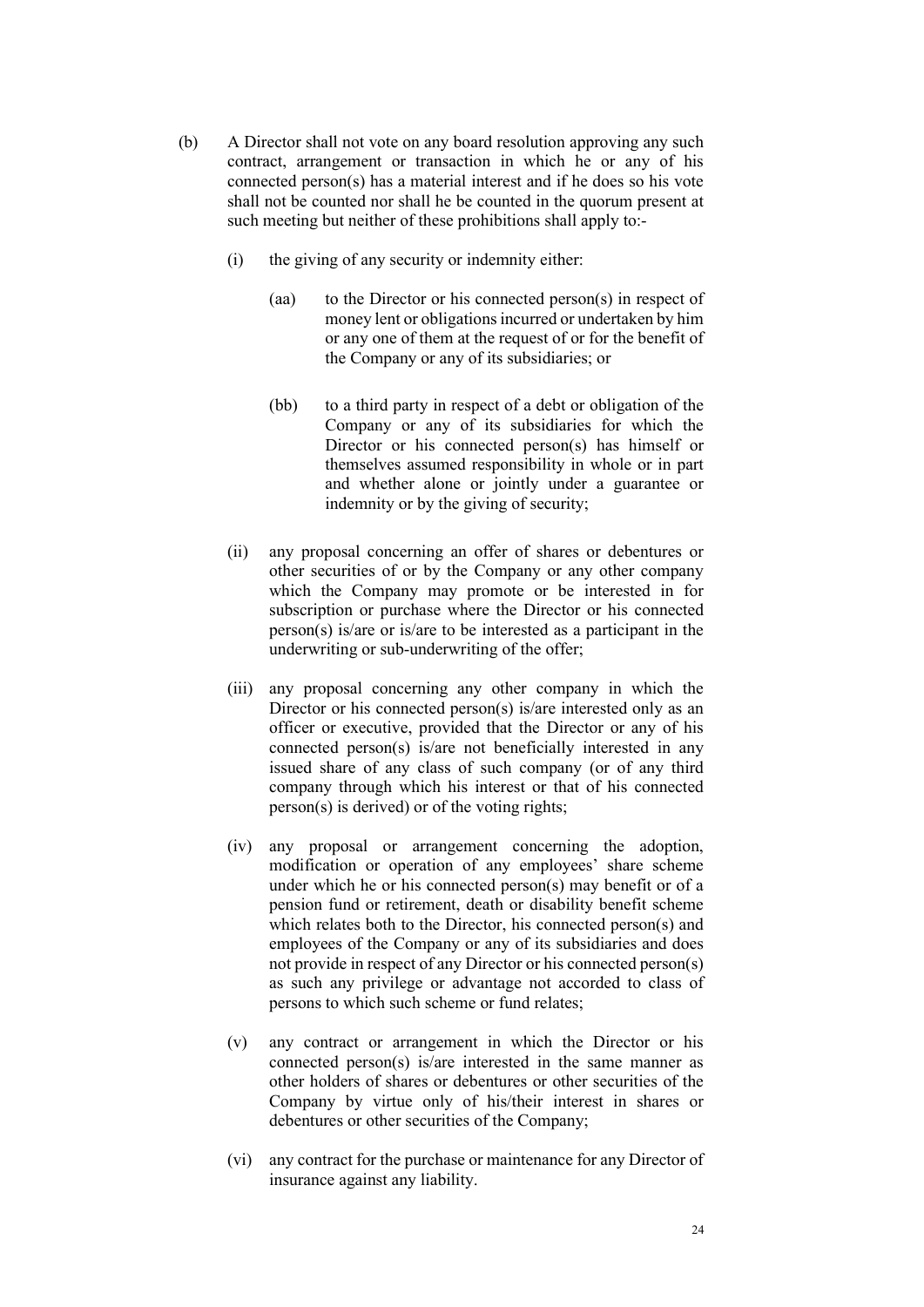(b) A Director shall not vote on any board resolution approving any such contract, arrangement or transaction in which he or any of his connected person(s) has a material interest and if he does so his vote shall not be counted nor shall he be counted in the quorum present at such meeting but neither of these prohibitions shall apply to:-

   (i) the giving of any security or indemnity either:

      (aa) to the Director or his connected person(s) in respect of money lent or obligations incurred or undertaken by him or any one of them at the request of or for the benefit of the Company or any of its subsidiaries; or

      (bb) to a third party in respect of a debt or obligation of the Company or any of its subsidiaries for which the Director or his connected person(s) has himself or themselves assumed responsibility in whole or in part and whether alone or jointly under a guarantee or indemnity or by the giving of security;

   (ii) any proposal concerning an offer of shares or debentures or other securities of or by the Company or any other company which the Company may promote or be interested in for subscription or purchase where the Director or his connected person(s) is/are or is/are to be interested as a participant in the underwriting or sub-underwriting of the offer;

   (iii) any proposal concerning any other company in which the Director or his connected person(s) is/are interested only as an officer or executive, provided that the Director or any of his connected person(s) is/are not beneficially interested in any issued share of any class of such company (or of any third company through which his interest or that of his connected person(s) is derived) or of the voting rights;

   (iv) any proposal or arrangement concerning the adoption, modification or operation of any employees' share scheme under which he or his connected person(s) may benefit or of a pension fund or retirement, death or disability benefit scheme which relates both to the Director, his connected person(s) and employees of the Company or any of its subsidiaries and does not provide in respect of any Director or his connected person(s) as such any privilege or advantage not accorded to class of persons to which such scheme or fund relates;

   (v) any contract or arrangement in which the Director or his connected person(s) is/are interested in the same manner as other holders of shares or debentures or other securities of the Company by virtue only of his/their interest in shares or debentures or other securities of the Company;

   (vi) any contract for the purchase or maintenance for any Director of insurance against any liability.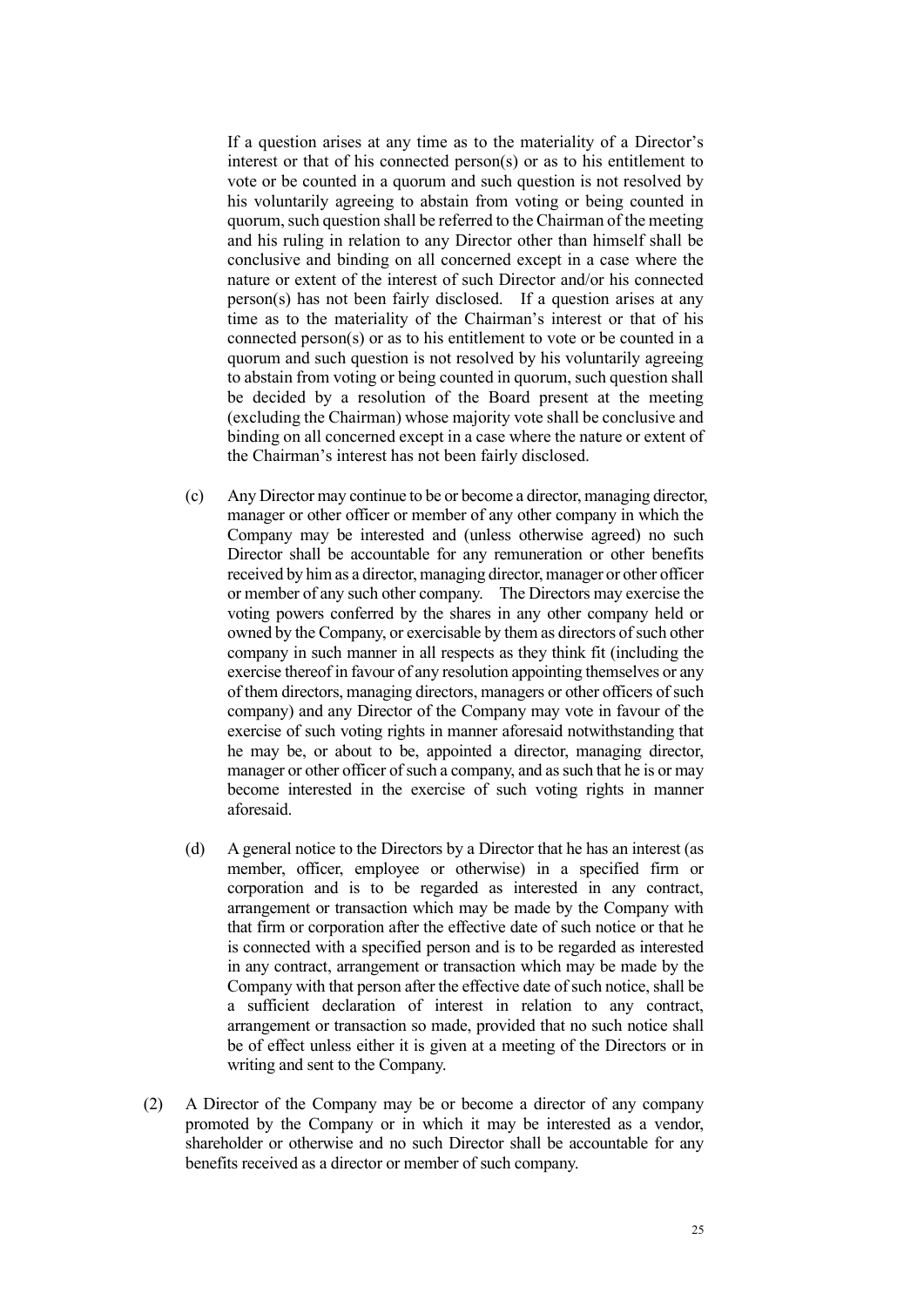If a question arises at any time as to the materiality of a Director's interest or that of his connected person(s) or as to his entitlement to vote or be counted in a quorum and such question is not resolved by his voluntarily agreeing to abstain from voting or being counted in quorum, such question shall be referred to the Chairman of the meeting and his ruling in relation to any Director other than himself shall be conclusive and binding on all concerned except in a case where the nature or extent of the interest of such Director and/or his connected person(s) has not been fairly disclosed. If a question arises at any time as to the materiality of the Chairman's interest or that of his connected person(s) or as to his entitlement to vote or be counted in a quorum and such question is not resolved by his voluntarily agreeing to abstain from voting or being counted in quorum, such question shall be decided by a resolution of the Board present at the meeting (excluding the Chairman) whose majority vote shall be conclusive and binding on all concerned except in a case where the nature or extent of the Chairman's interest has not been fairly disclosed.

(c) Any Director may continue to be or become a director, managing director, manager or other officer or member of any other company in which the Company may be interested and (unless otherwise agreed) no such Director shall be accountable for any remuneration or other benefits received by him as a director, managing director, manager or other officer or member of any such other company. The Directors may exercise the voting powers conferred by the shares in any other company held or owned by the Company, or exercisable by them as directors of such other company in such manner in all respects as they think fit (including the exercise thereof in favour of any resolution appointing themselves or any of them directors, managing directors, managers or other officers of such company) and any Director of the Company may vote in favour of the exercise of such voting rights in manner aforesaid notwithstanding that he may be, or about to be, appointed a director, managing director, manager or other officer of such a company, and as such that he is or may become interested in the exercise of such voting rights in manner aforesaid.

(d) A general notice to the Directors by a Director that he has an interest (as member, officer, employee or otherwise) in a specified firm or corporation and is to be regarded as interested in any contract, arrangement or transaction which may be made by the Company with that firm or corporation after the effective date of such notice or that he is connected with a specified person and is to be regarded as interested in any contract, arrangement or transaction which may be made by the Company with that person after the effective date of such notice, shall be a sufficient declaration of interest in relation to any contract, arrangement or transaction so made, provided that no such notice shall be of effect unless either it is given at a meeting of the Directors or in writing and sent to the Company.

(2) A Director of the Company may be or become a director of any company promoted by the Company or in which it may be interested as a vendor, shareholder or otherwise and no such Director shall be accountable for any benefits received as a director or member of such company.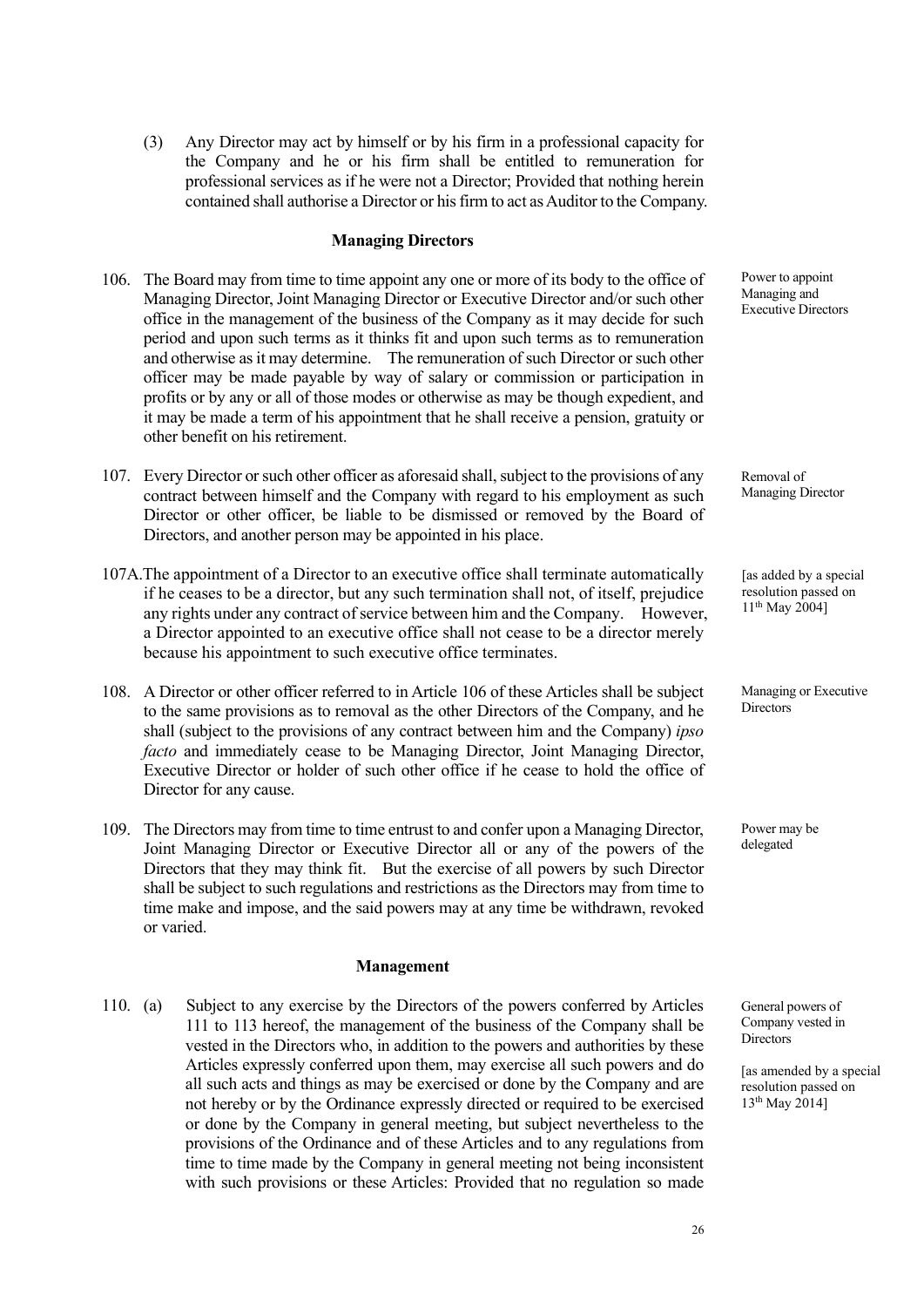(3) Any Director may act by himself or by his firm in a professional capacity for the Company and he or his firm shall be entitled to remuneration for professional services as if he were not a Director; Provided that nothing herein contained shall authorise a Director or his firm to act as Auditor to the Company.

### Managing Directors

Power to appoint Managing and Executive Directors

106. The Board may from time to time appoint any one or more of its body to the office of Managing Director, Joint Managing Director or Executive Director and/or such other office in the management of the business of the Company as it may decide for such period and upon such terms as it thinks fit and upon such terms as to remuneration and otherwise as it may determine. The remuneration of such Director or such other officer may be made payable by way of salary or commission or participation in profits or by any or all of those modes or otherwise as may be though expedient, and it may be made a term of his appointment that he shall receive a pension, gratuity or other benefit on his retirement.

Removal of Managing Director

107. Every Director or such other officer as aforesaid shall, subject to the provisions of any contract between himself and the Company with regard to his employment as such Director or other officer, be liable to be dismissed or removed by the Board of Directors, and another person may be appointed in his place.

[as added by a special resolution passed on 11th May 2004]

107A. The appointment of a Director to an executive office shall terminate automatically if he ceases to be a director, but any such termination shall not, of itself, prejudice any rights under any contract of service between him and the Company. However, a Director appointed to an executive office shall not cease to be a director merely because his appointment to such executive office terminates.

Managing or Executive Directors

108. A Director or other officer referred to in Article 106 of these Articles shall be subject to the same provisions as to removal as the other Directors of the Company, and he shall (subject to the provisions of any contract between him and the Company) *ipso facto* and immediately cease to be Managing Director, Joint Managing Director, Executive Director or holder of such other office if he cease to hold the office of Director for any cause.

Power may be delegated

109. The Directors may from time to time entrust to and confer upon a Managing Director, Joint Managing Director or Executive Director all or any of the powers of the Directors that they may think fit. But the exercise of all powers by such Director shall be subject to such regulations and restrictions as the Directors may from time to time make and impose, and the said powers may at any time be withdrawn, revoked or varied.

### Management

General powers of Company vested in Directors

[as amended by a special resolution passed on 13th May 2014]

110. (a) Subject to any exercise by the Directors of the powers conferred by Articles 111 to 113 hereof, the management of the business of the Company shall be vested in the Directors who, in addition to the powers and authorities by these Articles expressly conferred upon them, may exercise all such powers and do all such acts and things as may be exercised or done by the Company and are not hereby or by the Ordinance expressly directed or required to be exercised or done by the Company in general meeting, but subject nevertheless to the provisions of the Ordinance and of these Articles and to any regulations from time to time made by the Company in general meeting not being inconsistent with such provisions or these Articles: Provided that no regulation so made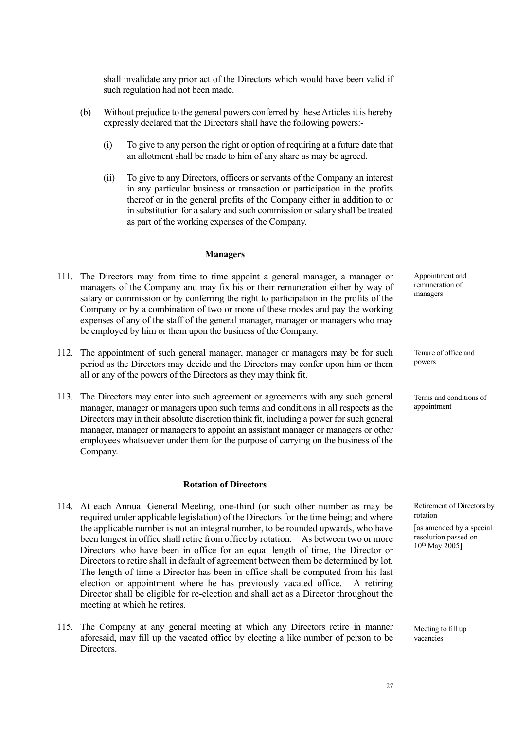shall invalidate any prior act of the Directors which would have been valid if such regulation had not been made.

(b) Without prejudice to the general powers conferred by these Articles it is hereby expressly declared that the Directors shall have the following powers:-

(i) To give to any person the right or option of requiring at a future date that an allotment shall be made to him of any share as may be agreed.

(ii) To give to any Directors, officers or servants of the Company an interest in any particular business or transaction or participation in the profits thereof or in the general profits of the Company either in addition to or in substitution for a salary and such commission or salary shall be treated as part of the working expenses of the Company.

## Managers

111. The Directors may from time to time appoint a general manager, a manager or managers of the Company and may fix his or their remuneration either by way of salary or commission or by conferring the right to participation in the profits of the Company or by a combination of two or more of these modes and pay the working expenses of any of the staff of the general manager, manager or managers who may be employed by him or them upon the business of the Company.

*Appointment and remuneration of managers*

112. The appointment of such general manager, manager or managers may be for such period as the Directors may decide and the Directors may confer upon him or them all or any of the powers of the Directors as they may think fit.

*Tenure of office and powers*

113. The Directors may enter into such agreement or agreements with any such general manager, manager or managers upon such terms and conditions in all respects as the Directors may in their absolute discretion think fit, including a power for such general manager, manager or managers to appoint an assistant manager or managers or other employees whatsoever under them for the purpose of carrying on the business of the Company.

*Terms and conditions of appointment*

## Rotation of Directors

114. At each Annual General Meeting, one-third (or such other number as may be required under applicable legislation) of the Directors for the time being; and where the applicable number is not an integral number, to be rounded upwards, who have been longest in office shall retire from office by rotation. As between two or more Directors who have been in office for an equal length of time, the Director or Directors to retire shall in default of agreement between them be determined by lot. The length of time a Director has been in office shall be computed from his last election or appointment where he has previously vacated office. A retiring Director shall be eligible for re-election and shall act as a Director throughout the meeting at which he retires.

*Retirement of Directors by rotation*

*[as amended by a special resolution passed on 10th May 2005]*

115. The Company at any general meeting at which any Directors retire in manner aforesaid, may fill up the vacated office by electing a like number of person to be Directors.

*Meeting to fill up vacancies*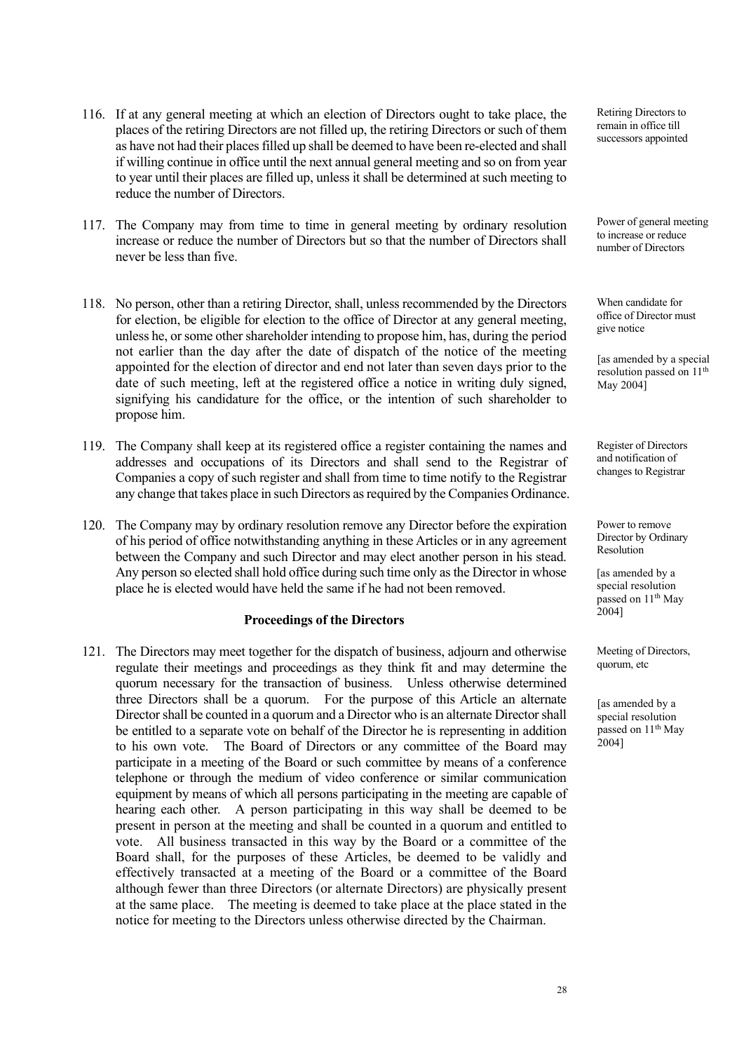116. If at any general meeting at which an election of Directors ought to take place, the places of the retiring Directors are not filled up, the retiring Directors or such of them as have not had their places filled up shall be deemed to have been re-elected and shall if willing continue in office until the next annual general meeting and so on from year to year until their places are filled up, unless it shall be determined at such meeting to reduce the number of Directors.

*Retiring Directors to remain in office till successors appointed*

117. The Company may from time to time in general meeting by ordinary resolution increase or reduce the number of Directors but so that the number of Directors shall never be less than five.

*Power of general meeting to increase or reduce number of Directors*

118. No person, other than a retiring Director, shall, unless recommended by the Directors for election, be eligible for election to the office of Director at any general meeting, unless he, or some other shareholder intending to propose him, has, during the period not earlier than the day after the date of dispatch of the notice of the meeting appointed for the election of director and end not later than seven days prior to the date of such meeting, left at the registered office a notice in writing duly signed, signifying his candidature for the office, or the intention of such shareholder to propose him.

*When candidate for office of Director must give notice*

*[as amended by a special resolution passed on 11th May 2004]*

119. The Company shall keep at its registered office a register containing the names and addresses and occupations of its Directors and shall send to the Registrar of Companies a copy of such register and shall from time to time notify to the Registrar any change that takes place in such Directors as required by the Companies Ordinance.

*Register of Directors and notification of changes to Registrar*

120. The Company may by ordinary resolution remove any Director before the expiration of his period of office notwithstanding anything in these Articles or in any agreement between the Company and such Director and may elect another person in his stead. Any person so elected shall hold office during such time only as the Director in whose place he is elected would have held the same if he had not been removed.

*Power to remove Director by Ordinary Resolution*

*[as amended by a special resolution passed on 11th May 2004]*

**Proceedings of the Directors**

121. The Directors may meet together for the dispatch of business, adjourn and otherwise regulate their meetings and proceedings as they think fit and may determine the quorum necessary for the transaction of business. Unless otherwise determined three Directors shall be a quorum. For the purpose of this Article an alternate Director shall be counted in a quorum and a Director who is an alternate Director shall be entitled to a separate vote on behalf of the Director he is representing in addition to his own vote. The Board of Directors or any committee of the Board may participate in a meeting of the Board or such committee by means of a conference telephone or through the medium of video conference or similar communication equipment by means of which all persons participating in the meeting are capable of hearing each other. A person participating in this way shall be deemed to be present in person at the meeting and shall be counted in a quorum and entitled to vote. All business transacted in this way by the Board or a committee of the Board shall, for the purposes of these Articles, be deemed to be validly and effectively transacted at a meeting of the Board or a committee of the Board although fewer than three Directors (or alternate Directors) are physically present at the same place. The meeting is deemed to take place at the place stated in the notice for meeting to the Directors unless otherwise directed by the Chairman.

*Meeting of Directors, quorum, etc*

*[as amended by a special resolution passed on 11th May 2004]*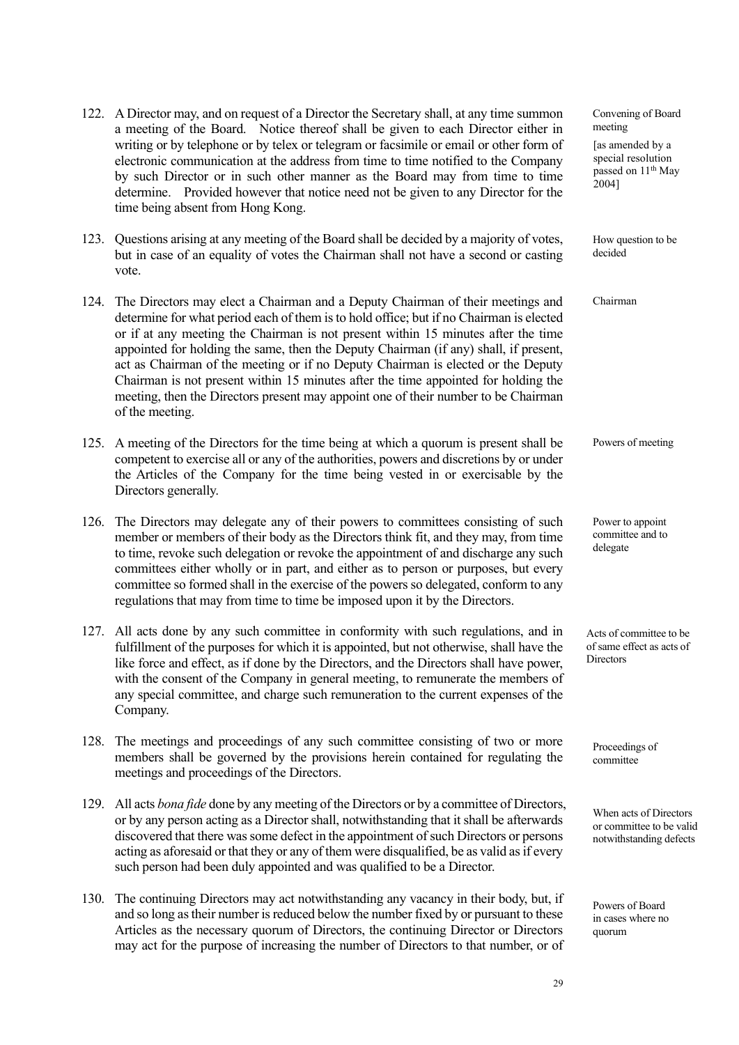122. A Director may, and on request of a Director the Secretary shall, at any time summon a meeting of the Board. Notice thereof shall be given to each Director either in writing or by telephone or by telex or telegram or facsimile or email or other form of electronic communication at the address from time to time notified to the Company by such Director or in such other manner as the Board may from time to time determine. Provided however that notice need not be given to any Director for the time being absent from Hong Kong.

*Convening of Board meeting [as amended by a special resolution passed on 11th May 2004]*

123. Questions arising at any meeting of the Board shall be decided by a majority of votes, but in case of an equality of votes the Chairman shall not have a second or casting vote.

*How question to be decided*

124. The Directors may elect a Chairman and a Deputy Chairman of their meetings and determine for what period each of them is to hold office; but if no Chairman is elected or if at any meeting the Chairman is not present within 15 minutes after the time appointed for holding the same, then the Deputy Chairman (if any) shall, if present, act as Chairman of the meeting or if no Deputy Chairman is elected or the Deputy Chairman is not present within 15 minutes after the time appointed for holding the meeting, then the Directors present may appoint one of their number to be Chairman of the meeting.

*Chairman*

125. A meeting of the Directors for the time being at which a quorum is present shall be competent to exercise all or any of the authorities, powers and discretions by or under the Articles of the Company for the time being vested in or exercisable by the Directors generally.

*Powers of meeting*

126. The Directors may delegate any of their powers to committees consisting of such member or members of their body as the Directors think fit, and they may, from time to time, revoke such delegation or revoke the appointment of and discharge any such committees either wholly or in part, and either as to person or purposes, but every committee so formed shall in the exercise of the powers so delegated, conform to any regulations that may from time to time be imposed upon it by the Directors.

*Power to appoint committee and to delegate*

127. All acts done by any such committee in conformity with such regulations, and in fulfillment of the purposes for which it is appointed, but not otherwise, shall have the like force and effect, as if done by the Directors, and the Directors shall have power, with the consent of the Company in general meeting, to remunerate the members of any special committee, and charge such remuneration to the current expenses of the Company.

*Acts of committee to be of same effect as acts of Directors*

128. The meetings and proceedings of any such committee consisting of two or more members shall be governed by the provisions herein contained for regulating the meetings and proceedings of the Directors.

*Proceedings of committee*

129. All acts *bona fide* done by any meeting of the Directors or by a committee of Directors, or by any person acting as a Director shall, notwithstanding that it shall be afterwards discovered that there was some defect in the appointment of such Directors or persons acting as aforesaid or that they or any of them were disqualified, be as valid as if every such person had been duly appointed and was qualified to be a Director.

*When acts of Directors or committee to be valid notwithstanding defects*

130. The continuing Directors may act notwithstanding any vacancy in their body, but, if and so long as their number is reduced below the number fixed by or pursuant to these Articles as the necessary quorum of Directors, the continuing Director or Directors may act for the purpose of increasing the number of Directors to that number, or of

*Powers of Board in cases where no quorum*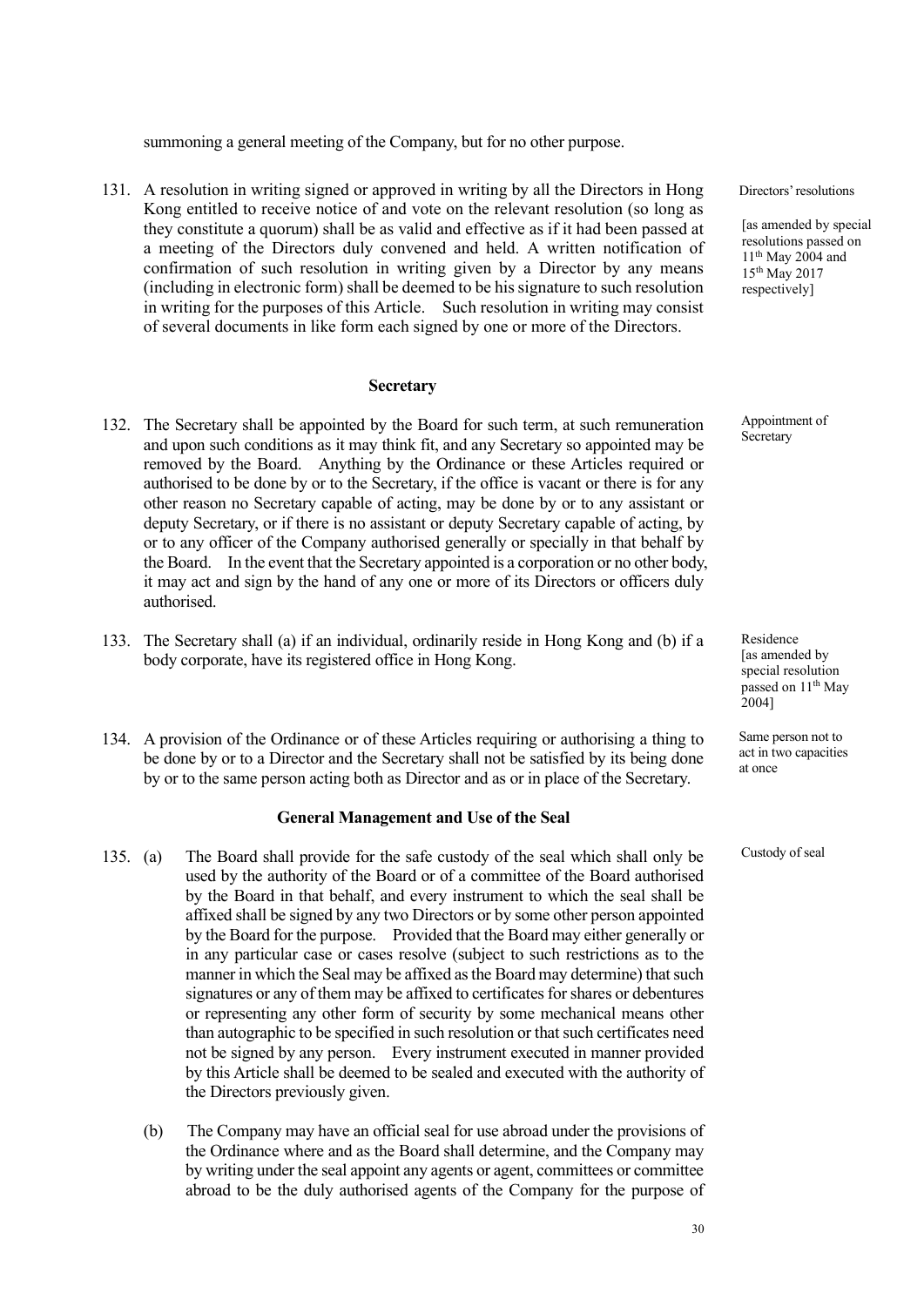summoning a general meeting of the Company, but for no other purpose.

131. A resolution in writing signed or approved in writing by all the Directors in Hong Kong entitled to receive notice of and vote on the relevant resolution (so long as they constitute a quorum) shall be as valid and effective as if it had been passed at a meeting of the Directors duly convened and held. A written notification of confirmation of such resolution in writing given by a Director by any means (including in electronic form) shall be deemed to be his signature to such resolution in writing for the purposes of this Article. Such resolution in writing may consist of several documents in like form each signed by one or more of the Directors.

Directors' resolutions

[as amended by special resolutions passed on 11th May 2004 and 15th May 2017 respectively]

### Secretary

132. The Secretary shall be appointed by the Board for such term, at such remuneration and upon such conditions as it may think fit, and any Secretary so appointed may be removed by the Board. Anything by the Ordinance or these Articles required or authorised to be done by or to the Secretary, if the office is vacant or there is for any other reason no Secretary capable of acting, may be done by or to any assistant or deputy Secretary, or if there is no assistant or deputy Secretary capable of acting, by or to any officer of the Company authorised generally or specially in that behalf by the Board. In the event that the Secretary appointed is a corporation or no other body, it may act and sign by the hand of any one or more of its Directors or officers duly authorised.

Appointment of Secretary

133. The Secretary shall (a) if an individual, ordinarily reside in Hong Kong and (b) if a body corporate, have its registered office in Hong Kong.

Residence [as amended by special resolution passed on 11th May 2004]

134. A provision of the Ordinance or of these Articles requiring or authorising a thing to be done by or to a Director and the Secretary shall not be satisfied by its being done by or to the same person acting both as Director and as or in place of the Secretary.

Same person not to act in two capacities at once

### General Management and Use of the Seal

135. (a) The Board shall provide for the safe custody of the seal which shall only be used by the authority of the Board or of a committee of the Board authorised by the Board in that behalf, and every instrument to which the seal shall be affixed shall be signed by any two Directors or by some other person appointed by the Board for the purpose. Provided that the Board may either generally or in any particular case or cases resolve (subject to such restrictions as to the manner in which the Seal may be affixed as the Board may determine) that such signatures or any of them may be affixed to certificates for shares or debentures or representing any other form of security by some mechanical means other than autographic to be specified in such resolution or that such certificates need not be signed by any person. Every instrument executed in manner provided by this Article shall be deemed to be sealed and executed with the authority of the Directors previously given.

Custody of seal

(b) The Company may have an official seal for use abroad under the provisions of the Ordinance where and as the Board shall determine, and the Company may by writing under the seal appoint any agents or agent, committees or committee abroad to be the duly authorised agents of the Company for the purpose of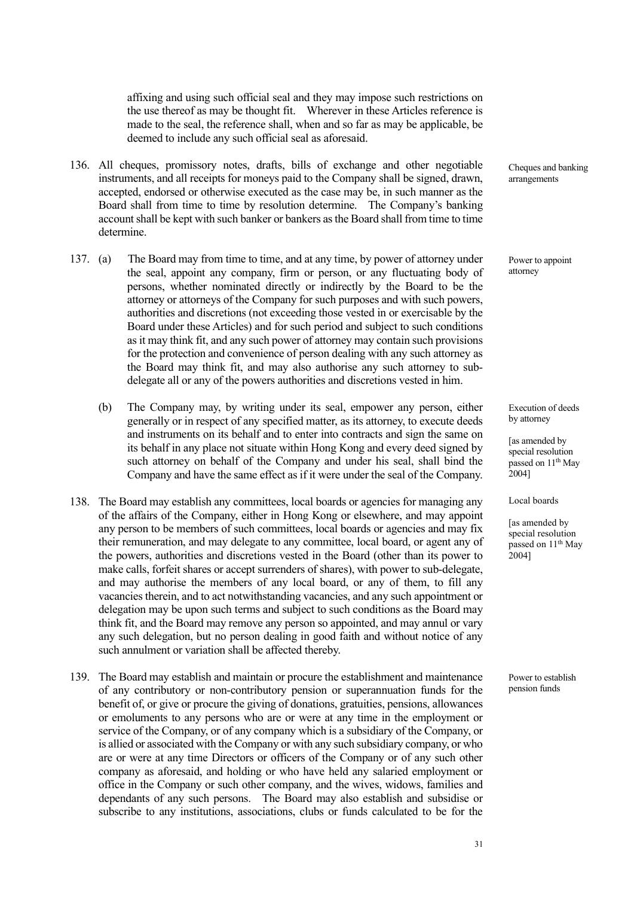affixing and using such official seal and they may impose such restrictions on the use thereof as may be thought fit. Wherever in these Articles reference is made to the seal, the reference shall, when and so far as may be applicable, be deemed to include any such official seal as aforesaid.

136. All cheques, promissory notes, drafts, bills of exchange and other negotiable instruments, and all receipts for moneys paid to the Company shall be signed, drawn, accepted, endorsed or otherwise executed as the case may be, in such manner as the Board shall from time to time by resolution determine. The Company's banking account shall be kept with such banker or bankers as the Board shall from time to time determine.

*Cheques and banking arrangements*

137. (a) The Board may from time to time, and at any time, by power of attorney under the seal, appoint any company, firm or person, or any fluctuating body of persons, whether nominated directly or indirectly by the Board to be the attorney or attorneys of the Company for such purposes and with such powers, authorities and discretions (not exceeding those vested in or exercisable by the Board under these Articles) and for such period and subject to such conditions as it may think fit, and any such power of attorney may contain such provisions for the protection and convenience of person dealing with any such attorney as the Board may think fit, and may also authorise any such attorney to sub-delegate all or any of the powers authorities and discretions vested in him.

*Power to appoint attorney*

(b) The Company may, by writing under its seal, empower any person, either generally or in respect of any specified matter, as its attorney, to execute deeds and instruments on its behalf and to enter into contracts and sign the same on its behalf in any place not situate within Hong Kong and every deed signed by such attorney on behalf of the Company and under his seal, shall bind the Company and have the same effect as if it were under the seal of the Company.

*Execution of deeds by attorney*

*[as amended by special resolution passed on 11th May 2004]*

138. The Board may establish any committees, local boards or agencies for managing any of the affairs of the Company, either in Hong Kong or elsewhere, and may appoint any person to be members of such committees, local boards or agencies and may fix their remuneration, and may delegate to any committee, local board, or agent any of the powers, authorities and discretions vested in the Board (other than its power to make calls, forfeit shares or accept surrenders of shares), with power to sub-delegate, and may authorise the members of any local board, or any of them, to fill any vacancies therein, and to act notwithstanding vacancies, and any such appointment or delegation may be upon such terms and subject to such conditions as the Board may think fit, and the Board may remove any person so appointed, and may annul or vary any such delegation, but no person dealing in good faith and without notice of any such annulment or variation shall be affected thereby.

*Local boards*

*[as amended by special resolution passed on 11th May 2004]*

139. The Board may establish and maintain or procure the establishment and maintenance of any contributory or non-contributory pension or superannuation funds for the benefit of, or give or procure the giving of donations, gratuities, pensions, allowances or emoluments to any persons who are or were at any time in the employment or service of the Company, or of any company which is a subsidiary of the Company, or is allied or associated with the Company or with any such subsidiary company, or who are or were at any time Directors or officers of the Company or of any such other company as aforesaid, and holding or who have held any salaried employment or office in the Company or such other company, and the wives, widows, families and dependants of any such persons. The Board may also establish and subsidise or subscribe to any institutions, associations, clubs or funds calculated to be for the

*Power to establish pension funds*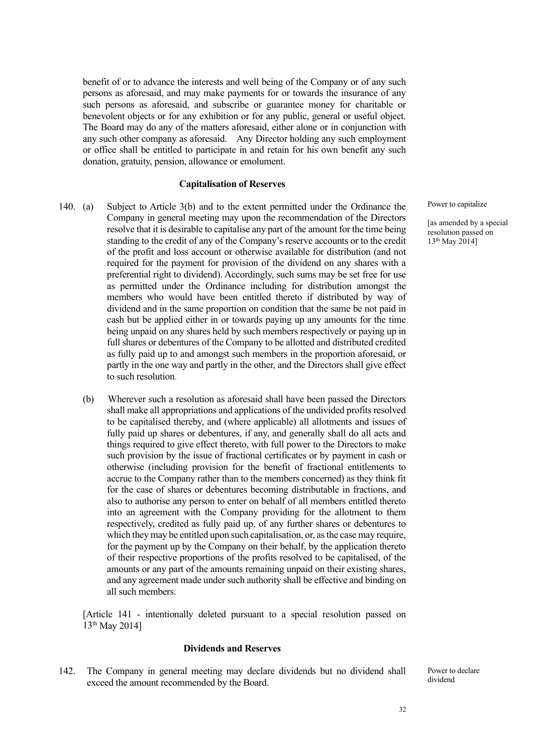benefit of or to advance the interests and well being of the Company or of any such persons as aforesaid, and may make payments for or towards the insurance of any such persons as aforesaid, and subscribe or guarantee money for charitable or benevolent objects or for any exhibition or for any public, general or useful object. The Board may do any of the matters aforesaid, either alone or in conjunction with any such other company as aforesaid. Any Director holding any such employment or office shall be entitled to participate in and retain for his own benefit any such donation, gratuity, pension, allowance or emolument.

### Capitalisation of Reserves

140. (a) Subject to Article 3(b) and to the extent permitted under the Ordinance the Company in general meeting may upon the recommendation of the Directors resolve that it is desirable to capitalise any part of the amount for the time being standing to the credit of any of the Company's reserve accounts or to the credit of the profit and loss account or otherwise available for distribution (and not required for the payment for provision of the dividend on any shares with a preferential right to dividend). Accordingly, such sums may be set free for use as permitted under the Ordinance including for distribution amongst the members who would have been entitled thereto if distributed by way of dividend and in the same proportion on condition that the same be not paid in cash but be applied either in or towards paying up any amounts for the time being unpaid on any shares held by such members respectively or paying up in full shares or debentures of the Company to be allotted and distributed credited as fully paid up to and amongst such members in the proportion aforesaid, or partly in the one way and partly in the other, and the Directors shall give effect to such resolution.

Power to capitalize

[as amended by a special resolution passed on 13th May 2014]

(b) Wherever such a resolution as aforesaid shall have been passed the Directors shall make all appropriations and applications of the undivided profits resolved to be capitalised thereby, and (where applicable) all allotments and issues of fully paid up shares or debentures, if any, and generally shall do all acts and things required to give effect thereto, with full power to the Directors to make such provision by the issue of fractional certificates or by payment in cash or otherwise (including provision for the benefit of fractional entitlements to accrue to the Company rather than to the members concerned) as they think fit for the case of shares or debentures becoming distributable in fractions, and also to authorise any person to enter on behalf of all members entitled thereto into an agreement with the Company providing for the allotment to them respectively, credited as fully paid up, of any further shares or debentures to which they may be entitled upon such capitalisation, or, as the case may require, for the payment up by the Company on their behalf, by the application thereto of their respective proportions of the profits resolved to be capitalised, of the amounts or any part of the amounts remaining unpaid on their existing shares, and any agreement made under such authority shall be effective and binding on all such members.

[Article 141 - intentionally deleted pursuant to a special resolution passed on 13th May 2014]

### Dividends and Reserves

142. The Company in general meeting may declare dividends but no dividend shall exceed the amount recommended by the Board.

Power to declare dividend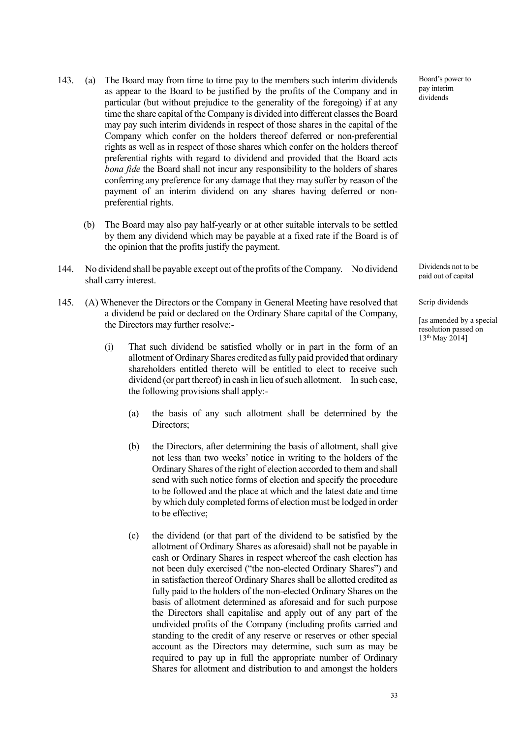143. (a) The Board may from time to time pay to the members such interim dividends as appear to the Board to be justified by the profits of the Company and in particular (but without prejudice to the generality of the foregoing) if at any time the share capital of the Company is divided into different classes the Board may pay such interim dividends in respect of those shares in the capital of the Company which confer on the holders thereof deferred or non-preferential rights as well as in respect of those shares which confer on the holders thereof preferential rights with regard to dividend and provided that the Board acts *bona fide* the Board shall not incur any responsibility to the holders of shares conferring any preference for any damage that they may suffer by reason of the payment of an interim dividend on any shares having deferred or non-preferential rights.

Board's power to pay interim dividends

(b) The Board may also pay half-yearly or at other suitable intervals to be settled by them any dividend which may be payable at a fixed rate if the Board is of the opinion that the profits justify the payment.

144. No dividend shall be payable except out of the profits of the Company. No dividend shall carry interest.

Dividends not to be paid out of capital

145. (A) Whenever the Directors or the Company in General Meeting have resolved that a dividend be paid or declared on the Ordinary Share capital of the Company, the Directors may further resolve:-

Scrip dividends

[as amended by a special resolution passed on 13th May 2014]

(i) That such dividend be satisfied wholly or in part in the form of an allotment of Ordinary Shares credited as fully paid provided that ordinary shareholders entitled thereto will be entitled to elect to receive such dividend (or part thereof) in cash in lieu of such allotment. In such case, the following provisions shall apply:-

(a) the basis of any such allotment shall be determined by the Directors;

(b) the Directors, after determining the basis of allotment, shall give not less than two weeks' notice in writing to the holders of the Ordinary Shares of the right of election accorded to them and shall send with such notice forms of election and specify the procedure to be followed and the place at which and the latest date and time by which duly completed forms of election must be lodged in order to be effective;

(c) the dividend (or that part of the dividend to be satisfied by the allotment of Ordinary Shares as aforesaid) shall not be payable in cash or Ordinary Shares in respect whereof the cash election has not been duly exercised ("the non-elected Ordinary Shares") and in satisfaction thereof Ordinary Shares shall be allotted credited as fully paid to the holders of the non-elected Ordinary Shares on the basis of allotment determined as aforesaid and for such purpose the Directors shall capitalise and apply out of any part of the undivided profits of the Company (including profits carried and standing to the credit of any reserve or reserves or other special account as the Directors may determine, such sum as may be required to pay up in full the appropriate number of Ordinary Shares for allotment and distribution to and amongst the holders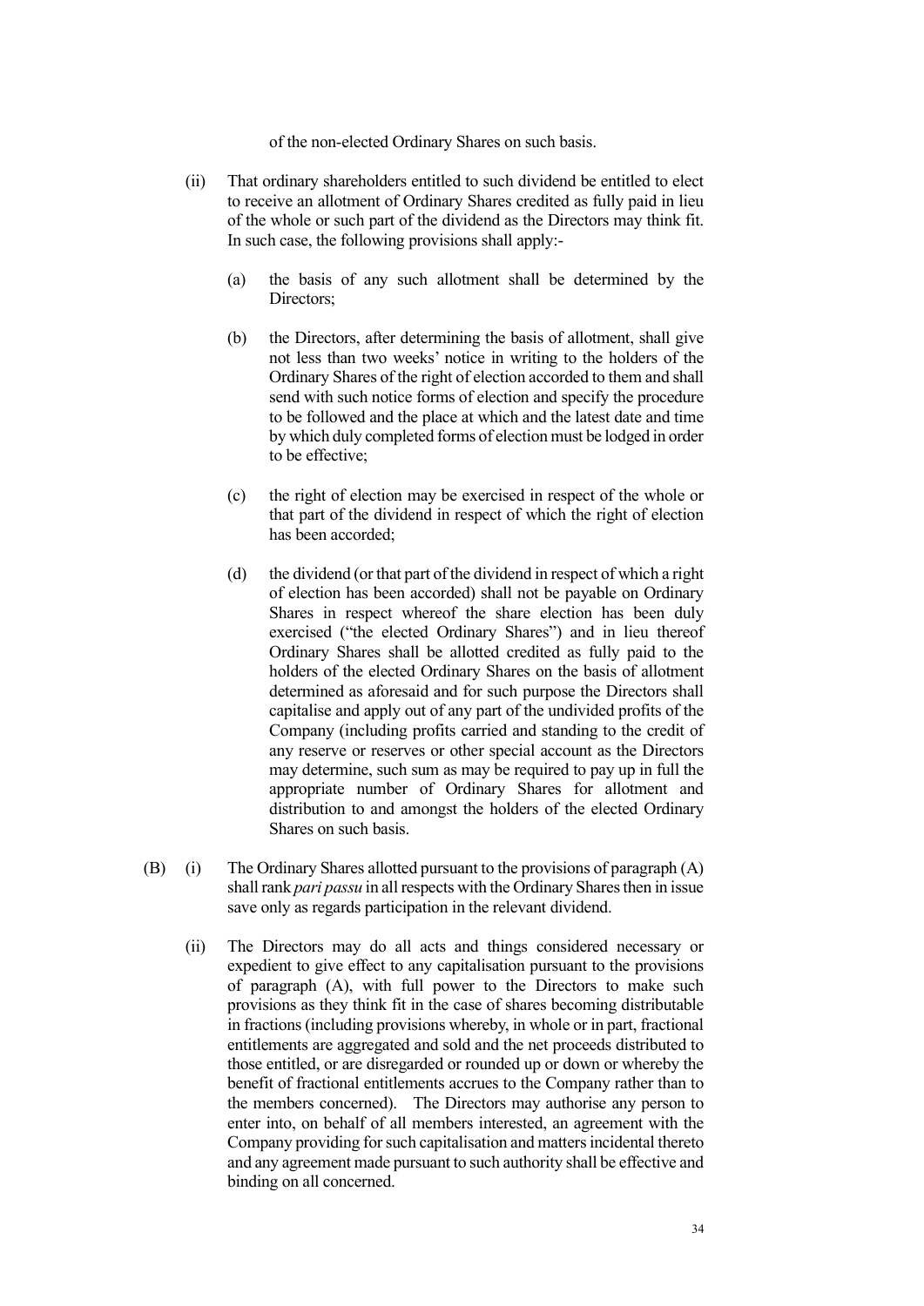of the non-elected Ordinary Shares on such basis.

(ii) That ordinary shareholders entitled to such dividend be entitled to elect to receive an allotment of Ordinary Shares credited as fully paid in lieu of the whole or such part of the dividend as the Directors may think fit. In such case, the following provisions shall apply:-

(a) the basis of any such allotment shall be determined by the Directors;

(b) the Directors, after determining the basis of allotment, shall give not less than two weeks' notice in writing to the holders of the Ordinary Shares of the right of election accorded to them and shall send with such notice forms of election and specify the procedure to be followed and the place at which and the latest date and time by which duly completed forms of election must be lodged in order to be effective;

(c) the right of election may be exercised in respect of the whole or that part of the dividend in respect of which the right of election has been accorded;

(d) the dividend (or that part of the dividend in respect of which a right of election has been accorded) shall not be payable on Ordinary Shares in respect whereof the share election has been duly exercised ("the elected Ordinary Shares") and in lieu thereof Ordinary Shares shall be allotted credited as fully paid to the holders of the elected Ordinary Shares on the basis of allotment determined as aforesaid and for such purpose the Directors shall capitalise and apply out of any part of the undivided profits of the Company (including profits carried and standing to the credit of any reserve or reserves or other special account as the Directors may determine, such sum as may be required to pay up in full the appropriate number of Ordinary Shares for allotment and distribution to and amongst the holders of the elected Ordinary Shares on such basis.

(B) (i) The Ordinary Shares allotted pursuant to the provisions of paragraph (A) shall rank *pari passu* in all respects with the Ordinary Shares then in issue save only as regards participation in the relevant dividend.

(ii) The Directors may do all acts and things considered necessary or expedient to give effect to any capitalisation pursuant to the provisions of paragraph (A), with full power to the Directors to make such provisions as they think fit in the case of shares becoming distributable in fractions (including provisions whereby, in whole or in part, fractional entitlements are aggregated and sold and the net proceeds distributed to those entitled, or are disregarded or rounded up or down or whereby the benefit of fractional entitlements accrues to the Company rather than to the members concerned). The Directors may authorise any person to enter into, on behalf of all members interested, an agreement with the Company providing for such capitalisation and matters incidental thereto and any agreement made pursuant to such authority shall be effective and binding on all concerned.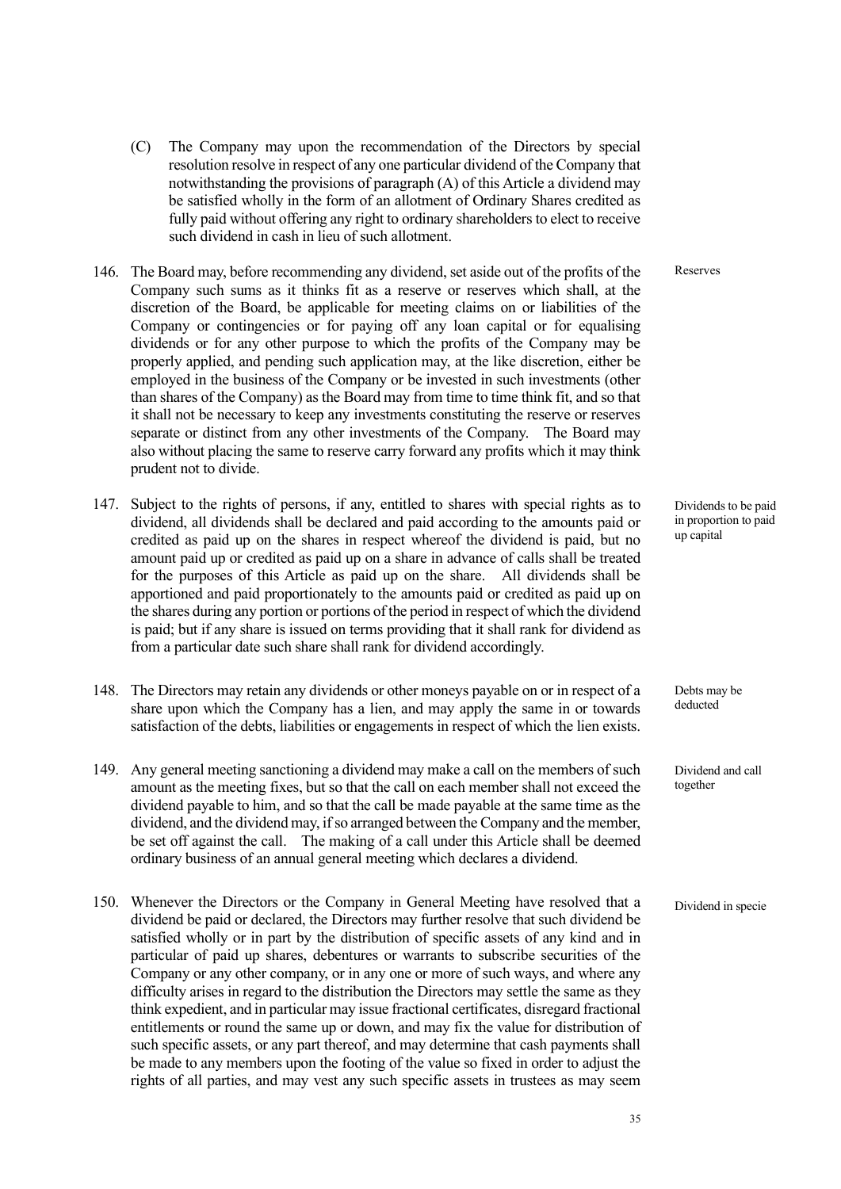(C) The Company may upon the recommendation of the Directors by special resolution resolve in respect of any one particular dividend of the Company that notwithstanding the provisions of paragraph (A) of this Article a dividend may be satisfied wholly in the form of an allotment of Ordinary Shares credited as fully paid without offering any right to ordinary shareholders to elect to receive such dividend in cash in lieu of such allotment.

146. The Board may, before recommending any dividend, set aside out of the profits of the Company such sums as it thinks fit as a reserve or reserves which shall, at the discretion of the Board, be applicable for meeting claims on or liabilities of the Company or contingencies or for paying off any loan capital or for equalising dividends or for any other purpose to which the profits of the Company may be properly applied, and pending such application may, at the like discretion, either be employed in the business of the Company or be invested in such investments (other than shares of the Company) as the Board may from time to time think fit, and so that it shall not be necessary to keep any investments constituting the reserve or reserves separate or distinct from any other investments of the Company. The Board may also without placing the same to reserve carry forward any profits which it may think prudent not to divide.

*Reserves*

147. Subject to the rights of persons, if any, entitled to shares with special rights as to dividend, all dividends shall be declared and paid according to the amounts paid or credited as paid up on the shares in respect whereof the dividend is paid, but no amount paid up or credited as paid up on a share in advance of calls shall be treated for the purposes of this Article as paid up on the share. All dividends shall be apportioned and paid proportionately to the amounts paid or credited as paid up on the shares during any portion or portions of the period in respect of which the dividend is paid; but if any share is issued on terms providing that it shall rank for dividend as from a particular date such share shall rank for dividend accordingly.

*Dividends to be paid in proportion to paid up capital*

148. The Directors may retain any dividends or other moneys payable on or in respect of a share upon which the Company has a lien, and may apply the same in or towards satisfaction of the debts, liabilities or engagements in respect of which the lien exists.

*Debts may be deducted*

149. Any general meeting sanctioning a dividend may make a call on the members of such amount as the meeting fixes, but so that the call on each member shall not exceed the dividend payable to him, and so that the call be made payable at the same time as the dividend, and the dividend may, if so arranged between the Company and the member, be set off against the call. The making of a call under this Article shall be deemed ordinary business of an annual general meeting which declares a dividend.

*Dividend and call together*

150. Whenever the Directors or the Company in General Meeting have resolved that a dividend be paid or declared, the Directors may further resolve that such dividend be satisfied wholly or in part by the distribution of specific assets of any kind and in particular of paid up shares, debentures or warrants to subscribe securities of the Company or any other company, or in any one or more of such ways, and where any difficulty arises in regard to the distribution the Directors may settle the same as they think expedient, and in particular may issue fractional certificates, disregard fractional entitlements or round the same up or down, and may fix the value for distribution of such specific assets, or any part thereof, and may determine that cash payments shall be made to any members upon the footing of the value so fixed in order to adjust the rights of all parties, and may vest any such specific assets in trustees as may seem

*Dividend in specie*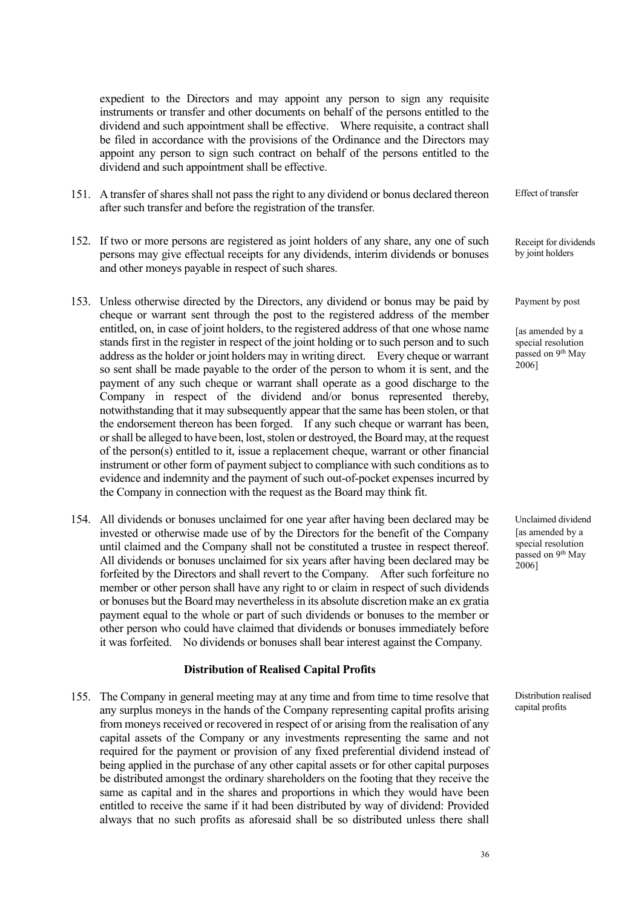expedient to the Directors and may appoint any person to sign any requisite instruments or transfer and other documents on behalf of the persons entitled to the dividend and such appointment shall be effective. Where requisite, a contract shall be filed in accordance with the provisions of the Ordinance and the Directors may appoint any person to sign such contract on behalf of the persons entitled to the dividend and such appointment shall be effective.

151. A transfer of shares shall not pass the right to any dividend or bonus declared thereon after such transfer and before the registration of the transfer.

*Effect of transfer*

152. If two or more persons are registered as joint holders of any share, any one of such persons may give effectual receipts for any dividends, interim dividends or bonuses and other moneys payable in respect of such shares.

*Receipt for dividends by joint holders*

153. Unless otherwise directed by the Directors, any dividend or bonus may be paid by cheque or warrant sent through the post to the registered address of the member entitled, on, in case of joint holders, to the registered address of that one whose name stands first in the register in respect of the joint holding or to such person and to such address as the holder or joint holders may in writing direct. Every cheque or warrant so sent shall be made payable to the order of the person to whom it is sent, and the payment of any such cheque or warrant shall operate as a good discharge to the Company in respect of the dividend and/or bonus represented thereby, notwithstanding that it may subsequently appear that the same has been stolen, or that the endorsement thereon has been forged. If any such cheque or warrant has been, or shall be alleged to have been, lost, stolen or destroyed, the Board may, at the request of the person(s) entitled to it, issue a replacement cheque, warrant or other financial instrument or other form of payment subject to compliance with such conditions as to evidence and indemnity and the payment of such out-of-pocket expenses incurred by the Company in connection with the request as the Board may think fit.

*Payment by post*

*[as amended by a special resolution passed on 9th May 2006]*

154. All dividends or bonuses unclaimed for one year after having been declared may be invested or otherwise made use of by the Directors for the benefit of the Company until claimed and the Company shall not be constituted a trustee in respect thereof. All dividends or bonuses unclaimed for six years after having been declared may be forfeited by the Directors and shall revert to the Company. After such forfeiture no member or other person shall have any right to or claim in respect of such dividends or bonuses but the Board may nevertheless in its absolute discretion make an ex gratia payment equal to the whole or part of such dividends or bonuses to the member or other person who could have claimed that dividends or bonuses immediately before it was forfeited. No dividends or bonuses shall bear interest against the Company.

*Unclaimed dividend [as amended by a special resolution passed on 9th May 2006]*

### Distribution of Realised Capital Profits

155. The Company in general meeting may at any time and from time to time resolve that any surplus moneys in the hands of the Company representing capital profits arising from moneys received or recovered in respect of or arising from the realisation of any capital assets of the Company or any investments representing the same and not required for the payment or provision of any fixed preferential dividend instead of being applied in the purchase of any other capital assets or for other capital purposes be distributed amongst the ordinary shareholders on the footing that they receive the same as capital and in the shares and proportions in which they would have been entitled to receive the same if it had been distributed by way of dividend: Provided always that no such profits as aforesaid shall be so distributed unless there shall

*Distribution realised capital profits*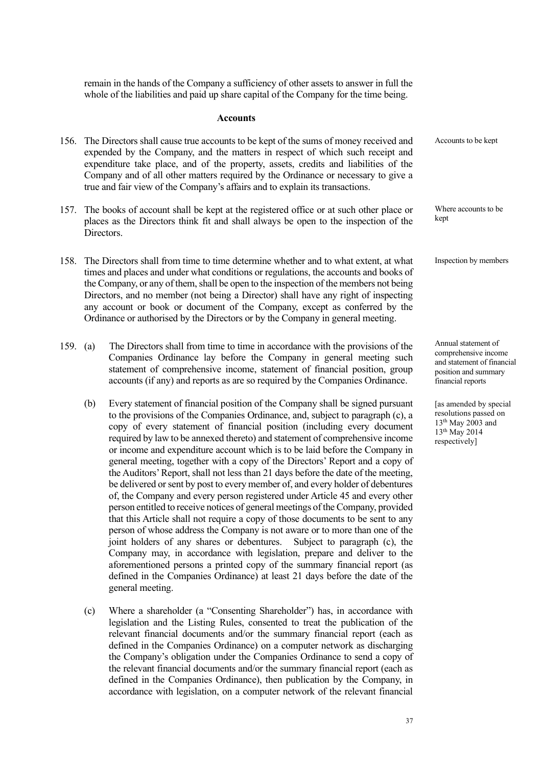remain in the hands of the Company a sufficiency of other assets to answer in full the whole of the liabilities and paid up share capital of the Company for the time being.

### Accounts

156. The Directors shall cause true accounts to be kept of the sums of money received and expended by the Company, and the matters in respect of which such receipt and expenditure take place, and of the property, assets, credits and liabilities of the Company and of all other matters required by the Ordinance or necessary to give a true and fair view of the Company's affairs and to explain its transactions.

   *Accounts to be kept*

157. The books of account shall be kept at the registered office or at such other place or places as the Directors think fit and shall always be open to the inspection of the Directors.

   *Where accounts to be kept*

158. The Directors shall from time to time determine whether and to what extent, at what times and places and under what conditions or regulations, the accounts and books of the Company, or any of them, shall be open to the inspection of the members not being Directors, and no member (not being a Director) shall have any right of inspecting any account or book or document of the Company, except as conferred by the Ordinance or authorised by the Directors or by the Company in general meeting.

   *Inspection by members*

159. (a) The Directors shall from time to time in accordance with the provisions of the Companies Ordinance lay before the Company in general meeting such statement of comprehensive income, statement of financial position, group accounts (if any) and reports as are so required by the Companies Ordinance.

   *Annual statement of comprehensive income and statement of financial position and summary financial reports*

   *[as amended by special resolutions passed on 13th May 2003 and 13th May 2014 respectively]*

   (b) Every statement of financial position of the Company shall be signed pursuant to the provisions of the Companies Ordinance, and, subject to paragraph (c), a copy of every statement of financial position (including every document required by law to be annexed thereto) and statement of comprehensive income or income and expenditure account which is to be laid before the Company in general meeting, together with a copy of the Directors' Report and a copy of the Auditors' Report, shall not less than 21 days before the date of the meeting, be delivered or sent by post to every member of, and every holder of debentures of, the Company and every person registered under Article 45 and every other person entitled to receive notices of general meetings of the Company, provided that this Article shall not require a copy of those documents to be sent to any person of whose address the Company is not aware or to more than one of the joint holders of any shares or debentures. Subject to paragraph (c), the Company may, in accordance with legislation, prepare and deliver to the aforementioned persons a printed copy of the summary financial report (as defined in the Companies Ordinance) at least 21 days before the date of the general meeting.

   (c) Where a shareholder (a "Consenting Shareholder") has, in accordance with legislation and the Listing Rules, consented to treat the publication of the relevant financial documents and/or the summary financial report (each as defined in the Companies Ordinance) on a computer network as discharging the Company's obligation under the Companies Ordinance to send a copy of the relevant financial documents and/or the summary financial report (each as defined in the Companies Ordinance), then publication by the Company, in accordance with legislation, on a computer network of the relevant financial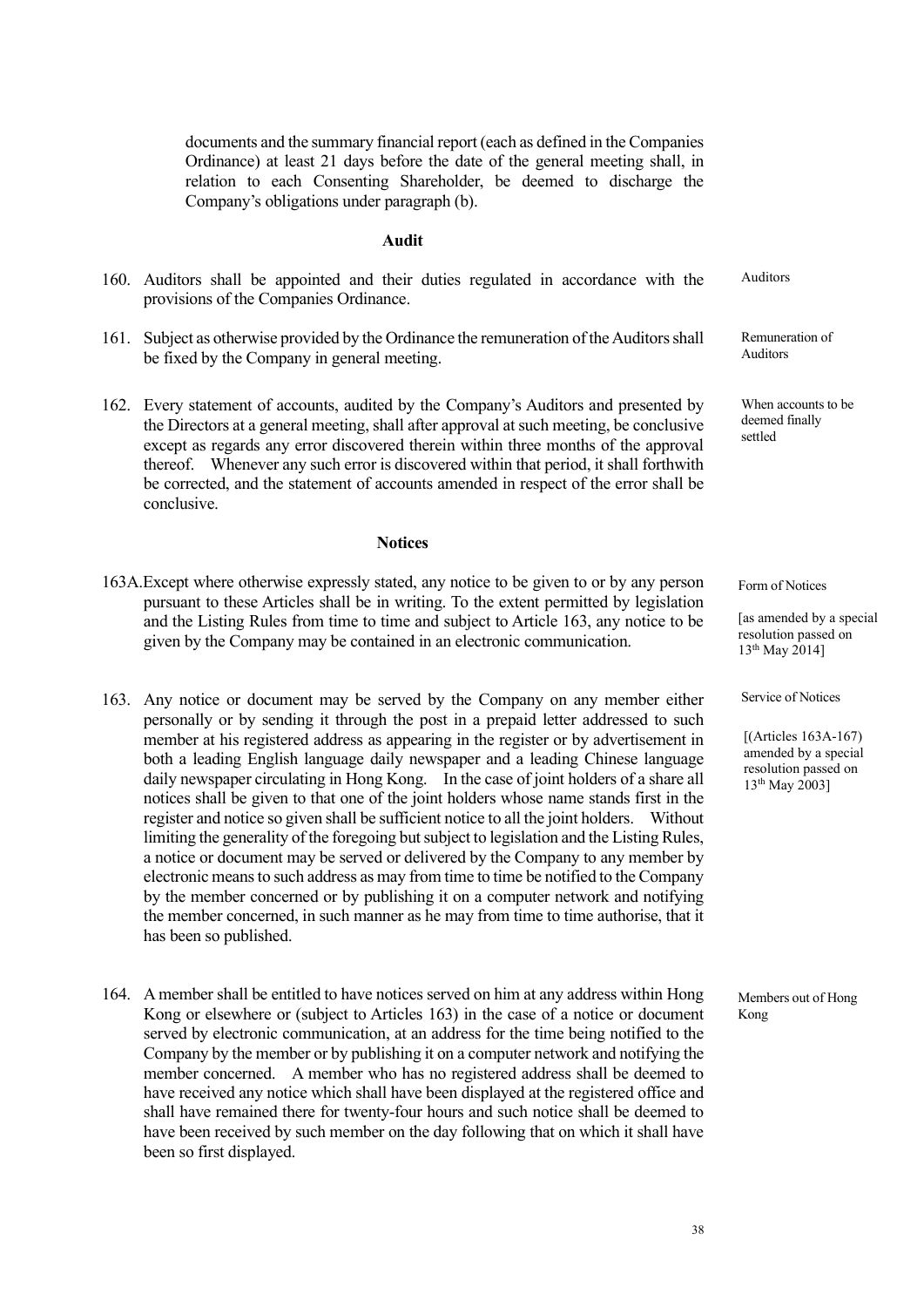documents and the summary financial report (each as defined in the Companies Ordinance) at least 21 days before the date of the general meeting shall, in relation to each Consenting Shareholder, be deemed to discharge the Company's obligations under paragraph (b).

## Audit

160. Auditors shall be appointed and their duties regulated in accordance with the provisions of the Companies Ordinance.

*Auditors*

161. Subject as otherwise provided by the Ordinance the remuneration of the Auditors shall be fixed by the Company in general meeting.

*Remuneration of Auditors*

162. Every statement of accounts, audited by the Company's Auditors and presented by the Directors at a general meeting, shall after approval at such meeting, be conclusive except as regards any error discovered therein within three months of the approval thereof. Whenever any such error is discovered within that period, it shall forthwith be corrected, and the statement of accounts amended in respect of the error shall be conclusive.

*When accounts to be deemed finally settled*

## Notices

163A. Except where otherwise expressly stated, any notice to be given to or by any person pursuant to these Articles shall be in writing. To the extent permitted by legislation and the Listing Rules from time to time and subject to Article 163, any notice to be given by the Company may be contained in an electronic communication.

*Form of Notices*

*[as amended by a special resolution passed on 13th May 2014]*

163. Any notice or document may be served by the Company on any member either personally or by sending it through the post in a prepaid letter addressed to such member at his registered address as appearing in the register or by advertisement in both a leading English language daily newspaper and a leading Chinese language daily newspaper circulating in Hong Kong. In the case of joint holders of a share all notices shall be given to that one of the joint holders whose name stands first in the register and notice so given shall be sufficient notice to all the joint holders. Without limiting the generality of the foregoing but subject to legislation and the Listing Rules, a notice or document may be served or delivered by the Company to any member by electronic means to such address as may from time to time be notified to the Company by the member concerned or by publishing it on a computer network and notifying the member concerned, in such manner as he may from time to time authorise, that it has been so published.

*Service of Notices*

*[(Articles 163A-167) amended by a special resolution passed on 13th May 2003]*

164. A member shall be entitled to have notices served on him at any address within Hong Kong or elsewhere or (subject to Articles 163) in the case of a notice or document served by electronic communication, at an address for the time being notified to the Company by the member or by publishing it on a computer network and notifying the member concerned. A member who has no registered address shall be deemed to have received any notice which shall have been displayed at the registered office and shall have remained there for twenty-four hours and such notice shall be deemed to have been received by such member on the day following that on which it shall have been so first displayed.

*Members out of Hong Kong*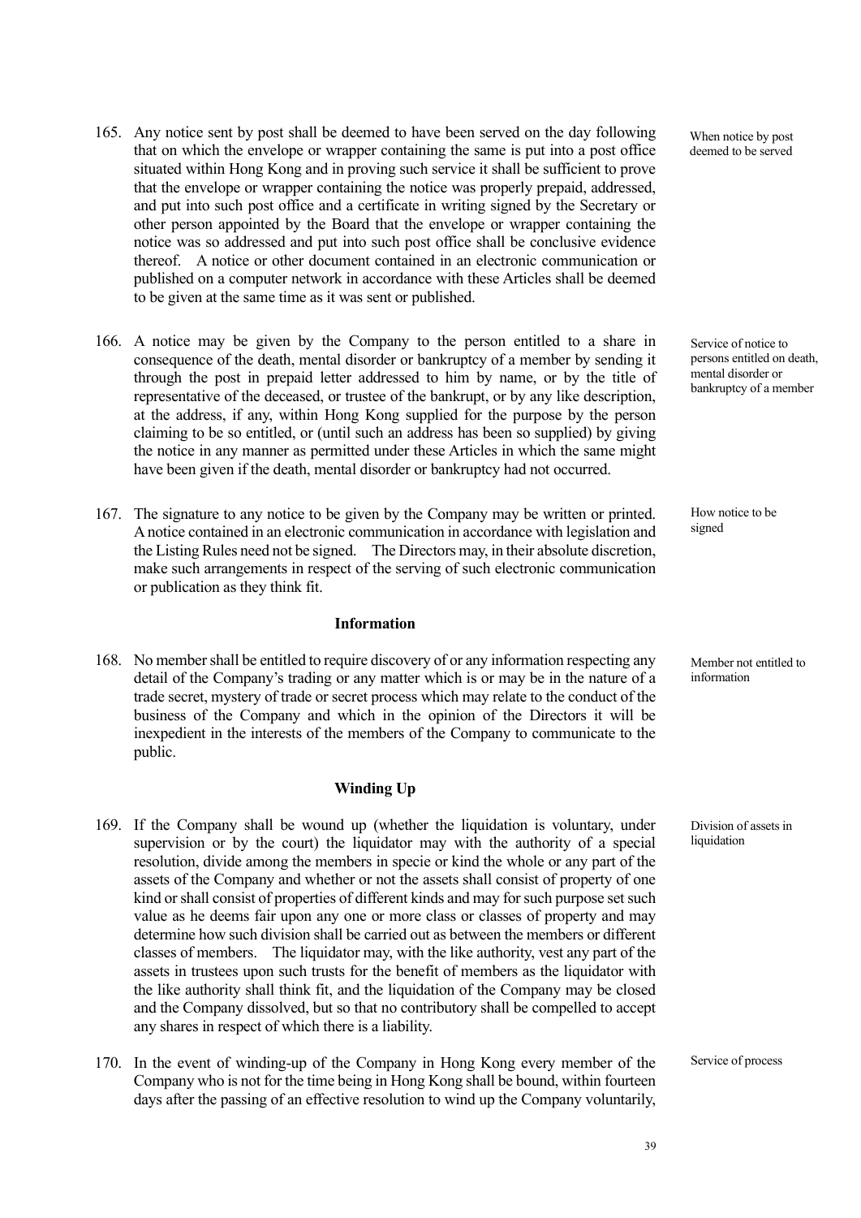165. Any notice sent by post shall be deemed to have been served on the day following that on which the envelope or wrapper containing the same is put into a post office situated within Hong Kong and in proving such service it shall be sufficient to prove that the envelope or wrapper containing the notice was properly prepaid, addressed, and put into such post office and a certificate in writing signed by the Secretary or other person appointed by the Board that the envelope or wrapper containing the notice was so addressed and put into such post office shall be conclusive evidence thereof. A notice or other document contained in an electronic communication or published on a computer network in accordance with these Articles shall be deemed to be given at the same time as it was sent or published.

*When notice by post deemed to be served*

166. A notice may be given by the Company to the person entitled to a share in consequence of the death, mental disorder or bankruptcy of a member by sending it through the post in prepaid letter addressed to him by name, or by the title of representative of the deceased, or trustee of the bankrupt, or by any like description, at the address, if any, within Hong Kong supplied for the purpose by the person claiming to be so entitled, or (until such an address has been so supplied) by giving the notice in any manner as permitted under these Articles in which the same might have been given if the death, mental disorder or bankruptcy had not occurred.

*Service of notice to persons entitled on death, mental disorder or bankruptcy of a member*

167. The signature to any notice to be given by the Company may be written or printed. A notice contained in an electronic communication in accordance with legislation and the Listing Rules need not be signed. The Directors may, in their absolute discretion, make such arrangements in respect of the serving of such electronic communication or publication as they think fit.

*How notice to be signed*

## Information

168. No member shall be entitled to require discovery of or any information respecting any detail of the Company's trading or any matter which is or may be in the nature of a trade secret, mystery of trade or secret process which may relate to the conduct of the business of the Company and which in the opinion of the Directors it will be inexpedient in the interests of the members of the Company to communicate to the public.

*Member not entitled to information*

## Winding Up

169. If the Company shall be wound up (whether the liquidation is voluntary, under supervision or by the court) the liquidator may with the authority of a special resolution, divide among the members in specie or kind the whole or any part of the assets of the Company and whether or not the assets shall consist of property of one kind or shall consist of properties of different kinds and may for such purpose set such value as he deems fair upon any one or more class or classes of property and may determine how such division shall be carried out as between the members or different classes of members. The liquidator may, with the like authority, vest any part of the assets in trustees upon such trusts for the benefit of members as the liquidator with the like authority shall think fit, and the liquidation of the Company may be closed and the Company dissolved, but so that no contributory shall be compelled to accept any shares in respect of which there is a liability.

*Division of assets in liquidation*

170. In the event of winding-up of the Company in Hong Kong every member of the Company who is not for the time being in Hong Kong shall be bound, within fourteen days after the passing of an effective resolution to wind up the Company voluntarily,

*Service of process*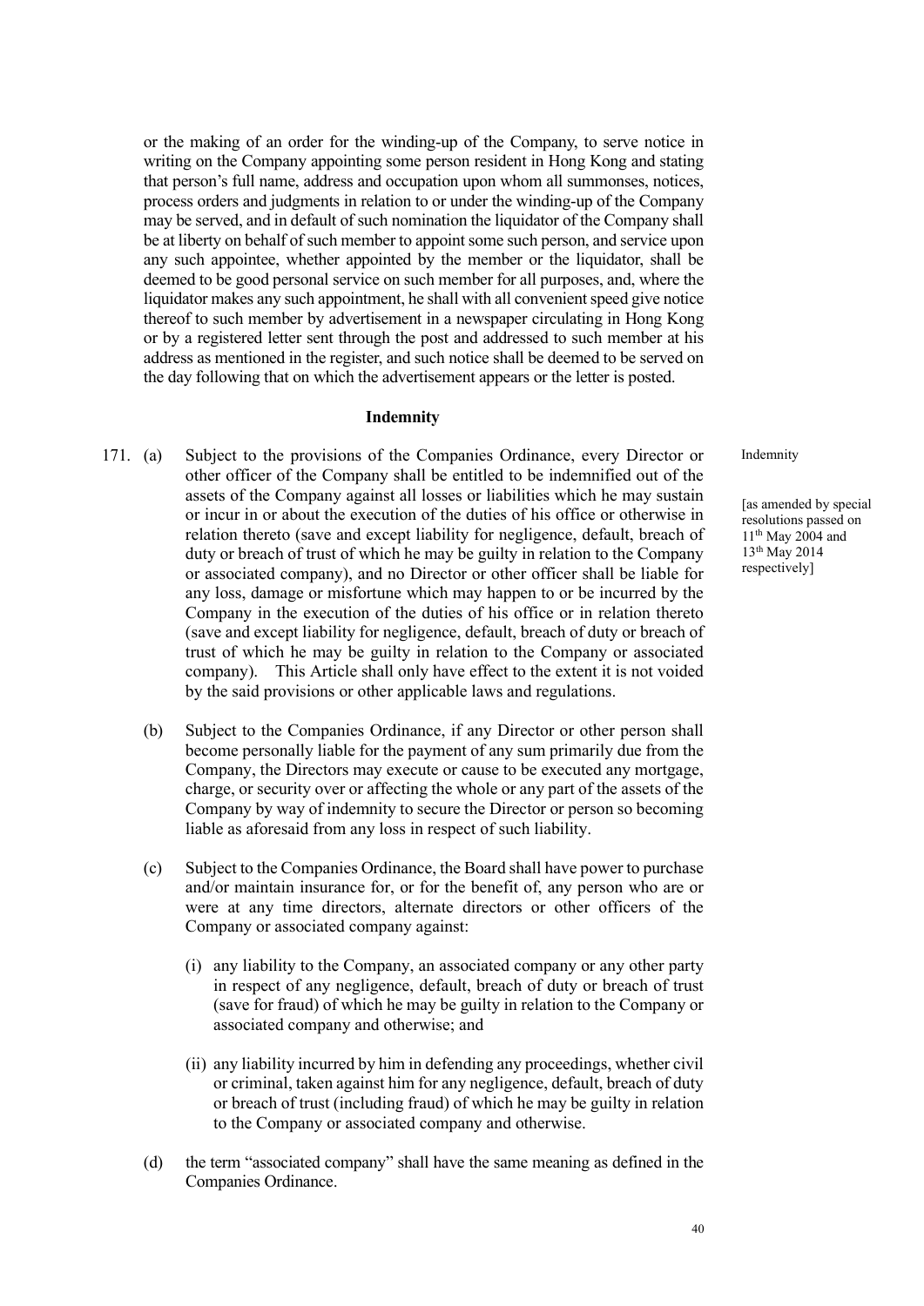or the making of an order for the winding-up of the Company, to serve notice in writing on the Company appointing some person resident in Hong Kong and stating that person's full name, address and occupation upon whom all summonses, notices, process orders and judgments in relation to or under the winding-up of the Company may be served, and in default of such nomination the liquidator of the Company shall be at liberty on behalf of such member to appoint some such person, and service upon any such appointee, whether appointed by the member or the liquidator, shall be deemed to be good personal service on such member for all purposes, and, where the liquidator makes any such appointment, he shall with all convenient speed give notice thereof to such member by advertisement in a newspaper circulating in Hong Kong or by a registered letter sent through the post and addressed to such member at his address as mentioned in the register, and such notice shall be deemed to be served on the day following that on which the advertisement appears or the letter is posted.

### Indemnity

Indemnity

[as amended by special resolutions passed on 11th May 2004 and 13th May 2014 respectively]

171. (a) Subject to the provisions of the Companies Ordinance, every Director or other officer of the Company shall be entitled to be indemnified out of the assets of the Company against all losses or liabilities which he may sustain or incur in or about the execution of the duties of his office or otherwise in relation thereto (save and except liability for negligence, default, breach of duty or breach of trust of which he may be guilty in relation to the Company or associated company), and no Director or other officer shall be liable for any loss, damage or misfortune which may happen to or be incurred by the Company in the execution of the duties of his office or in relation thereto (save and except liability for negligence, default, breach of duty or breach of trust of which he may be guilty in relation to the Company or associated company). This Article shall only have effect to the extent it is not voided by the said provisions or other applicable laws and regulations.

(b) Subject to the Companies Ordinance, if any Director or other person shall become personally liable for the payment of any sum primarily due from the Company, the Directors may execute or cause to be executed any mortgage, charge, or security over or affecting the whole or any part of the assets of the Company by way of indemnity to secure the Director or person so becoming liable as aforesaid from any loss in respect of such liability.

(c) Subject to the Companies Ordinance, the Board shall have power to purchase and/or maintain insurance for, or for the benefit of, any person who are or were at any time directors, alternate directors or other officers of the Company or associated company against:

(i) any liability to the Company, an associated company or any other party in respect of any negligence, default, breach of duty or breach of trust (save for fraud) of which he may be guilty in relation to the Company or associated company and otherwise; and

(ii) any liability incurred by him in defending any proceedings, whether civil or criminal, taken against him for any negligence, default, breach of duty or breach of trust (including fraud) of which he may be guilty in relation to the Company or associated company and otherwise.

(d) the term "associated company" shall have the same meaning as defined in the Companies Ordinance.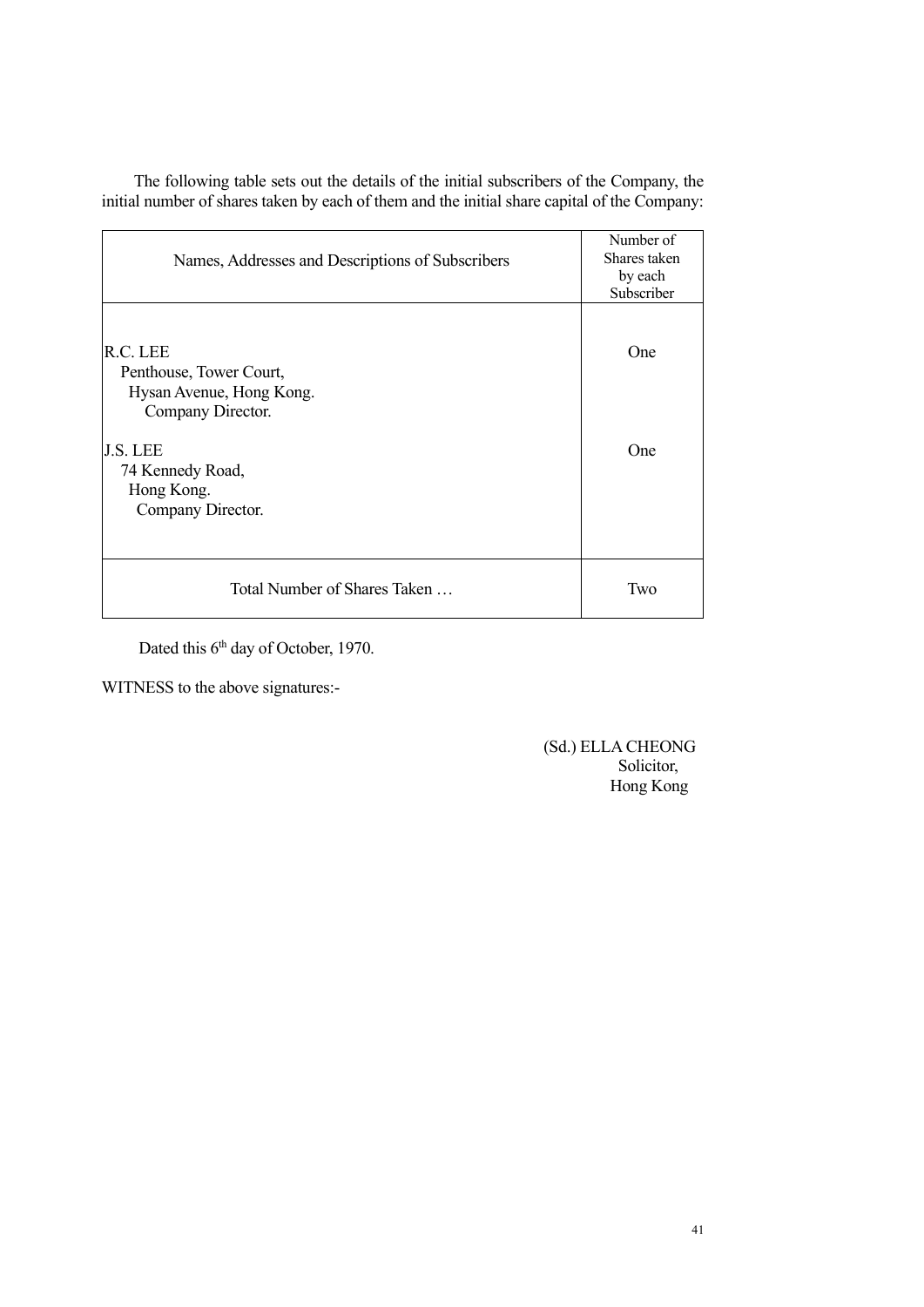The following table sets out the details of the initial subscribers of the Company, the initial number of shares taken by each of them and the initial share capital of the Company:

| Names, Addresses and Descriptions of Subscribers | Number of Shares taken by each Subscriber |
|---|---|
| R.C. LEE<br>Penthouse, Tower Court,<br>Hysan Avenue, Hong Kong.<br>Company Director. | One |
| J.S. LEE<br>74 Kennedy Road,<br>Hong Kong.<br>Company Director. | One |
| Total Number of Shares Taken … | Two |

Dated this 6th day of October, 1970.

WITNESS to the above signatures:-

(Sd.) ELLA CHEONG
Solicitor,
Hong Kong